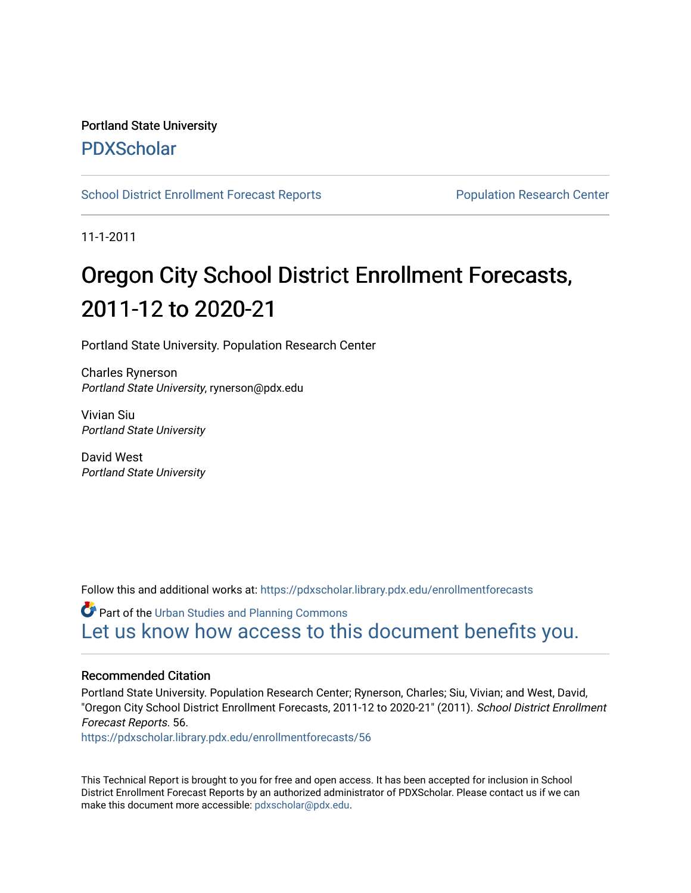Portland State University

PDXScholar

School District Enrollment Forecast Reports

Population Research Center

11-1-2011

# Oregon City School District Enrollment Forecasts, 2011-12 to 2020-21

Portland State University. Population Research Center

Charles Rynerson
*Portland State University*, rynerson@pdx.edu

Vivian Siu
*Portland State University*

David West
*Portland State University*

Follow this and additional works at: https://pdxscholar.library.pdx.edu/enrollmentforecasts

Part of the Urban Studies and Planning Commons

Let us know how access to this document benefits you.

## Recommended Citation

Portland State University. Population Research Center; Rynerson, Charles; Siu, Vivian; and West, David, "Oregon City School District Enrollment Forecasts, 2011-12 to 2020-21" (2011). *School District Enrollment Forecast Reports*. 56.
https://pdxscholar.library.pdx.edu/enrollmentforecasts/56

This Technical Report is brought to you for free and open access. It has been accepted for inclusion in School District Enrollment Forecast Reports by an authorized administrator of PDXScholar. Please contact us if we can make this document more accessible: pdxscholar@pdx.edu.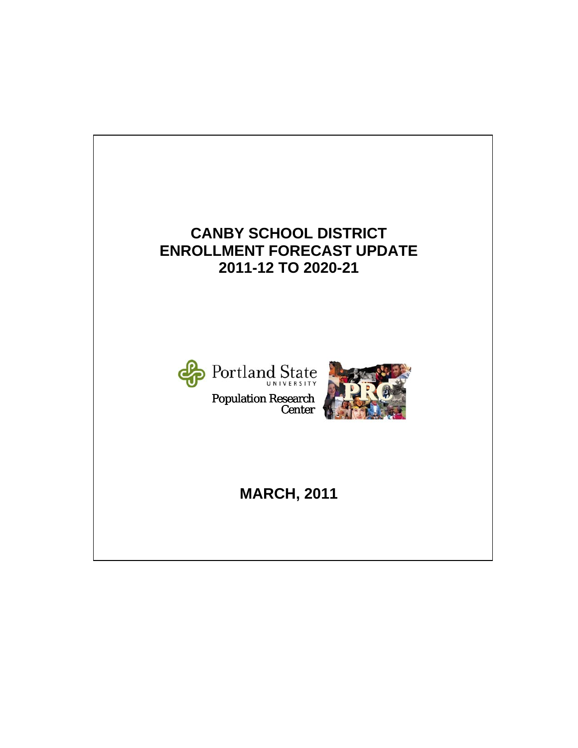# CANBY SCHOOL DISTRICT ENROLLMENT FORECAST UPDATE 2011-12 TO 2020-21

Portland State UNIVERSITY

Population Research Center

**MARCH, 2011**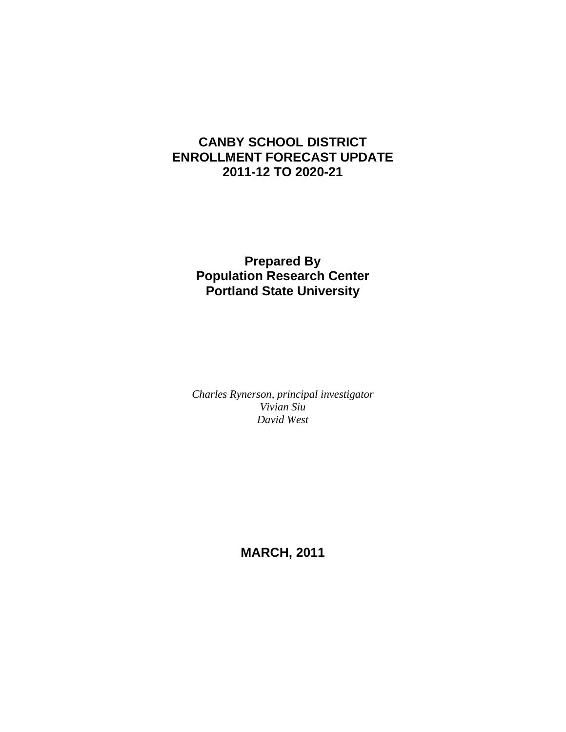# CANBY SCHOOL DISTRICT
# ENROLLMENT FORECAST UPDATE
# 2011-12 TO 2020-21

## Prepared By
## Population Research Center
## Portland State University

*Charles Rynerson, principal investigator*
*Vivian Siu*
*David West*

**MARCH, 2011**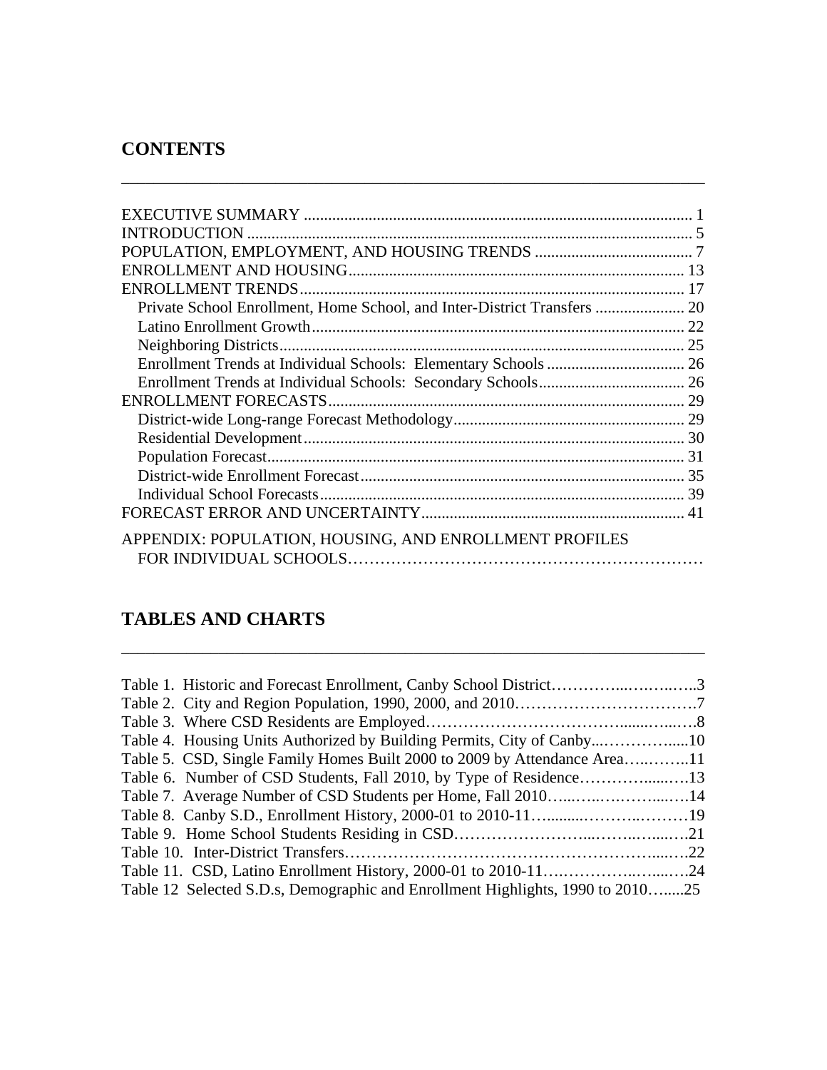## CONTENTS

EXECUTIVE SUMMARY ............................................................................................... 1
INTRODUCTION ............................................................................................................. 5
POPULATION, EMPLOYMENT, AND HOUSING TRENDS ....................................... 7
ENROLLMENT AND HOUSING.................................................................................. 13
ENROLLMENT TRENDS.............................................................................................. 17
  Private School Enrollment, Home School, and Inter-District Transfers ...................... 20
  Latino Enrollment Growth........................................................................................... 22
  Neighboring Districts.................................................................................................... 25
  Enrollment Trends at Individual Schools:  Elementary Schools .................................. 26
  Enrollment Trends at Individual Schools:  Secondary Schools.................................... 26
ENROLLMENT FORECASTS....................................................................................... 29
  District-wide Long-range Forecast Methodology......................................................... 29
  Residential Development............................................................................................. 30
  Population Forecast...................................................................................................... 31
  District-wide Enrollment Forecast................................................................................ 35
  Individual School Forecasts.......................................................................................... 39
FORECAST ERROR AND UNCERTAINTY................................................................. 41

APPENDIX: POPULATION, HOUSING, AND ENROLLMENT PROFILES
  FOR INDIVIDUAL SCHOOLS………………………………………………………

## TABLES AND CHARTS

Table 1.  Historic and Forecast Enrollment, Canby School District………….....……..…..3
Table 2.  City and Region Population, 1990, 2000, and 2010…………………………….7
Table 3.  Where CSD Residents are Employed…………………………………......…..….8
Table 4.  Housing Units Authorized by Building Permits, City of Canby...…………......10
Table 5.  CSD, Single Family Homes Built 2000 to 2009 by Attendance Area…..……..11
Table 6.  Number of CSD Students, Fall 2010, by Type of Residence………….....….13
Table 7.  Average Number of CSD Students per Home, Fall 2010…...…..….……....….14
Table 8.  Canby S.D., Enrollment History, 2000-01 to 2010-11…..........………..………19
Table 9.  Home School Students Residing in CSD……………………....……..…....….21
Table 10.  Inter-District Transfers………………………………………………......….22
Table 11.  CSD, Latino Enrollment History, 2000-01 to 2010-11….…………..…....….24
Table 12  Selected S.D.s, Demographic and Enrollment Highlights, 1990 to 2010….....25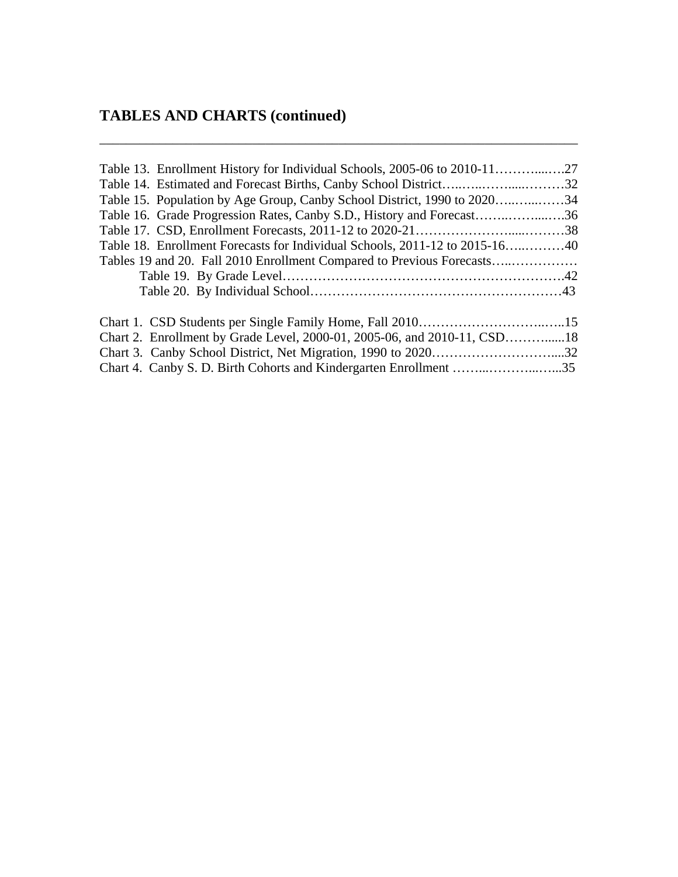## TABLES AND CHARTS (continued)

---

Table 13. Enrollment History for Individual Schools, 2005-06 to 2010-11…………....….27
Table 14. Estimated and Forecast Births, Canby School District…..…..……......………32
Table 15. Population by Age Group, Canby School District, 1990 to 2020…..…...……34
Table 16. Grade Progression Rates, Canby S.D., History and Forecast……..……....….36
Table 17. CSD, Enrollment Forecasts, 2011-12 to 2020-21………………….....………38
Table 18. Enrollment Forecasts for Individual Schools, 2011-12 to 2015-16…..………40
Tables 19 and 20. Fall 2010 Enrollment Compared to Previous Forecasts…..……………
    Table 19. By Grade Level……………………………………………………….42
    Table 20. By Individual School…………………………………………………43

Chart 1. CSD Students per Single Family Home, Fall 2010……………………….....…..15
Chart 2. Enrollment by Grade Level, 2000-01, 2005-06, and 2010-11, CSD………......18
Chart 3. Canby School District, Net Migration, 1990 to 2020……………………….....32
Chart 4. Canby S. D. Birth Cohorts and Kindergarten Enrollment ……...………...…...35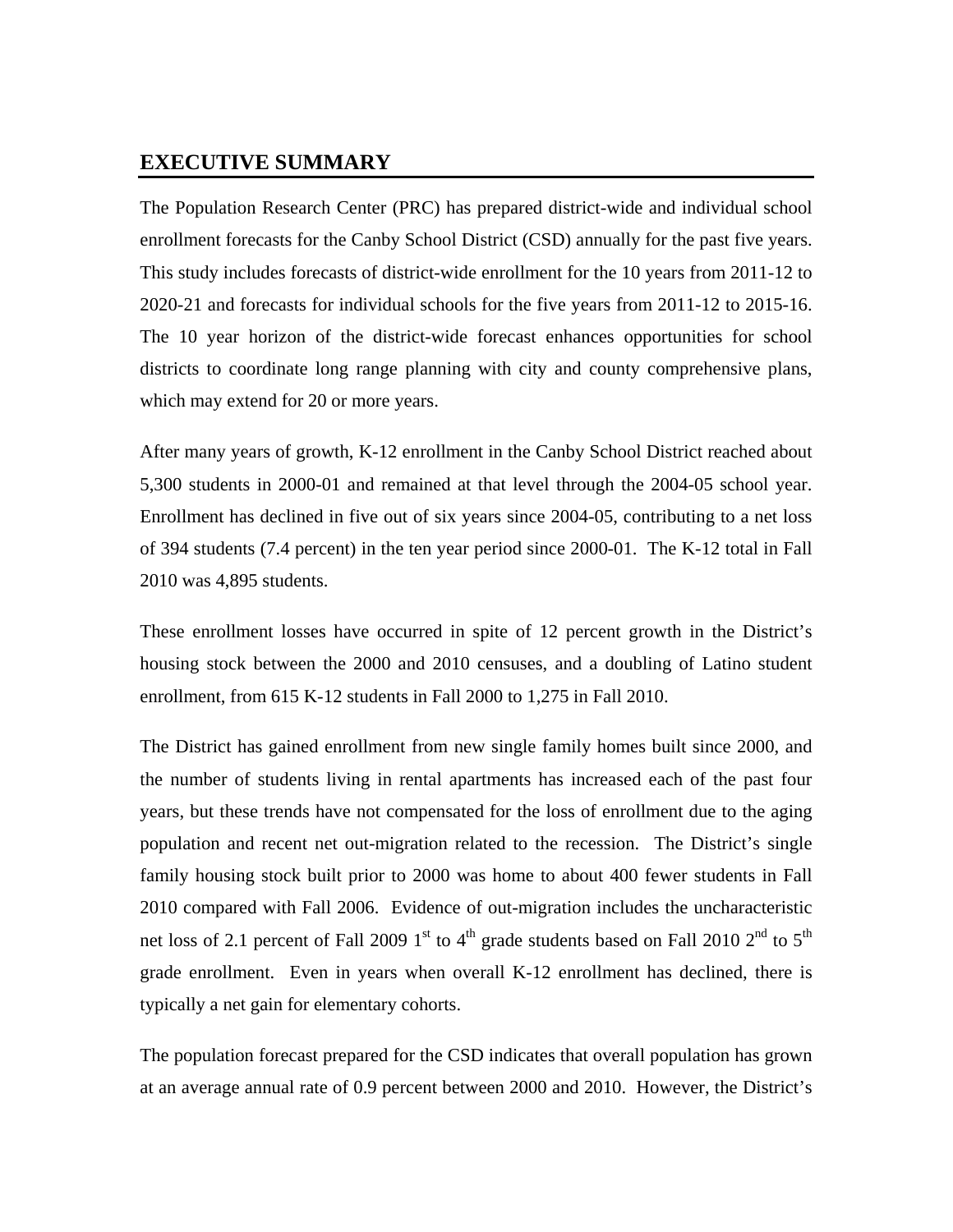# EXECUTIVE SUMMARY

The Population Research Center (PRC) has prepared district-wide and individual school enrollment forecasts for the Canby School District (CSD) annually for the past five years. This study includes forecasts of district-wide enrollment for the 10 years from 2011-12 to 2020-21 and forecasts for individual schools for the five years from 2011-12 to 2015-16. The 10 year horizon of the district-wide forecast enhances opportunities for school districts to coordinate long range planning with city and county comprehensive plans, which may extend for 20 or more years.

After many years of growth, K-12 enrollment in the Canby School District reached about 5,300 students in 2000-01 and remained at that level through the 2004-05 school year. Enrollment has declined in five out of six years since 2004-05, contributing to a net loss of 394 students (7.4 percent) in the ten year period since 2000-01. The K-12 total in Fall 2010 was 4,895 students.

These enrollment losses have occurred in spite of 12 percent growth in the District's housing stock between the 2000 and 2010 censuses, and a doubling of Latino student enrollment, from 615 K-12 students in Fall 2000 to 1,275 in Fall 2010.

The District has gained enrollment from new single family homes built since 2000, and the number of students living in rental apartments has increased each of the past four years, but these trends have not compensated for the loss of enrollment due to the aging population and recent net out-migration related to the recession. The District's single family housing stock built prior to 2000 was home to about 400 fewer students in Fall 2010 compared with Fall 2006. Evidence of out-migration includes the uncharacteristic net loss of 2.1 percent of Fall 2009 1st to 4th grade students based on Fall 2010 2nd to 5th grade enrollment. Even in years when overall K-12 enrollment has declined, there is typically a net gain for elementary cohorts.

The population forecast prepared for the CSD indicates that overall population has grown at an average annual rate of 0.9 percent between 2000 and 2010. However, the District's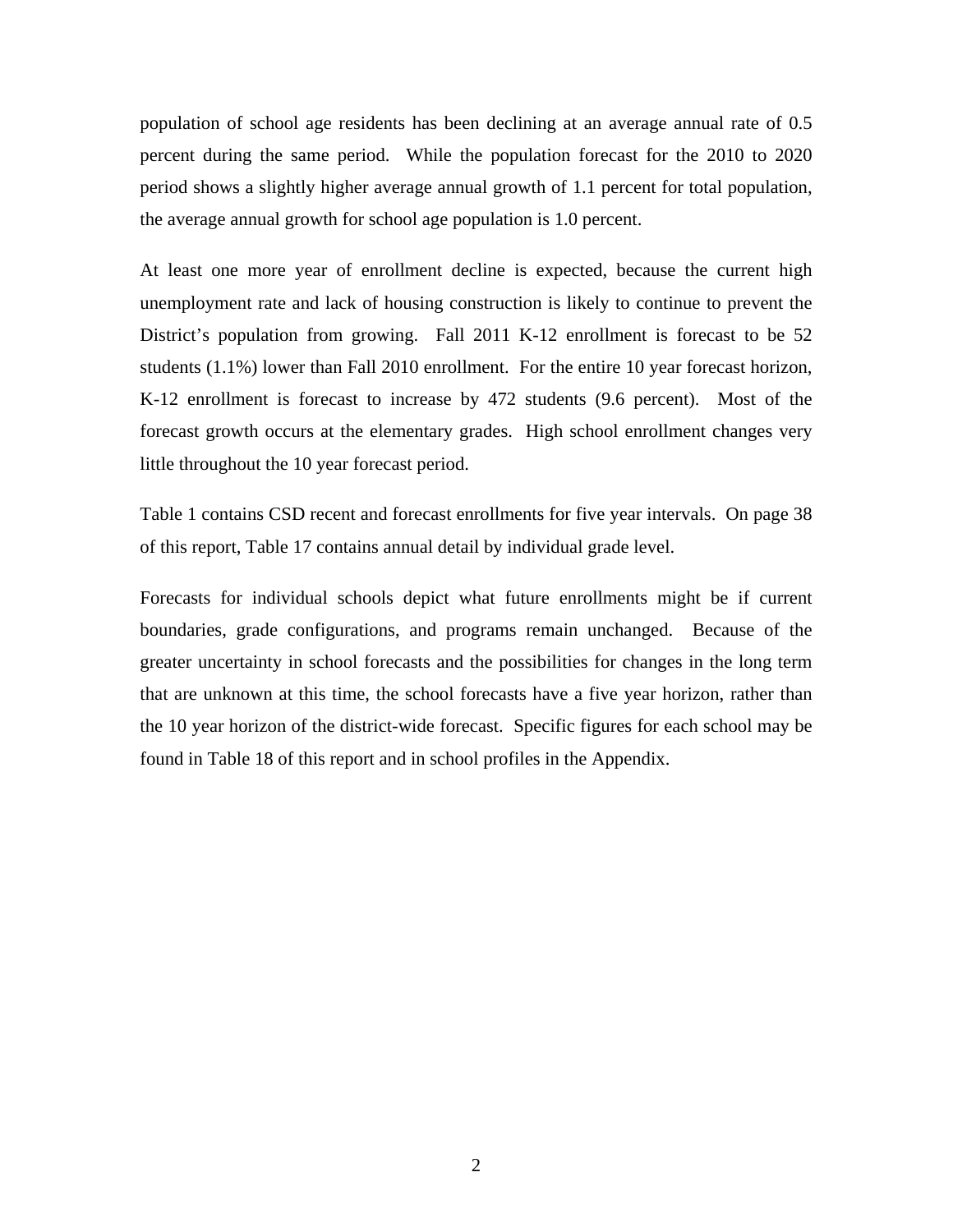population of school age residents has been declining at an average annual rate of 0.5 percent during the same period. While the population forecast for the 2010 to 2020 period shows a slightly higher average annual growth of 1.1 percent for total population, the average annual growth for school age population is 1.0 percent.

At least one more year of enrollment decline is expected, because the current high unemployment rate and lack of housing construction is likely to continue to prevent the District's population from growing. Fall 2011 K-12 enrollment is forecast to be 52 students (1.1%) lower than Fall 2010 enrollment. For the entire 10 year forecast horizon, K-12 enrollment is forecast to increase by 472 students (9.6 percent). Most of the forecast growth occurs at the elementary grades. High school enrollment changes very little throughout the 10 year forecast period.

Table 1 contains CSD recent and forecast enrollments for five year intervals. On page 38 of this report, Table 17 contains annual detail by individual grade level.

Forecasts for individual schools depict what future enrollments might be if current boundaries, grade configurations, and programs remain unchanged. Because of the greater uncertainty in school forecasts and the possibilities for changes in the long term that are unknown at this time, the school forecasts have a five year horizon, rather than the 10 year horizon of the district-wide forecast. Specific figures for each school may be found in Table 18 of this report and in school profiles in the Appendix.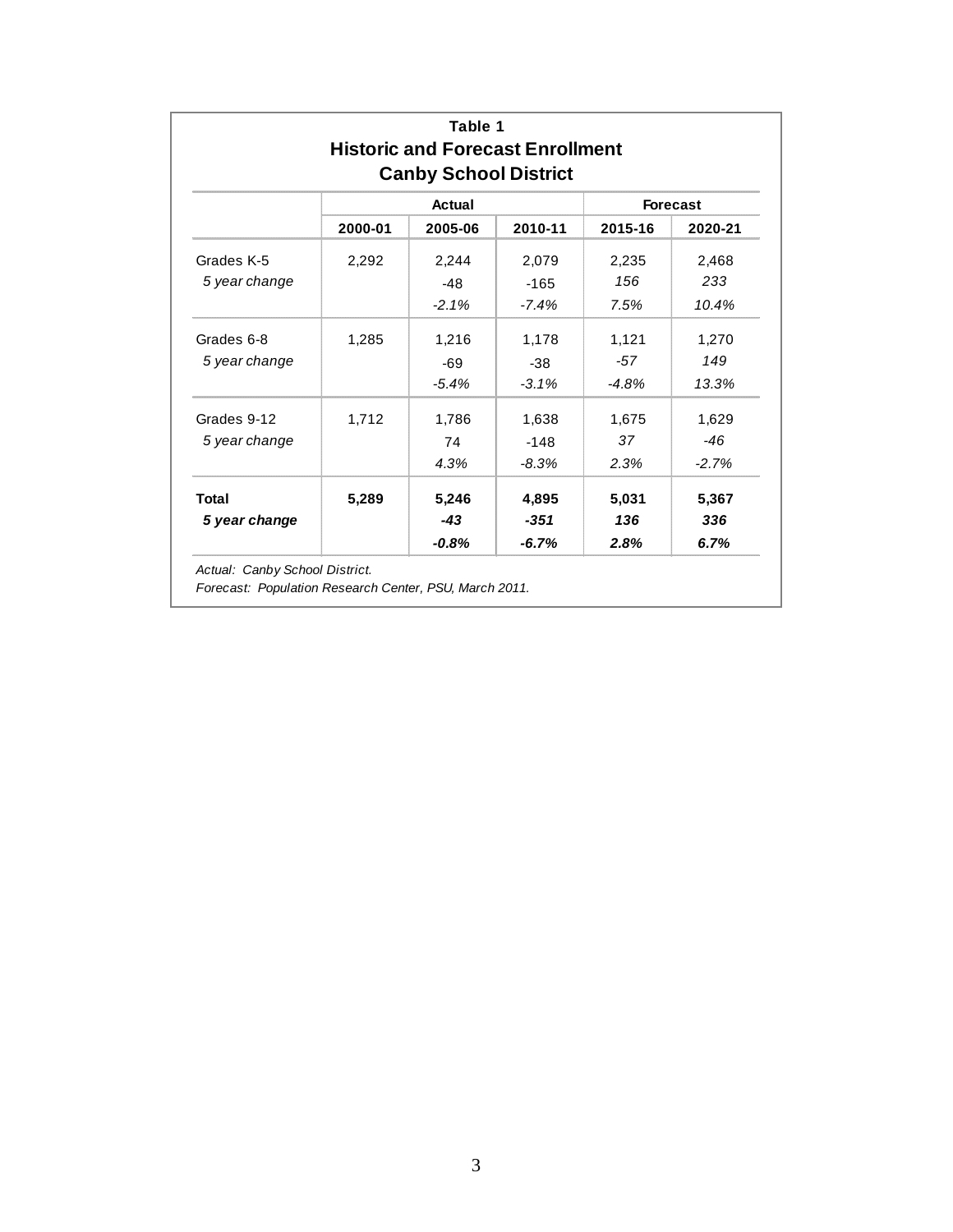**Table 1**
**Historic and Forecast Enrollment**
**Canby School District**

| | Actual | | | Forecast | |
|---|---|---|---|---|---|
| | **2000-01** | **2005-06** | **2010-11** | **2015-16** | **2020-21** |
| Grades K-5 | 2,292 | 2,244 | 2,079 | 2,235 | 2,468 |
| *5 year change* | | -48 | -165 | *156* | *233* |
| | | *-2.1%* | *-7.4%* | *7.5%* | *10.4%* |
| Grades 6-8 | 1,285 | 1,216 | 1,178 | 1,121 | 1,270 |
| *5 year change* | | -69 | -38 | *-57* | *149* |
| | | *-5.4%* | *-3.1%* | *-4.8%* | *13.3%* |
| Grades 9-12 | 1,712 | 1,786 | 1,638 | 1,675 | 1,629 |
| *5 year change* | | 74 | -148 | *37* | *-46* |
| | | *4.3%* | *-8.3%* | *2.3%* | *-2.7%* |
| **Total** | **5,289** | **5,246** | **4,895** | **5,031** | **5,367** |
| ***5 year change*** | | ***-43*** | ***-351*** | ***136*** | ***336*** |
| | | ***-0.8%*** | ***-6.7%*** | ***2.8%*** | ***6.7%*** |

*Actual: Canby School District.*
*Forecast: Population Research Center, PSU, March 2011.*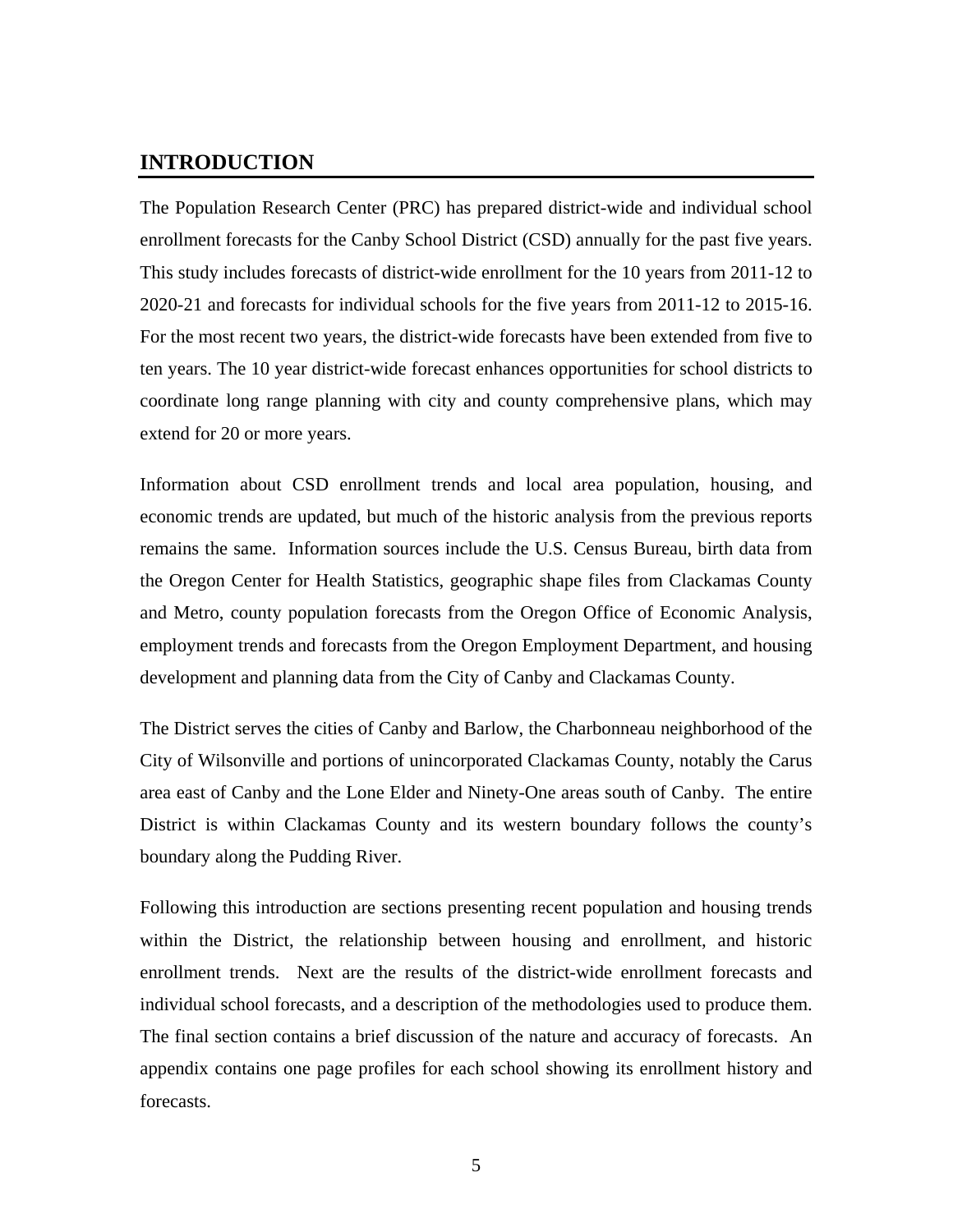## INTRODUCTION

The Population Research Center (PRC) has prepared district-wide and individual school enrollment forecasts for the Canby School District (CSD) annually for the past five years. This study includes forecasts of district-wide enrollment for the 10 years from 2011-12 to 2020-21 and forecasts for individual schools for the five years from 2011-12 to 2015-16. For the most recent two years, the district-wide forecasts have been extended from five to ten years. The 10 year district-wide forecast enhances opportunities for school districts to coordinate long range planning with city and county comprehensive plans, which may extend for 20 or more years.

Information about CSD enrollment trends and local area population, housing, and economic trends are updated, but much of the historic analysis from the previous reports remains the same. Information sources include the U.S. Census Bureau, birth data from the Oregon Center for Health Statistics, geographic shape files from Clackamas County and Metro, county population forecasts from the Oregon Office of Economic Analysis, employment trends and forecasts from the Oregon Employment Department, and housing development and planning data from the City of Canby and Clackamas County.

The District serves the cities of Canby and Barlow, the Charbonneau neighborhood of the City of Wilsonville and portions of unincorporated Clackamas County, notably the Carus area east of Canby and the Lone Elder and Ninety-One areas south of Canby. The entire District is within Clackamas County and its western boundary follows the county's boundary along the Pudding River.

Following this introduction are sections presenting recent population and housing trends within the District, the relationship between housing and enrollment, and historic enrollment trends. Next are the results of the district-wide enrollment forecasts and individual school forecasts, and a description of the methodologies used to produce them. The final section contains a brief discussion of the nature and accuracy of forecasts. An appendix contains one page profiles for each school showing its enrollment history and forecasts.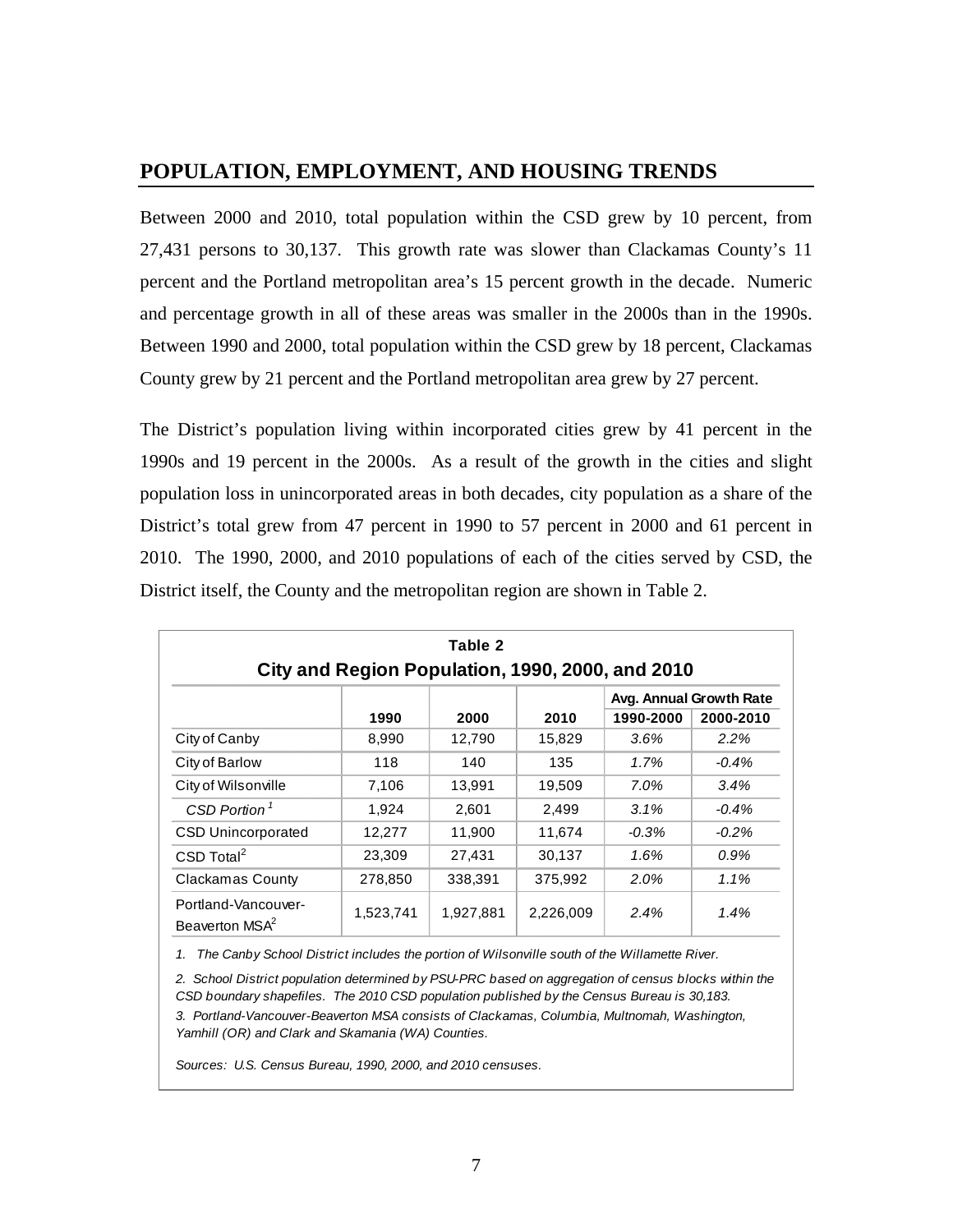## POPULATION, EMPLOYMENT, AND HOUSING TRENDS

Between 2000 and 2010, total population within the CSD grew by 10 percent, from 27,431 persons to 30,137. This growth rate was slower than Clackamas County's 11 percent and the Portland metropolitan area's 15 percent growth in the decade. Numeric and percentage growth in all of these areas was smaller in the 2000s than in the 1990s. Between 1990 and 2000, total population within the CSD grew by 18 percent, Clackamas County grew by 21 percent and the Portland metropolitan area grew by 27 percent.

The District's population living within incorporated cities grew by 41 percent in the 1990s and 19 percent in the 2000s. As a result of the growth in the cities and slight population loss in unincorporated areas in both decades, city population as a share of the District's total grew from 47 percent in 1990 to 57 percent in 2000 and 61 percent in 2010. The 1990, 2000, and 2010 populations of each of the cities served by CSD, the District itself, the County and the metropolitan region are shown in Table 2.

**Table 2**
**City and Region Population, 1990, 2000, and 2010**

| | 1990 | 2000 | 2010 | Avg. Annual Growth Rate 1990-2000 | Avg. Annual Growth Rate 2000-2010 |
|---|---|---|---|---|---|
| City of Canby | 8,990 | 12,790 | 15,829 | *3.6%* | *2.2%* |
| City of Barlow | 118 | 140 | 135 | *1.7%* | *-0.4%* |
| City of Wilsonville | 7,106 | 13,991 | 19,509 | *7.0%* | *3.4%* |
| *CSD Portion* [1] | 1,924 | 2,601 | 2,499 | *3.1%* | *-0.4%* |
| CSD Unincorporated | 12,277 | 11,900 | 11,674 | *-0.3%* | *-0.2%* |
| CSD Total[2] | 23,309 | 27,431 | 30,137 | *1.6%* | *0.9%* |
| Clackamas County | 278,850 | 338,391 | 375,992 | *2.0%* | *1.1%* |
| Portland-Vancouver-Beaverton MSA[2] | 1,523,741 | 1,927,881 | 2,226,009 | *2.4%* | *1.4%* |

*1. The Canby School District includes the portion of Wilsonville south of the Willamette River.*

*2. School District population determined by PSU-PRC based on aggregation of census blocks within the CSD boundary shapefiles. The 2010 CSD population published by the Census Bureau is 30,183.*

*3. Portland-Vancouver-Beaverton MSA consists of Clackamas, Columbia, Multnomah, Washington, Yamhill (OR) and Clark and Skamania (WA) Counties.*

*Sources: U.S. Census Bureau, 1990, 2000, and 2010 censuses.*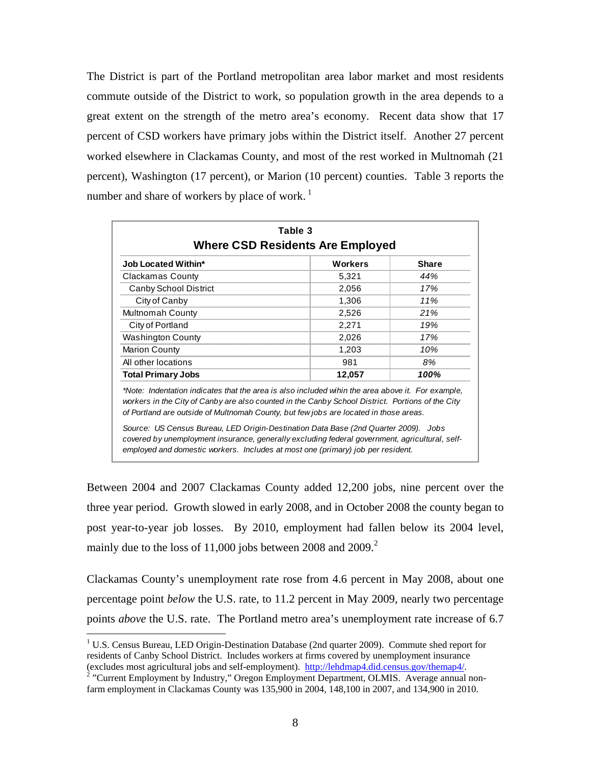The District is part of the Portland metropolitan area labor market and most residents commute outside of the District to work, so population growth in the area depends to a great extent on the strength of the metro area's economy. Recent data show that 17 percent of CSD workers have primary jobs within the District itself. Another 27 percent worked elsewhere in Clackamas County, and most of the rest worked in Multnomah (21 percent), Washington (17 percent), or Marion (10 percent) counties. Table 3 reports the number and share of workers by place of work. [1]

**Table 3**
**Where CSD Residents Are Employed**

| Job Located Within* | Workers | Share |
|---|---|---|
| Clackamas County | 5,321 | *44%* |
| Canby School District | 2,056 | *17%* |
| City of Canby | 1,306 | *11%* |
| Multnomah County | 2,526 | *21%* |
| City of Portland | 2,271 | *19%* |
| Washington County | 2,026 | *17%* |
| Marion County | 1,203 | *10%* |
| All other locations | 981 | *8%* |
| **Total Primary Jobs** | **12,057** | ***100%*** |

*\*Note: Indentation indicates that the area is also included wihin the area above it. For example, workers in the City of Canby are also counted in the Canby School District. Portions of the City of Portland are outside of Multnomah County, but few jobs are located in those areas.*

*Source: US Census Bureau, LED Origin-Destination Data Base (2nd Quarter 2009). Jobs covered by unemployment insurance, generally excluding federal government, agricultural, self-employed and domestic workers. Includes at most one (primary) job per resident.*

Between 2004 and 2007 Clackamas County added 12,200 jobs, nine percent over the three year period. Growth slowed in early 2008, and in October 2008 the county began to post year-to-year job losses. By 2010, employment had fallen below its 2004 level, mainly due to the loss of 11,000 jobs between 2008 and 2009.[2]

Clackamas County's unemployment rate rose from 4.6 percent in May 2008, about one percentage point *below* the U.S. rate, to 11.2 percent in May 2009, nearly two percentage points *above* the U.S. rate. The Portland metro area's unemployment rate increase of 6.7

---

[1] U.S. Census Bureau, LED Origin-Destination Database (2nd quarter 2009). Commute shed report for residents of Canby School District. Includes workers at firms covered by unemployment insurance (excludes most agricultural jobs and self-employment). http://lehdmap4.did.census.gov/themap4/.

[2] "Current Employment by Industry," Oregon Employment Department, OLMIS. Average annual non-farm employment in Clackamas County was 135,900 in 2004, 148,100 in 2007, and 134,900 in 2010.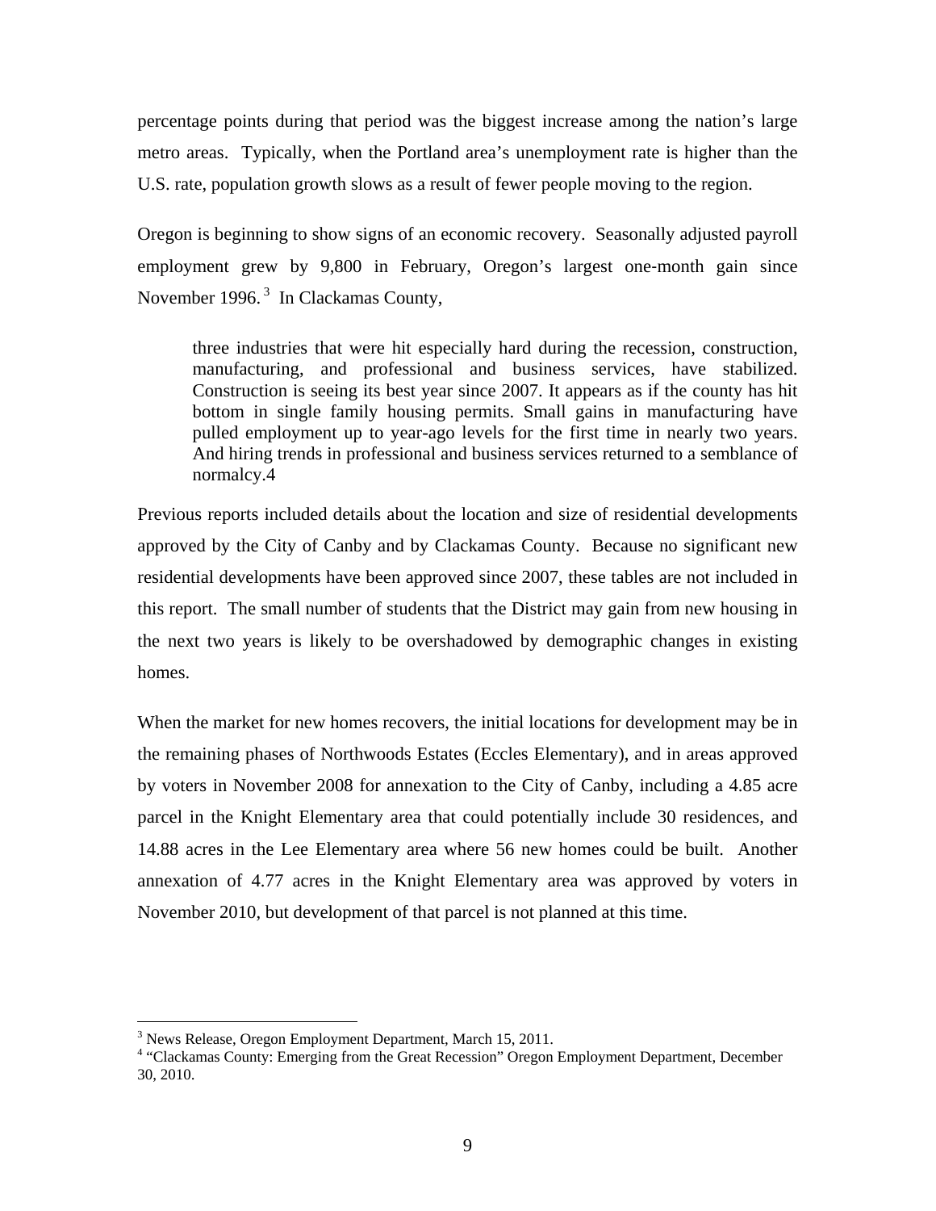percentage points during that period was the biggest increase among the nation's large metro areas. Typically, when the Portland area's unemployment rate is higher than the U.S. rate, population growth slows as a result of fewer people moving to the region.

Oregon is beginning to show signs of an economic recovery. Seasonally adjusted payroll employment grew by 9,800 in February, Oregon's largest one-month gain since November 1996.[3] In Clackamas County,

> three industries that were hit especially hard during the recession, construction, manufacturing, and professional and business services, have stabilized. Construction is seeing its best year since 2007. It appears as if the county has hit bottom in single family housing permits. Small gains in manufacturing have pulled employment up to year-ago levels for the first time in nearly two years. And hiring trends in professional and business services returned to a semblance of normalcy.4

Previous reports included details about the location and size of residential developments approved by the City of Canby and by Clackamas County. Because no significant new residential developments have been approved since 2007, these tables are not included in this report. The small number of students that the District may gain from new housing in the next two years is likely to be overshadowed by demographic changes in existing homes.

When the market for new homes recovers, the initial locations for development may be in the remaining phases of Northwoods Estates (Eccles Elementary), and in areas approved by voters in November 2008 for annexation to the City of Canby, including a 4.85 acre parcel in the Knight Elementary area that could potentially include 30 residences, and 14.88 acres in the Lee Elementary area where 56 new homes could be built. Another annexation of 4.77 acres in the Knight Elementary area was approved by voters in November 2010, but development of that parcel is not planned at this time.

---

[3] News Release, Oregon Employment Department, March 15, 2011.

[4] "Clackamas County: Emerging from the Great Recession" Oregon Employment Department, December 30, 2010.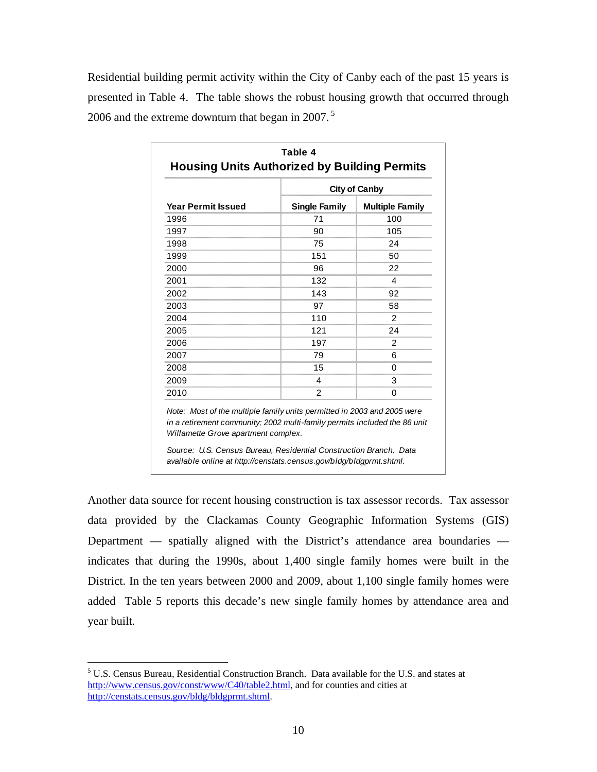Residential building permit activity within the City of Canby each of the past 15 years is presented in Table 4. The table shows the robust housing growth that occurred through 2006 and the extreme downturn that began in 2007.[5]

**Table 4**
**Housing Units Authorized by Building Permits**

| | City of Canby | |
|---|---|---|
| **Year Permit Issued** | **Single Family** | **Multiple Family** |
| 1996 | 71 | 100 |
| 1997 | 90 | 105 |
| 1998 | 75 | 24 |
| 1999 | 151 | 50 |
| 2000 | 96 | 22 |
| 2001 | 132 | 4 |
| 2002 | 143 | 92 |
| 2003 | 97 | 58 |
| 2004 | 110 | 2 |
| 2005 | 121 | 24 |
| 2006 | 197 | 2 |
| 2007 | 79 | 6 |
| 2008 | 15 | 0 |
| 2009 | 4 | 3 |
| 2010 | 2 | 0 |

*Note: Most of the multiple family units permitted in 2003 and 2005 were in a retirement community; 2002 multi-family permits included the 86 unit Willamette Grove apartment complex.*

*Source: U.S. Census Bureau, Residential Construction Branch. Data available online at http://censtats.census.gov/bldg/bldgprmt.shtml.*

Another data source for recent housing construction is tax assessor records. Tax assessor data provided by the Clackamas County Geographic Information Systems (GIS) Department — spatially aligned with the District's attendance area boundaries — indicates that during the 1990s, about 1,400 single family homes were built in the District. In the ten years between 2000 and 2009, about 1,100 single family homes were added Table 5 reports this decade's new single family homes by attendance area and year built.

[5] U.S. Census Bureau, Residential Construction Branch. Data available for the U.S. and states at http://www.census.gov/const/www/C40/table2.html, and for counties and cities at http://censtats.census.gov/bldg/bldgprmt.shtml.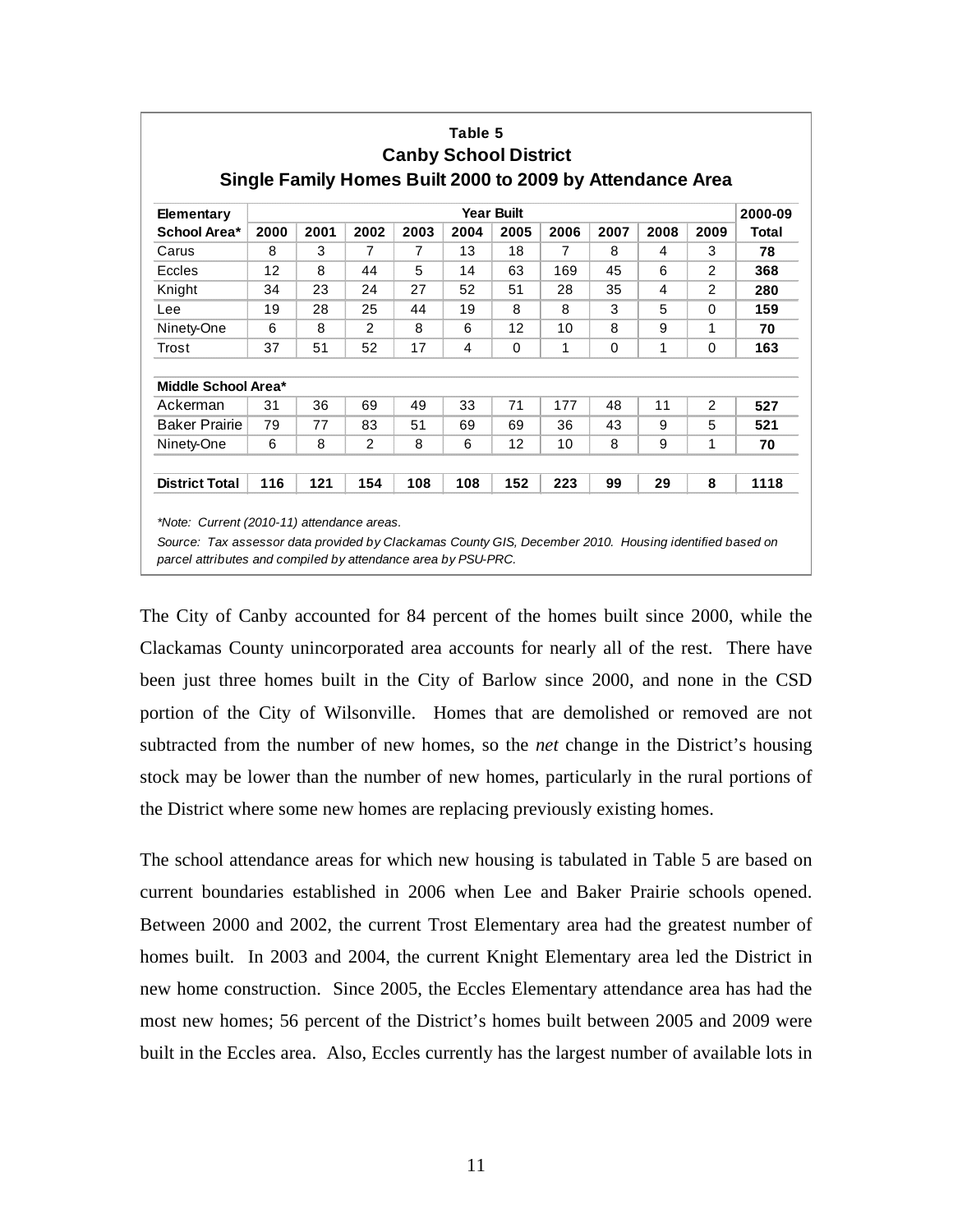**Table 5**
**Canby School District**
**Single Family Homes Built 2000 to 2009 by Attendance Area**

| Elementary School Area* | 2000 | 2001 | 2002 | 2003 | 2004 | 2005 | 2006 | 2007 | 2008 | 2009 | 2000-09 Total |
|---|---|---|---|---|---|---|---|---|---|---|---|
| | **Year Built** | | | | | | | | | | |
| Carus | 8 | 3 | 7 | 7 | 13 | 18 | 7 | 8 | 4 | 3 | **78** |
| Eccles | 12 | 8 | 44 | 5 | 14 | 63 | 169 | 45 | 6 | 2 | **368** |
| Knight | 34 | 23 | 24 | 27 | 52 | 51 | 28 | 35 | 4 | 2 | **280** |
| Lee | 19 | 28 | 25 | 44 | 19 | 8 | 8 | 3 | 5 | 0 | **159** |
| Ninety-One | 6 | 8 | 2 | 8 | 6 | 12 | 10 | 8 | 9 | 1 | **70** |
| Trost | 37 | 51 | 52 | 17 | 4 | 0 | 1 | 0 | 1 | 0 | **163** |
| **Middle School Area*** | | | | | | | | | | | |
| Ackerman | 31 | 36 | 69 | 49 | 33 | 71 | 177 | 48 | 11 | 2 | **527** |
| Baker Prairie | 79 | 77 | 83 | 51 | 69 | 69 | 36 | 43 | 9 | 5 | **521** |
| Ninety-One | 6 | 8 | 2 | 8 | 6 | 12 | 10 | 8 | 9 | 1 | **70** |
| **District Total** | **116** | **121** | **154** | **108** | **108** | **152** | **223** | **99** | **29** | **8** | **1118** |

*\*Note: Current (2010-11) attendance areas.*

*Source: Tax assessor data provided by Clackamas County GIS, December 2010. Housing identified based on parcel attributes and compiled by attendance area by PSU-PRC.*

The City of Canby accounted for 84 percent of the homes built since 2000, while the Clackamas County unincorporated area accounts for nearly all of the rest. There have been just three homes built in the City of Barlow since 2000, and none in the CSD portion of the City of Wilsonville. Homes that are demolished or removed are not subtracted from the number of new homes, so the *net* change in the District's housing stock may be lower than the number of new homes, particularly in the rural portions of the District where some new homes are replacing previously existing homes.

The school attendance areas for which new housing is tabulated in Table 5 are based on current boundaries established in 2006 when Lee and Baker Prairie schools opened. Between 2000 and 2002, the current Trost Elementary area had the greatest number of homes built. In 2003 and 2004, the current Knight Elementary area led the District in new home construction. Since 2005, the Eccles Elementary attendance area has had the most new homes; 56 percent of the District's homes built between 2005 and 2009 were built in the Eccles area. Also, Eccles currently has the largest number of available lots in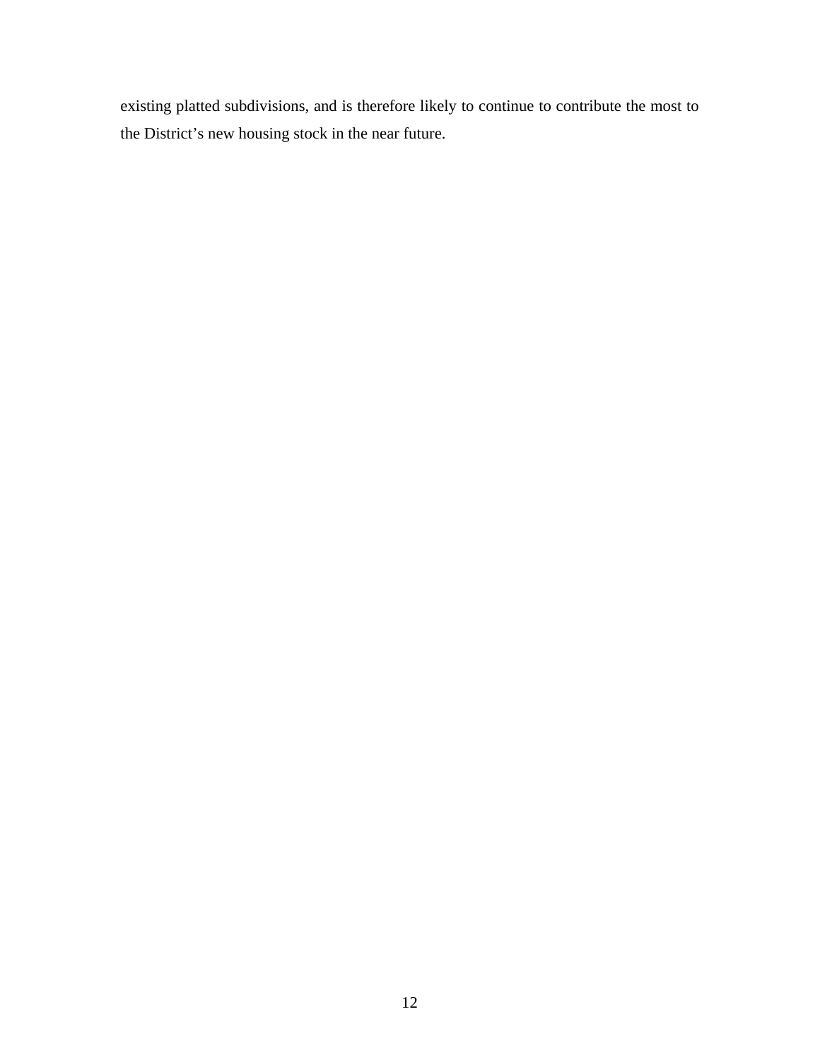existing platted subdivisions, and is therefore likely to continue to contribute the most to the District's new housing stock in the near future.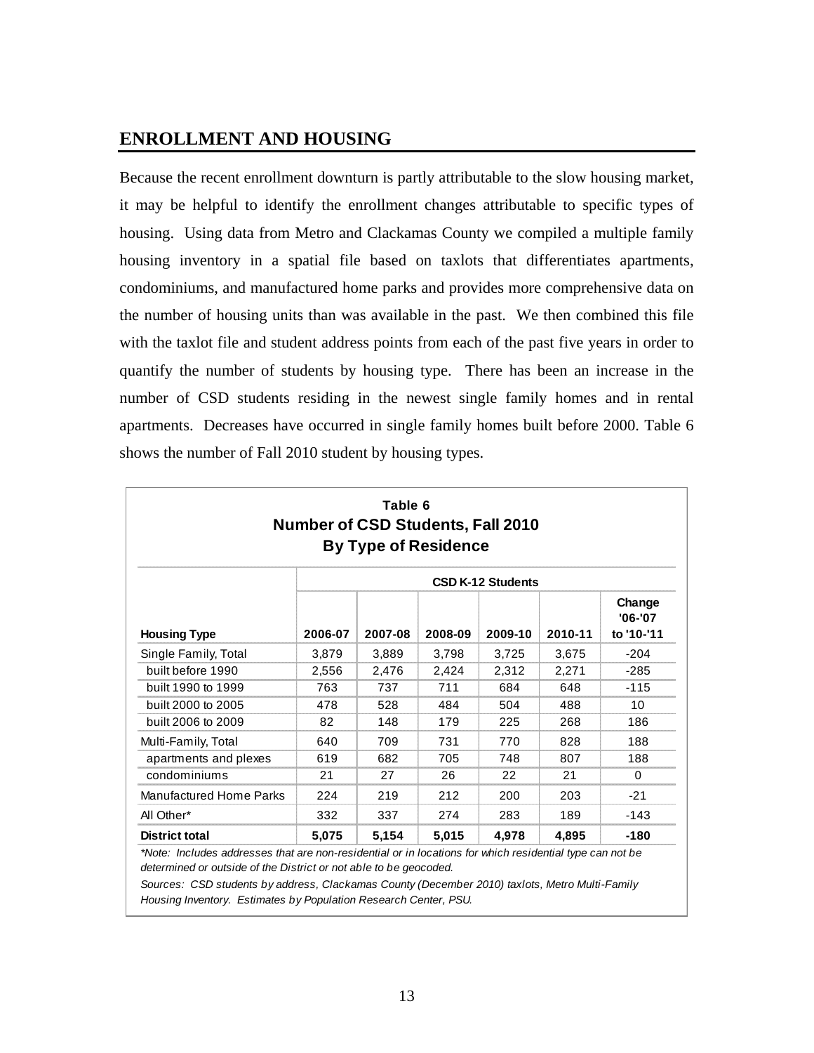## ENROLLMENT AND HOUSING

Because the recent enrollment downturn is partly attributable to the slow housing market, it may be helpful to identify the enrollment changes attributable to specific types of housing. Using data from Metro and Clackamas County we compiled a multiple family housing inventory in a spatial file based on taxlots that differentiates apartments, condominiums, and manufactured home parks and provides more comprehensive data on the number of housing units than was available in the past. We then combined this file with the taxlot file and student address points from each of the past five years in order to quantify the number of students by housing type. There has been an increase in the number of CSD students residing in the newest single family homes and in rental apartments. Decreases have occurred in single family homes built before 2000. Table 6 shows the number of Fall 2010 student by housing types.

**Table 6**
**Number of CSD Students, Fall 2010**
**By Type of Residence**

| | CSD K-12 Students | | | | | |
|---|---|---|---|---|---|---|
| **Housing Type** | **2006-07** | **2007-08** | **2008-09** | **2009-10** | **2010-11** | **Change '06-'07 to '10-'11** |
| Single Family, Total | 3,879 | 3,889 | 3,798 | 3,725 | 3,675 | -204 |
| built before 1990 | 2,556 | 2,476 | 2,424 | 2,312 | 2,271 | -285 |
| built 1990 to 1999 | 763 | 737 | 711 | 684 | 648 | -115 |
| built 2000 to 2005 | 478 | 528 | 484 | 504 | 488 | 10 |
| built 2006 to 2009 | 82 | 148 | 179 | 225 | 268 | 186 |
| Multi-Family, Total | 640 | 709 | 731 | 770 | 828 | 188 |
| apartments and plexes | 619 | 682 | 705 | 748 | 807 | 188 |
| condominiums | 21 | 27 | 26 | 22 | 21 | 0 |
| Manufactured Home Parks | 224 | 219 | 212 | 200 | 203 | -21 |
| All Other* | 332 | 337 | 274 | 283 | 189 | -143 |
| **District total** | **5,075** | **5,154** | **5,015** | **4,978** | **4,895** | **-180** |

*\*Note: Includes addresses that are non-residential or in locations for which residential type can not be determined or outside of the District or not able to be geocoded.*

*Sources: CSD students by address, Clackamas County (December 2010) taxlots, Metro Multi-Family Housing Inventory. Estimates by Population Research Center, PSU.*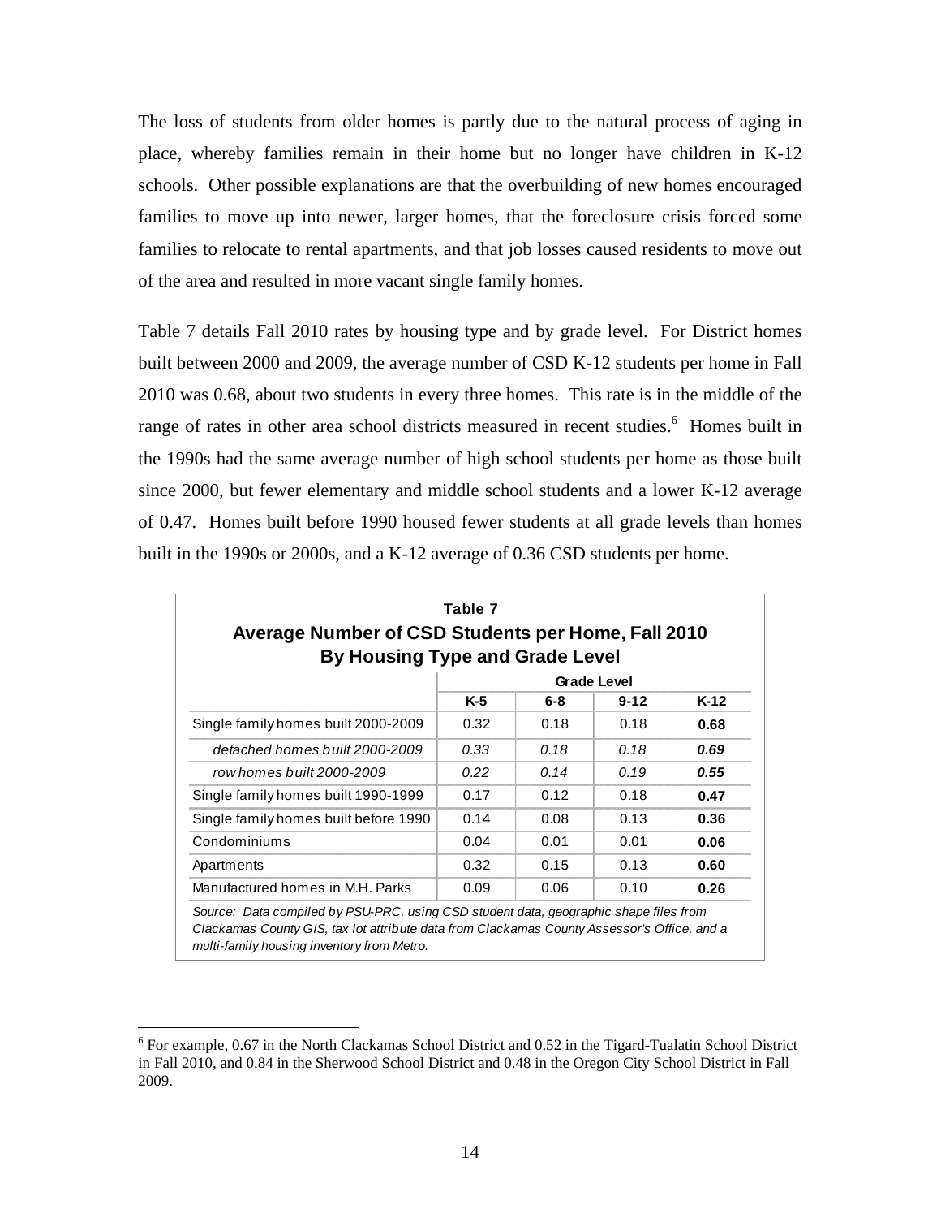The loss of students from older homes is partly due to the natural process of aging in place, whereby families remain in their home but no longer have children in K-12 schools. Other possible explanations are that the overbuilding of new homes encouraged families to move up into newer, larger homes, that the foreclosure crisis forced some families to relocate to rental apartments, and that job losses caused residents to move out of the area and resulted in more vacant single family homes.

Table 7 details Fall 2010 rates by housing type and by grade level. For District homes built between 2000 and 2009, the average number of CSD K-12 students per home in Fall 2010 was 0.68, about two students in every three homes. This rate is in the middle of the range of rates in other area school districts measured in recent studies.[6] Homes built in the 1990s had the same average number of high school students per home as those built since 2000, but fewer elementary and middle school students and a lower K-12 average of 0.47. Homes built before 1990 housed fewer students at all grade levels than homes built in the 1990s or 2000s, and a K-12 average of 0.36 CSD students per home.

**Table 7**
**Average Number of CSD Students per Home, Fall 2010**
**By Housing Type and Grade Level**

| | Grade Level | | | |
|---|---|---|---|---|
| | K-5 | 6-8 | 9-12 | K-12 |
| Single family homes built 2000-2009 | 0.32 | 0.18 | 0.18 | **0.68** |
| *detached homes built 2000-2009* | *0.33* | *0.18* | *0.18* | ***0.69*** |
| *row homes built 2000-2009* | *0.22* | *0.14* | *0.19* | ***0.55*** |
| Single family homes built 1990-1999 | 0.17 | 0.12 | 0.18 | **0.47** |
| Single family homes built before 1990 | 0.14 | 0.08 | 0.13 | **0.36** |
| Condominiums | 0.04 | 0.01 | 0.01 | **0.06** |
| Apartments | 0.32 | 0.15 | 0.13 | **0.60** |
| Manufactured homes in M.H. Parks | 0.09 | 0.06 | 0.10 | **0.26** |

*Source: Data compiled by PSU-PRC, using CSD student data, geographic shape files from Clackamas County GIS, tax lot attribute data from Clackamas County Assessor's Office, and a multi-family housing inventory from Metro.*

[6] For example, 0.67 in the North Clackamas School District and 0.52 in the Tigard-Tualatin School District in Fall 2010, and 0.84 in the Sherwood School District and 0.48 in the Oregon City School District in Fall 2009.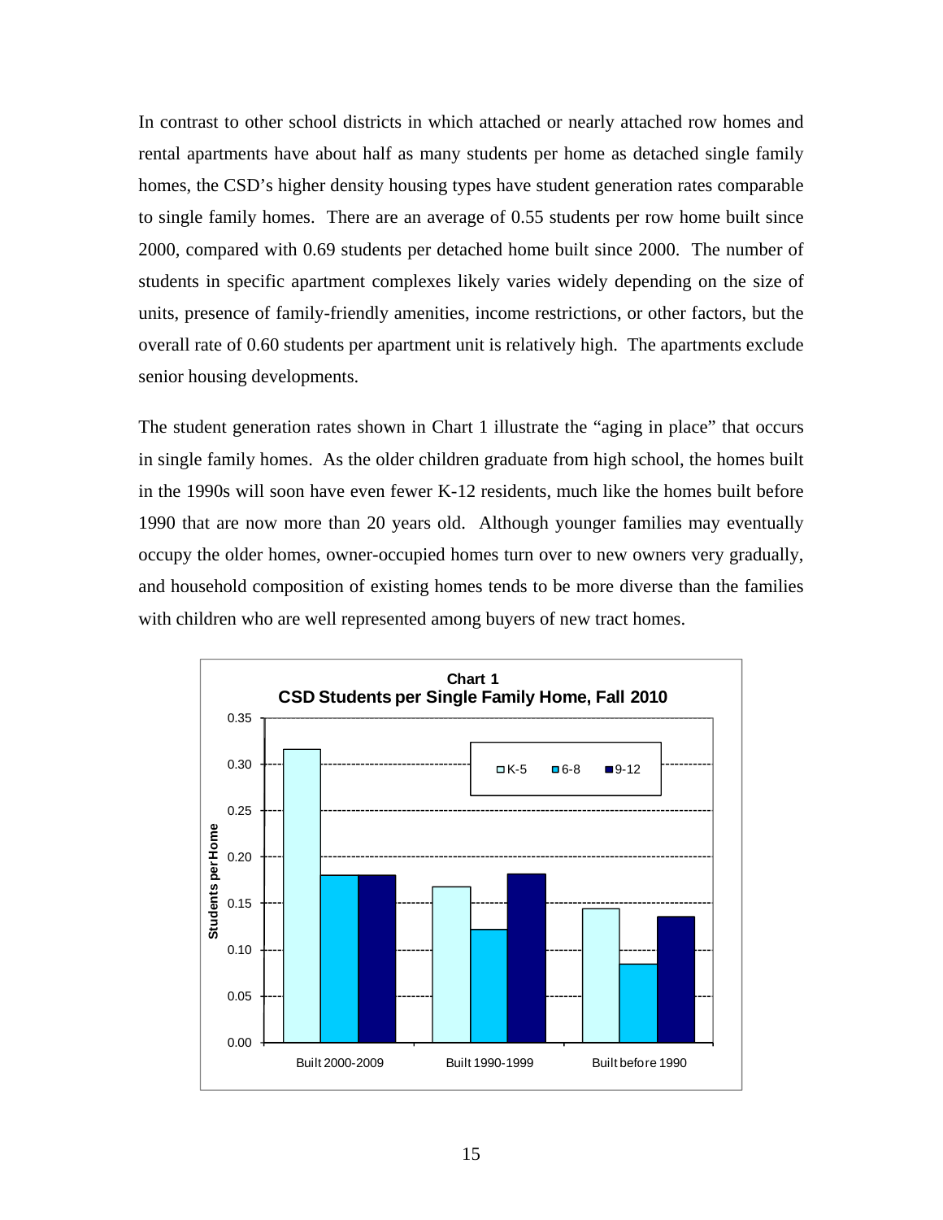In contrast to other school districts in which attached or nearly attached row homes and rental apartments have about half as many students per home as detached single family homes, the CSD's higher density housing types have student generation rates comparable to single family homes. There are an average of 0.55 students per row home built since 2000, compared with 0.69 students per detached home built since 2000. The number of students in specific apartment complexes likely varies widely depending on the size of units, presence of family-friendly amenities, income restrictions, or other factors, but the overall rate of 0.60 students per apartment unit is relatively high. The apartments exclude senior housing developments.

The student generation rates shown in Chart 1 illustrate the "aging in place" that occurs in single family homes. As the older children graduate from high school, the homes built in the 1990s will soon have even fewer K-12 residents, much like the homes built before 1990 that are now more than 20 years old. Although younger families may eventually occupy the older homes, owner-occupied homes turn over to new owners very gradually, and household composition of existing homes tends to be more diverse than the families with children who are well represented among buyers of new tract homes.

**Chart 1**
**CSD Students per Single Family Home, Fall 2010**

| Students per Home | K-5 | 6-8 | 9-12 |
|---|---|---|---|
| Built 2000-2009 | 0.32 | 0.18 | 0.18 |
| Built 1990-1999 | 0.17 | 0.12 | 0.18 |
| Built before 1990 | 0.14 | 0.08 | 0.14 |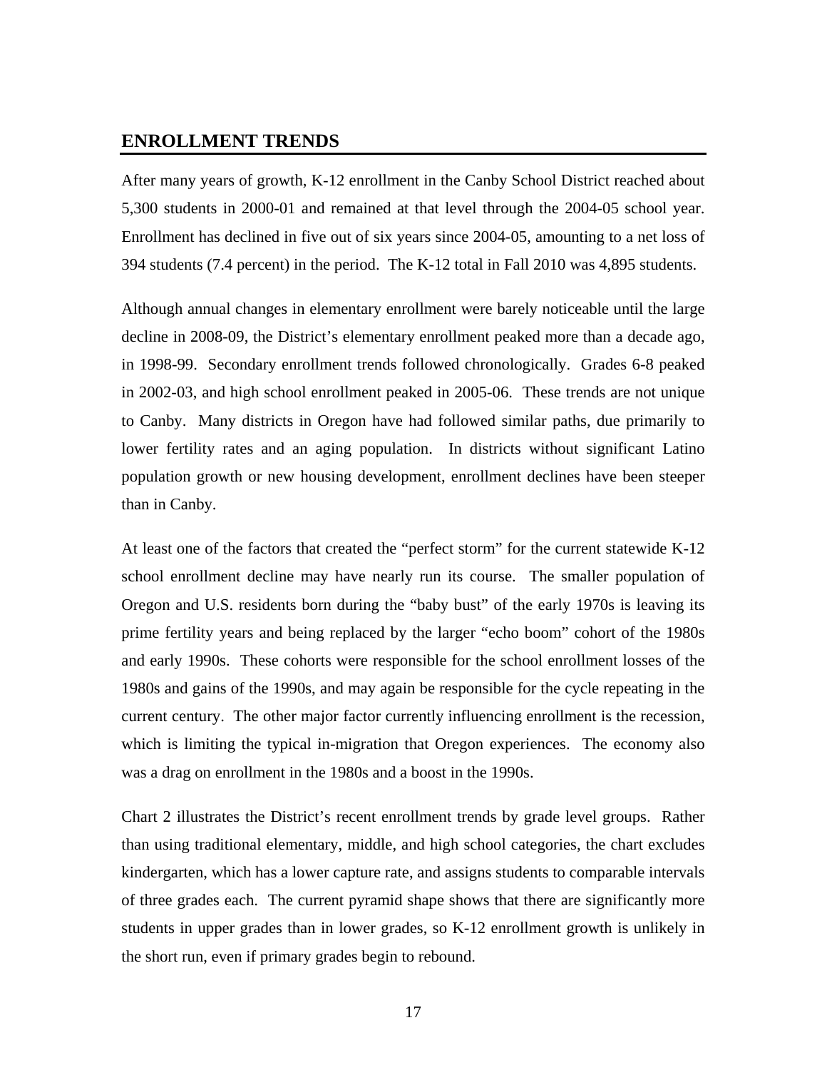## ENROLLMENT TRENDS

After many years of growth, K-12 enrollment in the Canby School District reached about 5,300 students in 2000-01 and remained at that level through the 2004-05 school year. Enrollment has declined in five out of six years since 2004-05, amounting to a net loss of 394 students (7.4 percent) in the period. The K-12 total in Fall 2010 was 4,895 students.

Although annual changes in elementary enrollment were barely noticeable until the large decline in 2008-09, the District's elementary enrollment peaked more than a decade ago, in 1998-99. Secondary enrollment trends followed chronologically. Grades 6-8 peaked in 2002-03, and high school enrollment peaked in 2005-06. These trends are not unique to Canby. Many districts in Oregon have had followed similar paths, due primarily to lower fertility rates and an aging population. In districts without significant Latino population growth or new housing development, enrollment declines have been steeper than in Canby.

At least one of the factors that created the "perfect storm" for the current statewide K-12 school enrollment decline may have nearly run its course. The smaller population of Oregon and U.S. residents born during the "baby bust" of the early 1970s is leaving its prime fertility years and being replaced by the larger "echo boom" cohort of the 1980s and early 1990s. These cohorts were responsible for the school enrollment losses of the 1980s and gains of the 1990s, and may again be responsible for the cycle repeating in the current century. The other major factor currently influencing enrollment is the recession, which is limiting the typical in-migration that Oregon experiences. The economy also was a drag on enrollment in the 1980s and a boost in the 1990s.

Chart 2 illustrates the District's recent enrollment trends by grade level groups. Rather than using traditional elementary, middle, and high school categories, the chart excludes kindergarten, which has a lower capture rate, and assigns students to comparable intervals of three grades each. The current pyramid shape shows that there are significantly more students in upper grades than in lower grades, so K-12 enrollment growth is unlikely in the short run, even if primary grades begin to rebound.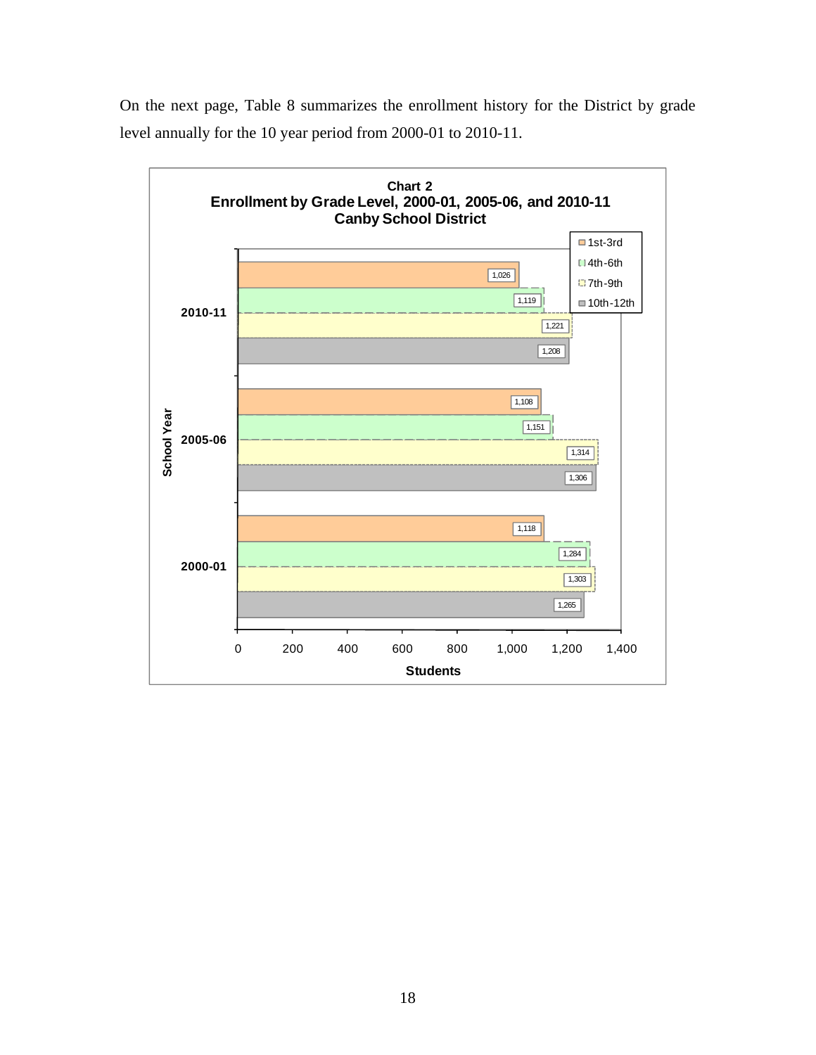On the next page, Table 8 summarizes the enrollment history for the District by grade level annually for the 10 year period from 2000-01 to 2010-11.

**Chart 2**
**Enrollment by Grade Level, 2000-01, 2005-06, and 2010-11**
**Canby School District**

| School Year | 1st-3rd | 4th-6th | 7th-9th | 10th-12th |
|---|---|---|---|---|
| 2010-11 | 1,026 | 1,119 | 1,221 | 1,208 |
| 2005-06 | 1,108 | 1,151 | 1,314 | 1,306 |
| 2000-01 | 1,118 | 1,284 | 1,303 | 1,265 |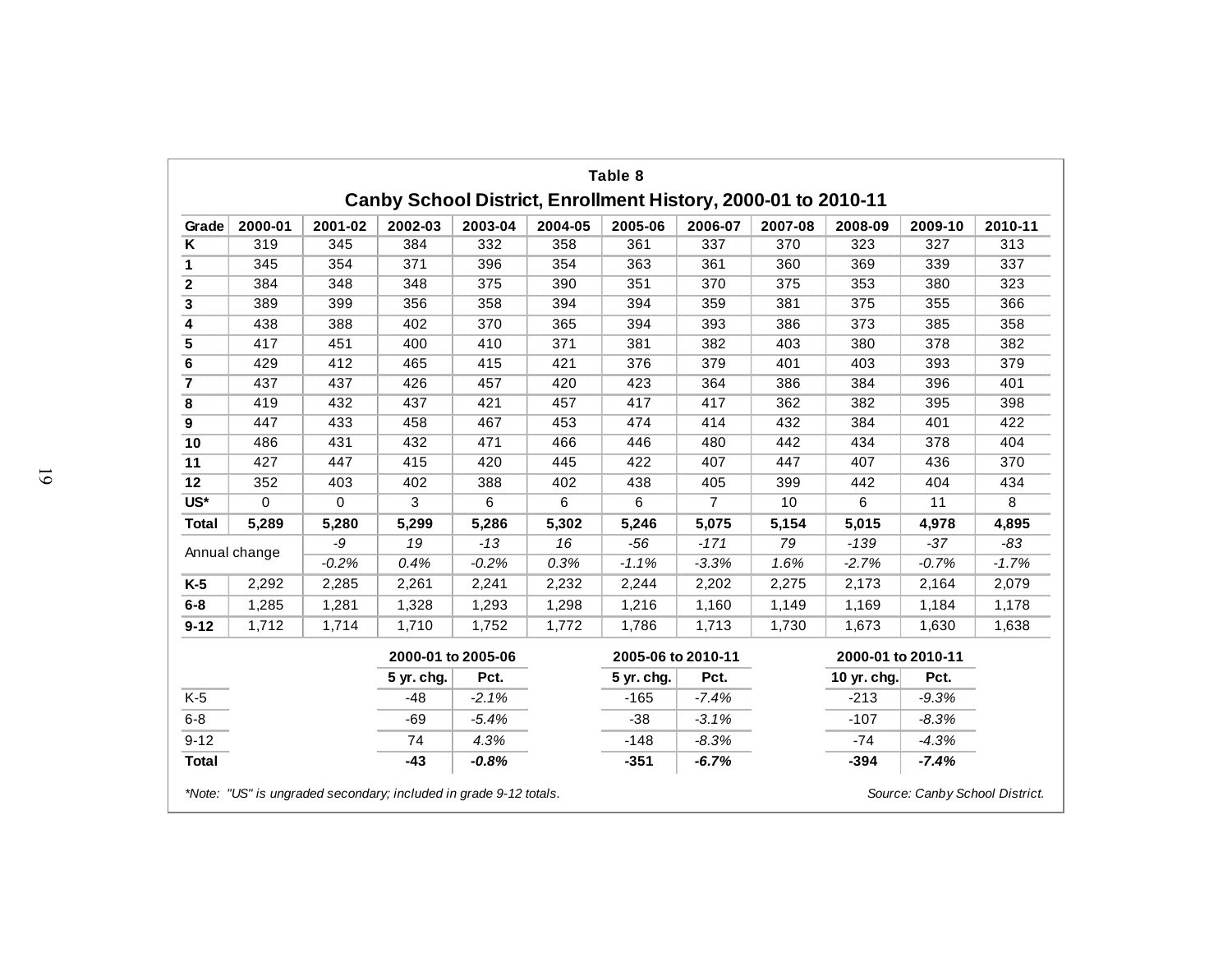**Table 8**

**Canby School District, Enrollment History, 2000-01 to 2010-11**

| Grade | 2000-01 | 2001-02 | 2002-03 | 2003-04 | 2004-05 | 2005-06 | 2006-07 | 2007-08 | 2008-09 | 2009-10 | 2010-11 |
|---|---|---|---|---|---|---|---|---|---|---|---|
| K | 319 | 345 | 384 | 332 | 358 | 361 | 337 | 370 | 323 | 327 | 313 |
| 1 | 345 | 354 | 371 | 396 | 354 | 363 | 361 | 360 | 369 | 339 | 337 |
| 2 | 384 | 348 | 348 | 375 | 390 | 351 | 370 | 375 | 353 | 380 | 323 |
| 3 | 389 | 399 | 356 | 358 | 394 | 394 | 359 | 381 | 375 | 355 | 366 |
| 4 | 438 | 388 | 402 | 370 | 365 | 394 | 393 | 386 | 373 | 385 | 358 |
| 5 | 417 | 451 | 400 | 410 | 371 | 381 | 382 | 403 | 380 | 378 | 382 |
| 6 | 429 | 412 | 465 | 415 | 421 | 376 | 379 | 401 | 403 | 393 | 379 |
| 7 | 437 | 437 | 426 | 457 | 420 | 423 | 364 | 386 | 384 | 396 | 401 |
| 8 | 419 | 432 | 437 | 421 | 457 | 417 | 417 | 362 | 382 | 395 | 398 |
| 9 | 447 | 433 | 458 | 467 | 453 | 474 | 414 | 432 | 384 | 401 | 422 |
| 10 | 486 | 431 | 432 | 471 | 466 | 446 | 480 | 442 | 434 | 378 | 404 |
| 11 | 427 | 447 | 415 | 420 | 445 | 422 | 407 | 447 | 407 | 436 | 370 |
| 12 | 352 | 403 | 402 | 388 | 402 | 438 | 405 | 399 | 442 | 404 | 434 |
| US* | 0 | 0 | 3 | 6 | 6 | 6 | 7 | 10 | 6 | 11 | 8 |
| **Total** | **5,289** | **5,280** | **5,299** | **5,286** | **5,302** | **5,246** | **5,075** | **5,154** | **5,015** | **4,978** | **4,895** |
| Annual change | | *-9* | *19* | *-13* | *16* | *-56* | *-171* | *79* | *-139* | *-37* | *-83* |
| | | *-0.2%* | *0.4%* | *-0.2%* | *0.3%* | *-1.1%* | *-3.3%* | *1.6%* | *-2.7%* | *-0.7%* | *-1.7%* |
| K-5 | 2,292 | 2,285 | 2,261 | 2,241 | 2,232 | 2,244 | 2,202 | 2,275 | 2,173 | 2,164 | 2,079 |
| 6-8 | 1,285 | 1,281 | 1,328 | 1,293 | 1,298 | 1,216 | 1,160 | 1,149 | 1,169 | 1,184 | 1,178 |
| 9-12 | 1,712 | 1,714 | 1,710 | 1,752 | 1,772 | 1,786 | 1,713 | 1,730 | 1,673 | 1,630 | 1,638 |

| | 2000-01 to 2005-06 | | 2005-06 to 2010-11 | | 2000-01 to 2010-11 | |
|---|---|---|---|---|---|---|
| | 5 yr. chg. | Pct. | 5 yr. chg. | Pct. | 10 yr. chg. | Pct. |
| K-5 | -48 | *-2.1%* | -165 | *-7.4%* | -213 | *-9.3%* |
| 6-8 | -69 | *-5.4%* | -38 | *-3.1%* | -107 | *-8.3%* |
| 9-12 | 74 | *4.3%* | -148 | *-8.3%* | -74 | *-4.3%* |
| **Total** | **-43** | ***-0.8%*** | **-351** | ***-6.7%*** | **-394** | ***-7.4%*** |

*\*Note: "US" is ungraded secondary; included in grade 9-12 totals.*

*Source: Canby School District.*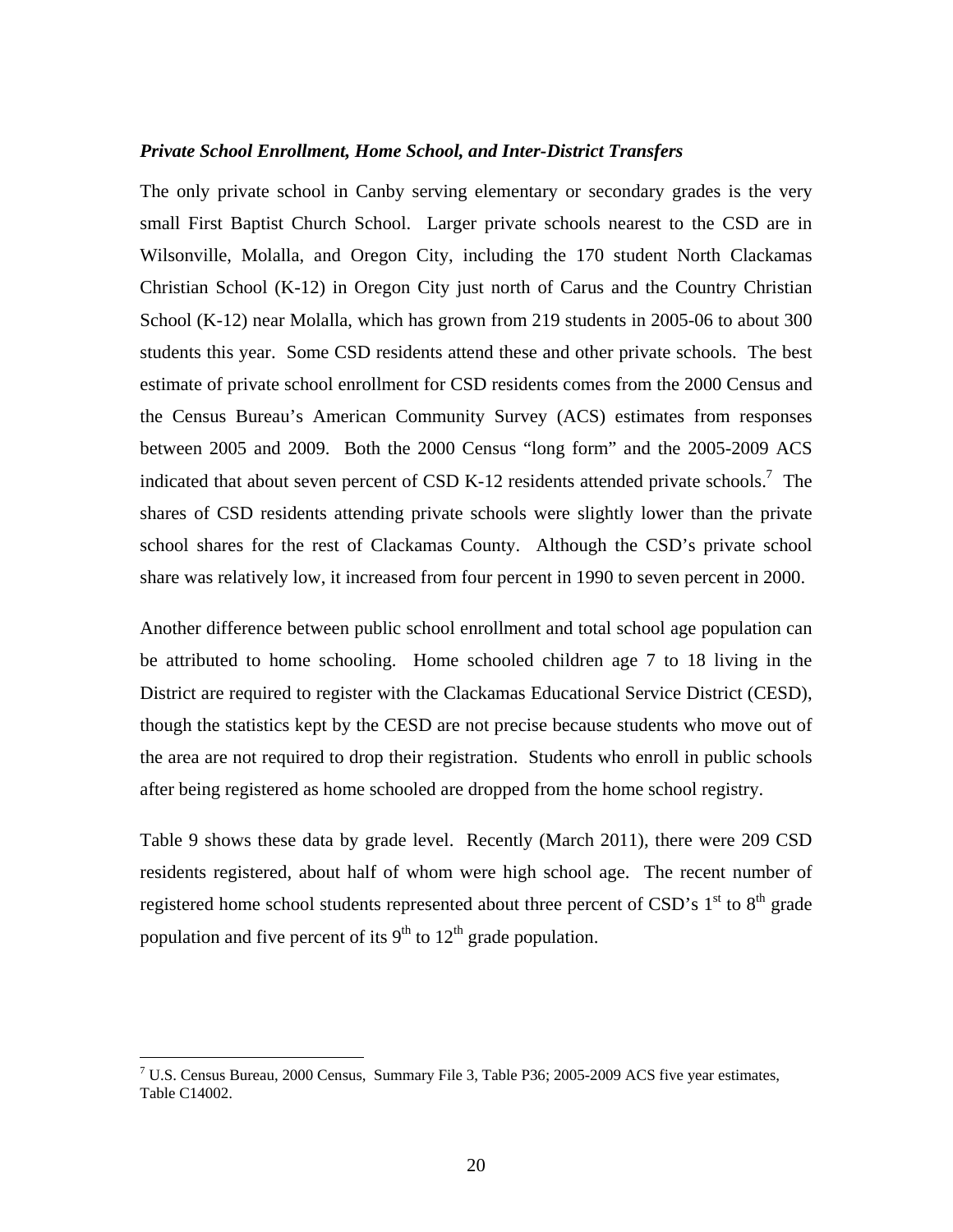***Private School Enrollment, Home School, and Inter-District Transfers***

The only private school in Canby serving elementary or secondary grades is the very small First Baptist Church School. Larger private schools nearest to the CSD are in Wilsonville, Molalla, and Oregon City, including the 170 student North Clackamas Christian School (K-12) in Oregon City just north of Carus and the Country Christian School (K-12) near Molalla, which has grown from 219 students in 2005-06 to about 300 students this year. Some CSD residents attend these and other private schools. The best estimate of private school enrollment for CSD residents comes from the 2000 Census and the Census Bureau's American Community Survey (ACS) estimates from responses between 2005 and 2009. Both the 2000 Census "long form" and the 2005-2009 ACS indicated that about seven percent of CSD K-12 residents attended private schools.[7] The shares of CSD residents attending private schools were slightly lower than the private school shares for the rest of Clackamas County. Although the CSD's private school share was relatively low, it increased from four percent in 1990 to seven percent in 2000.

Another difference between public school enrollment and total school age population can be attributed to home schooling. Home schooled children age 7 to 18 living in the District are required to register with the Clackamas Educational Service District (CESD), though the statistics kept by the CESD are not precise because students who move out of the area are not required to drop their registration. Students who enroll in public schools after being registered as home schooled are dropped from the home school registry.

Table 9 shows these data by grade level. Recently (March 2011), there were 209 CSD residents registered, about half of whom were high school age. The recent number of registered home school students represented about three percent of CSD's 1st to 8th grade population and five percent of its 9th to 12th grade population.

[7] U.S. Census Bureau, 2000 Census, Summary File 3, Table P36; 2005-2009 ACS five year estimates, Table C14002.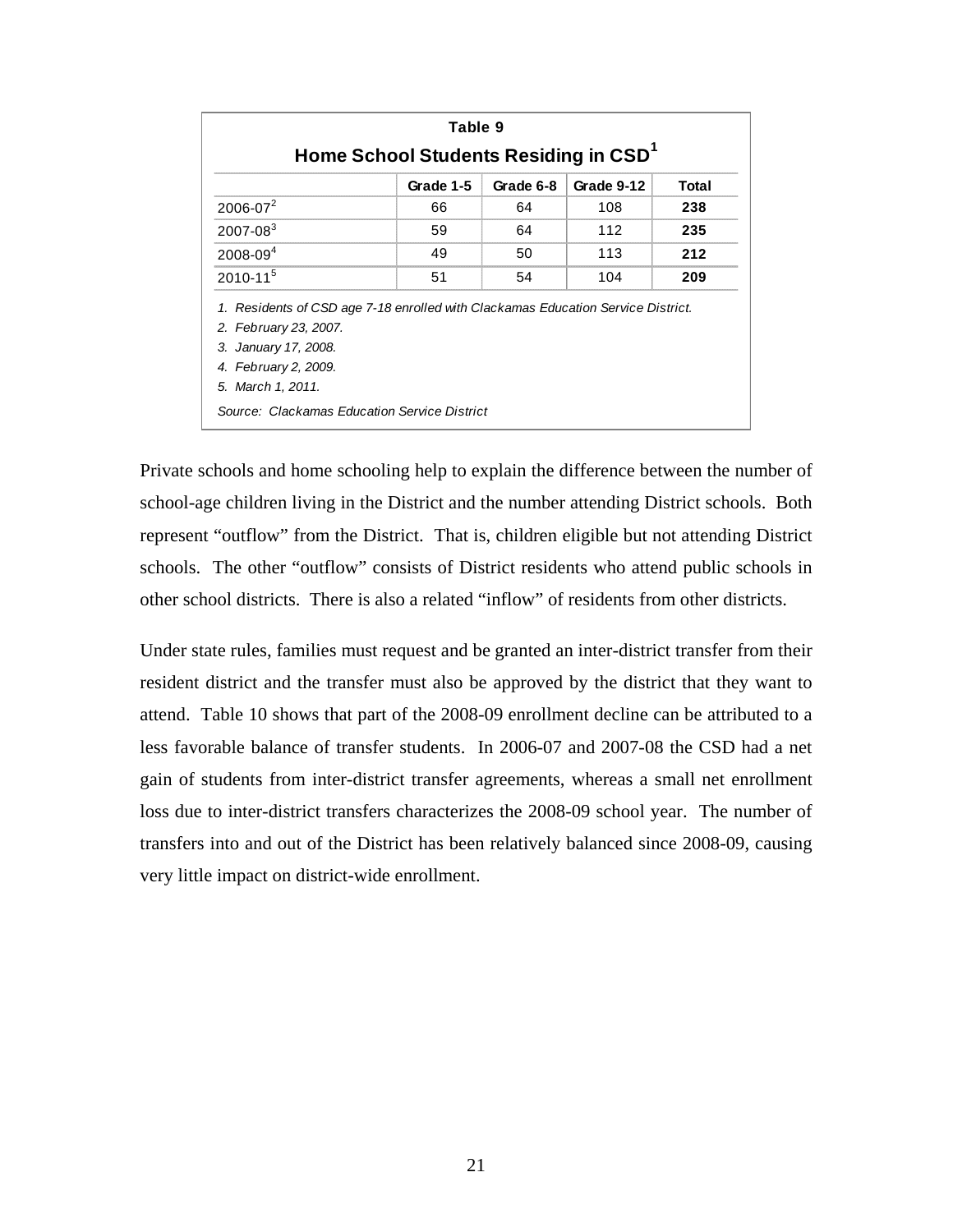**Table 9**

**Home School Students Residing in CSD[1]**

| | Grade 1-5 | Grade 6-8 | Grade 9-12 | Total |
|---|---|---|---|---|
| 2006-07[2] | 66 | 64 | 108 | **238** |
| 2007-08[3] | 59 | 64 | 112 | **235** |
| 2008-09[4] | 49 | 50 | 113 | **212** |
| 2010-11[5] | 51 | 54 | 104 | **209** |

*1. Residents of CSD age 7-18 enrolled with Clackamas Education Service District.*

*2. February 23, 2007.*

*3. January 17, 2008.*

*4. February 2, 2009.*

*5. March 1, 2011.*

*Source: Clackamas Education Service District*

Private schools and home schooling help to explain the difference between the number of school-age children living in the District and the number attending District schools. Both represent "outflow" from the District. That is, children eligible but not attending District schools. The other "outflow" consists of District residents who attend public schools in other school districts. There is also a related "inflow" of residents from other districts.

Under state rules, families must request and be granted an inter-district transfer from their resident district and the transfer must also be approved by the district that they want to attend. Table 10 shows that part of the 2008-09 enrollment decline can be attributed to a less favorable balance of transfer students. In 2006-07 and 2007-08 the CSD had a net gain of students from inter-district transfer agreements, whereas a small net enrollment loss due to inter-district transfers characterizes the 2008-09 school year. The number of transfers into and out of the District has been relatively balanced since 2008-09, causing very little impact on district-wide enrollment.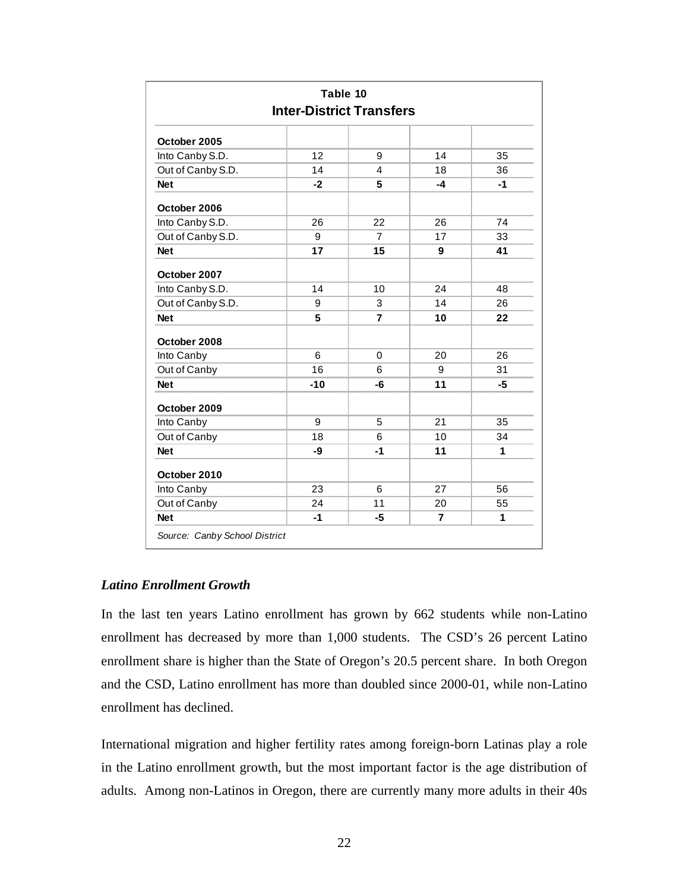**Table 10**
**Inter-District Transfers**

| | | | | |
|---|---|---|---|---|
| **October 2005** | | | | |
| Into Canby S.D. | 12 | 9 | 14 | 35 |
| Out of Canby S.D. | 14 | 4 | 18 | 36 |
| **Net** | **-2** | **5** | **-4** | **-1** |
| **October 2006** | | | | |
| Into Canby S.D. | 26 | 22 | 26 | 74 |
| Out of Canby S.D. | 9 | 7 | 17 | 33 |
| **Net** | **17** | **15** | **9** | **41** |
| **October 2007** | | | | |
| Into Canby S.D. | 14 | 10 | 24 | 48 |
| Out of Canby S.D. | 9 | 3 | 14 | 26 |
| **Net** | **5** | **7** | **10** | **22** |
| **October 2008** | | | | |
| Into Canby | 6 | 0 | 20 | 26 |
| Out of Canby | 16 | 6 | 9 | 31 |
| **Net** | **-10** | **-6** | **11** | **-5** |
| **October 2009** | | | | |
| Into Canby | 9 | 5 | 21 | 35 |
| Out of Canby | 18 | 6 | 10 | 34 |
| **Net** | **-9** | **-1** | **11** | **1** |
| **October 2010** | | | | |
| Into Canby | 23 | 6 | 27 | 56 |
| Out of Canby | 24 | 11 | 20 | 55 |
| **Net** | **-1** | **-5** | **7** | **1** |

*Source: Canby School District*

### *Latino Enrollment Growth*

In the last ten years Latino enrollment has grown by 662 students while non-Latino enrollment has decreased by more than 1,000 students. The CSD's 26 percent Latino enrollment share is higher than the State of Oregon's 20.5 percent share. In both Oregon and the CSD, Latino enrollment has more than doubled since 2000-01, while non-Latino enrollment has declined.

International migration and higher fertility rates among foreign-born Latinas play a role in the Latino enrollment growth, but the most important factor is the age distribution of adults. Among non-Latinos in Oregon, there are currently many more adults in their 40s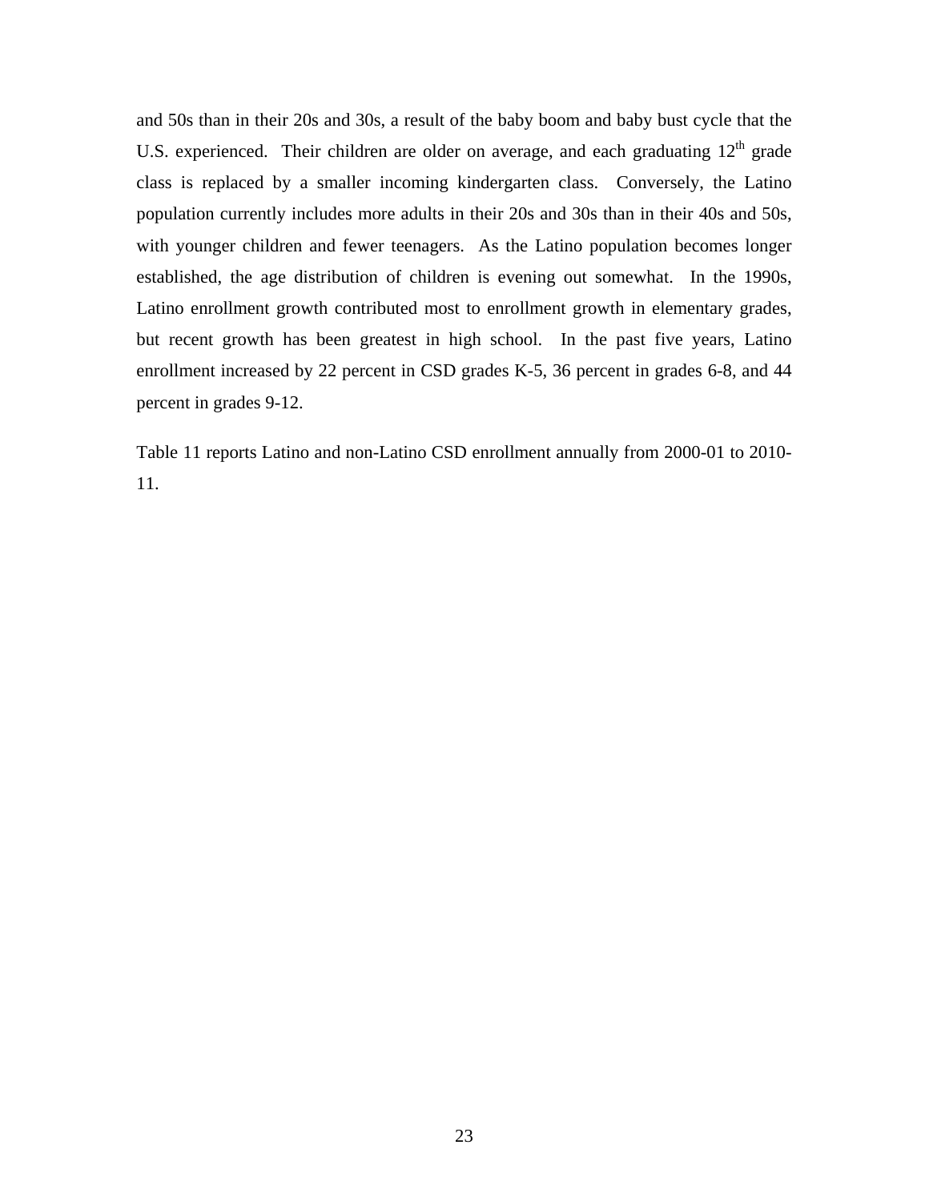and 50s than in their 20s and 30s, a result of the baby boom and baby bust cycle that the U.S. experienced. Their children are older on average, and each graduating 12th grade class is replaced by a smaller incoming kindergarten class. Conversely, the Latino population currently includes more adults in their 20s and 30s than in their 40s and 50s, with younger children and fewer teenagers. As the Latino population becomes longer established, the age distribution of children is evening out somewhat. In the 1990s, Latino enrollment growth contributed most to enrollment growth in elementary grades, but recent growth has been greatest in high school. In the past five years, Latino enrollment increased by 22 percent in CSD grades K-5, 36 percent in grades 6-8, and 44 percent in grades 9-12.

Table 11 reports Latino and non-Latino CSD enrollment annually from 2000-01 to 2010-11.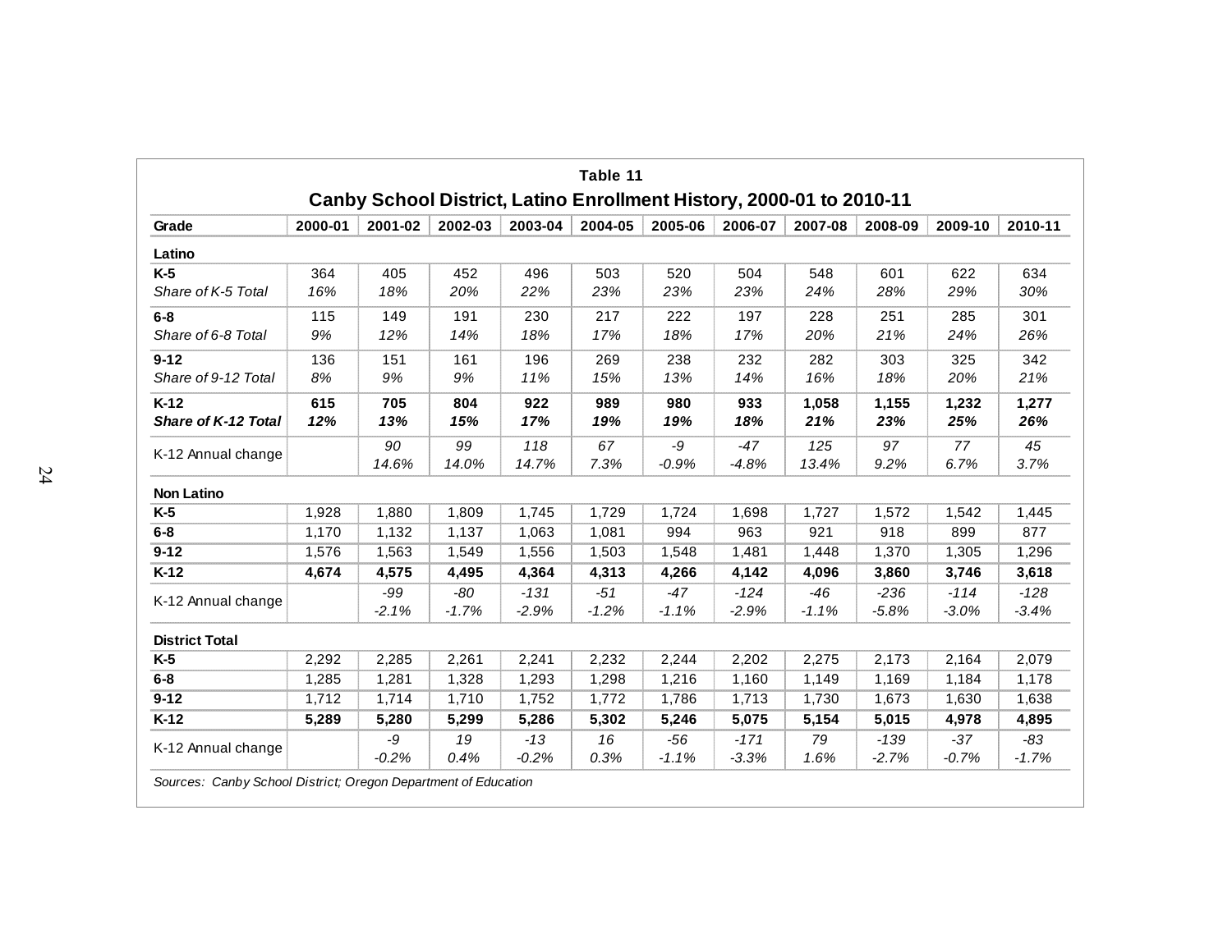## Table 11

## Canby School District, Latino Enrollment History, 2000-01 to 2010-11

| Grade | 2000-01 | 2001-02 | 2002-03 | 2003-04 | 2004-05 | 2005-06 | 2006-07 | 2007-08 | 2008-09 | 2009-10 | 2010-11 |
|---|---|---|---|---|---|---|---|---|---|---|---|
| **Latino** | | | | | | | | | | | |
| **K-5** | 364 | 405 | 452 | 496 | 503 | 520 | 504 | 548 | 601 | 622 | 634 |
| *Share of K-5 Total* | *16%* | *18%* | *20%* | *22%* | *23%* | *23%* | *23%* | *24%* | *28%* | *29%* | *30%* |
| **6-8** | 115 | 149 | 191 | 230 | 217 | 222 | 197 | 228 | 251 | 285 | 301 |
| *Share of 6-8 Total* | *9%* | *12%* | *14%* | *18%* | *17%* | *18%* | *17%* | *20%* | *21%* | *24%* | *26%* |
| **9-12** | 136 | 151 | 161 | 196 | 269 | 238 | 232 | 282 | 303 | 325 | 342 |
| *Share of 9-12 Total* | *8%* | *9%* | *9%* | *11%* | *15%* | *13%* | *14%* | *16%* | *18%* | *20%* | *21%* |
| **K-12** | **615** | **705** | **804** | **922** | **989** | **980** | **933** | **1,058** | **1,155** | **1,232** | **1,277** |
| ***Share of K-12 Total*** | ***12%*** | ***13%*** | ***15%*** | ***17%*** | ***19%*** | ***19%*** | ***18%*** | ***21%*** | ***23%*** | ***25%*** | ***26%*** |
| K-12 Annual change | | *90* *14.6%* | *99* *14.0%* | *118* *14.7%* | *67* *7.3%* | *-9* *-0.9%* | *-47* *-4.8%* | *125* *13.4%* | *97* *9.2%* | *77* *6.7%* | *45* *3.7%* |
| **Non Latino** | | | | | | | | | | | |
| **K-5** | 1,928 | 1,880 | 1,809 | 1,745 | 1,729 | 1,724 | 1,698 | 1,727 | 1,572 | 1,542 | 1,445 |
| **6-8** | 1,170 | 1,132 | 1,137 | 1,063 | 1,081 | 994 | 963 | 921 | 918 | 899 | 877 |
| **9-12** | 1,576 | 1,563 | 1,549 | 1,556 | 1,503 | 1,548 | 1,481 | 1,448 | 1,370 | 1,305 | 1,296 |
| **K-12** | **4,674** | **4,575** | **4,495** | **4,364** | **4,313** | **4,266** | **4,142** | **4,096** | **3,860** | **3,746** | **3,618** |
| K-12 Annual change | | *-99* *-2.1%* | *-80* *-1.7%* | *-131* *-2.9%* | *-51* *-1.2%* | *-47* *-1.1%* | *-124* *-2.9%* | *-46* *-1.1%* | *-236* *-5.8%* | *-114* *-3.0%* | *-128* *-3.4%* |
| **District Total** | | | | | | | | | | | |
| **K-5** | 2,292 | 2,285 | 2,261 | 2,241 | 2,232 | 2,244 | 2,202 | 2,275 | 2,173 | 2,164 | 2,079 |
| **6-8** | 1,285 | 1,281 | 1,328 | 1,293 | 1,298 | 1,216 | 1,160 | 1,149 | 1,169 | 1,184 | 1,178 |
| **9-12** | 1,712 | 1,714 | 1,710 | 1,752 | 1,772 | 1,786 | 1,713 | 1,730 | 1,673 | 1,630 | 1,638 |
| **K-12** | **5,289** | **5,280** | **5,299** | **5,286** | **5,302** | **5,246** | **5,075** | **5,154** | **5,015** | **4,978** | **4,895** |
| K-12 Annual change | | *-9* *-0.2%* | *19* *0.4%* | *-13* *-0.2%* | *16* *0.3%* | *-56* *-1.1%* | *-171* *-3.3%* | *79* *1.6%* | *-139* *-2.7%* | *-37* *-0.7%* | *-83* *-1.7%* |

*Sources: Canby School District; Oregon Department of Education*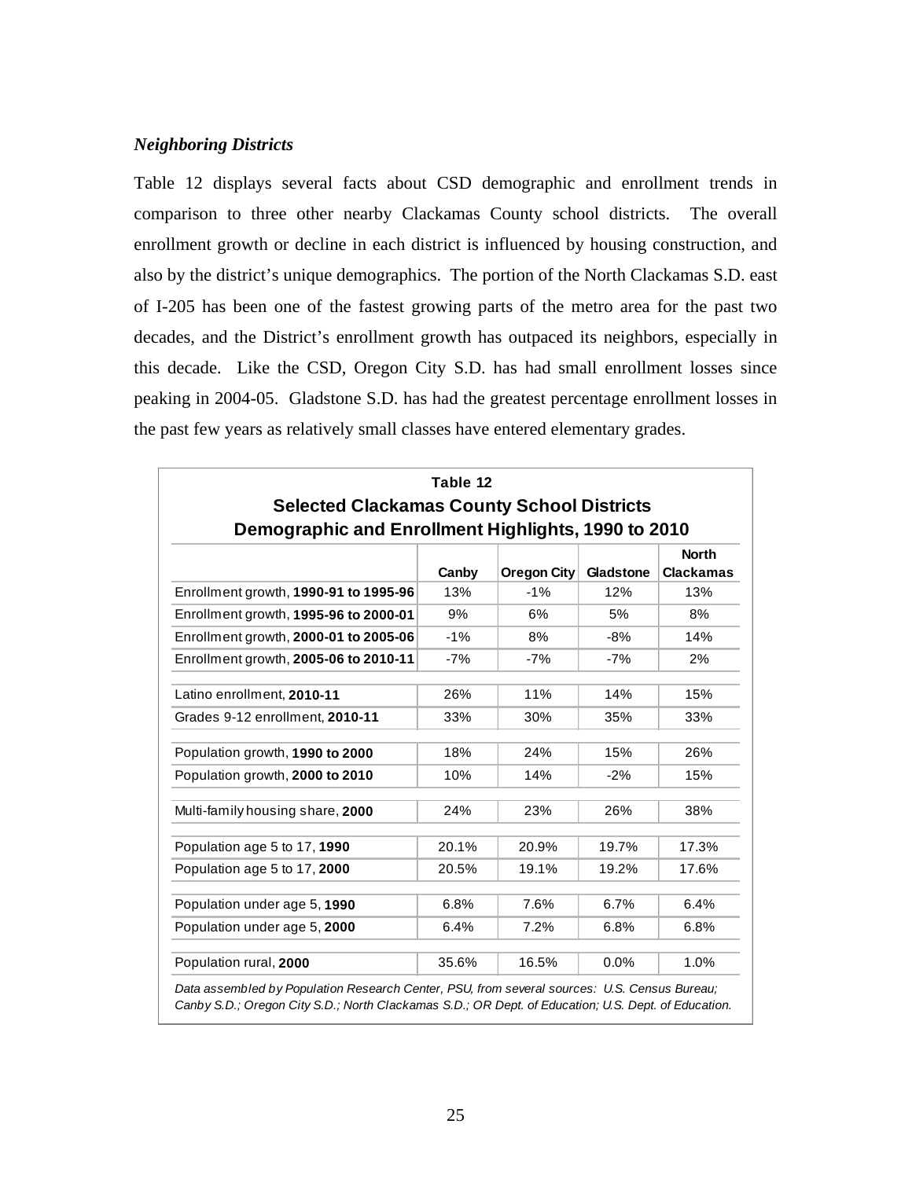*Neighboring Districts*

Table 12 displays several facts about CSD demographic and enrollment trends in comparison to three other nearby Clackamas County school districts. The overall enrollment growth or decline in each district is influenced by housing construction, and also by the district's unique demographics. The portion of the North Clackamas S.D. east of I-205 has been one of the fastest growing parts of the metro area for the past two decades, and the District's enrollment growth has outpaced its neighbors, especially in this decade. Like the CSD, Oregon City S.D. has had small enrollment losses since peaking in 2004-05. Gladstone S.D. has had the greatest percentage enrollment losses in the past few years as relatively small classes have entered elementary grades.

**Table 12**
**Selected Clackamas County School Districts**
**Demographic and Enrollment Highlights, 1990 to 2010**

| | Canby | Oregon City | Gladstone | North Clackamas |
|---|---|---|---|---|
| Enrollment growth, **1990-91 to 1995-96** | 13% | -1% | 12% | 13% |
| Enrollment growth, **1995-96 to 2000-01** | 9% | 6% | 5% | 8% |
| Enrollment growth, **2000-01 to 2005-06** | -1% | 8% | -8% | 14% |
| Enrollment growth, **2005-06 to 2010-11** | -7% | -7% | -7% | 2% |
| Latino enrollment, **2010-11** | 26% | 11% | 14% | 15% |
| Grades 9-12 enrollment, **2010-11** | 33% | 30% | 35% | 33% |
| Population growth, **1990 to 2000** | 18% | 24% | 15% | 26% |
| Population growth, **2000 to 2010** | 10% | 14% | -2% | 15% |
| Multi-family housing share, **2000** | 24% | 23% | 26% | 38% |
| Population age 5 to 17, **1990** | 20.1% | 20.9% | 19.7% | 17.3% |
| Population age 5 to 17, **2000** | 20.5% | 19.1% | 19.2% | 17.6% |
| Population under age 5, **1990** | 6.8% | 7.6% | 6.7% | 6.4% |
| Population under age 5, **2000** | 6.4% | 7.2% | 6.8% | 6.8% |
| Population rural, **2000** | 35.6% | 16.5% | 0.0% | 1.0% |

*Data assembled by Population Research Center, PSU, from several sources: U.S. Census Bureau; Canby S.D.; Oregon City S.D.; North Clackamas S.D.; OR Dept. of Education; U.S. Dept. of Education.*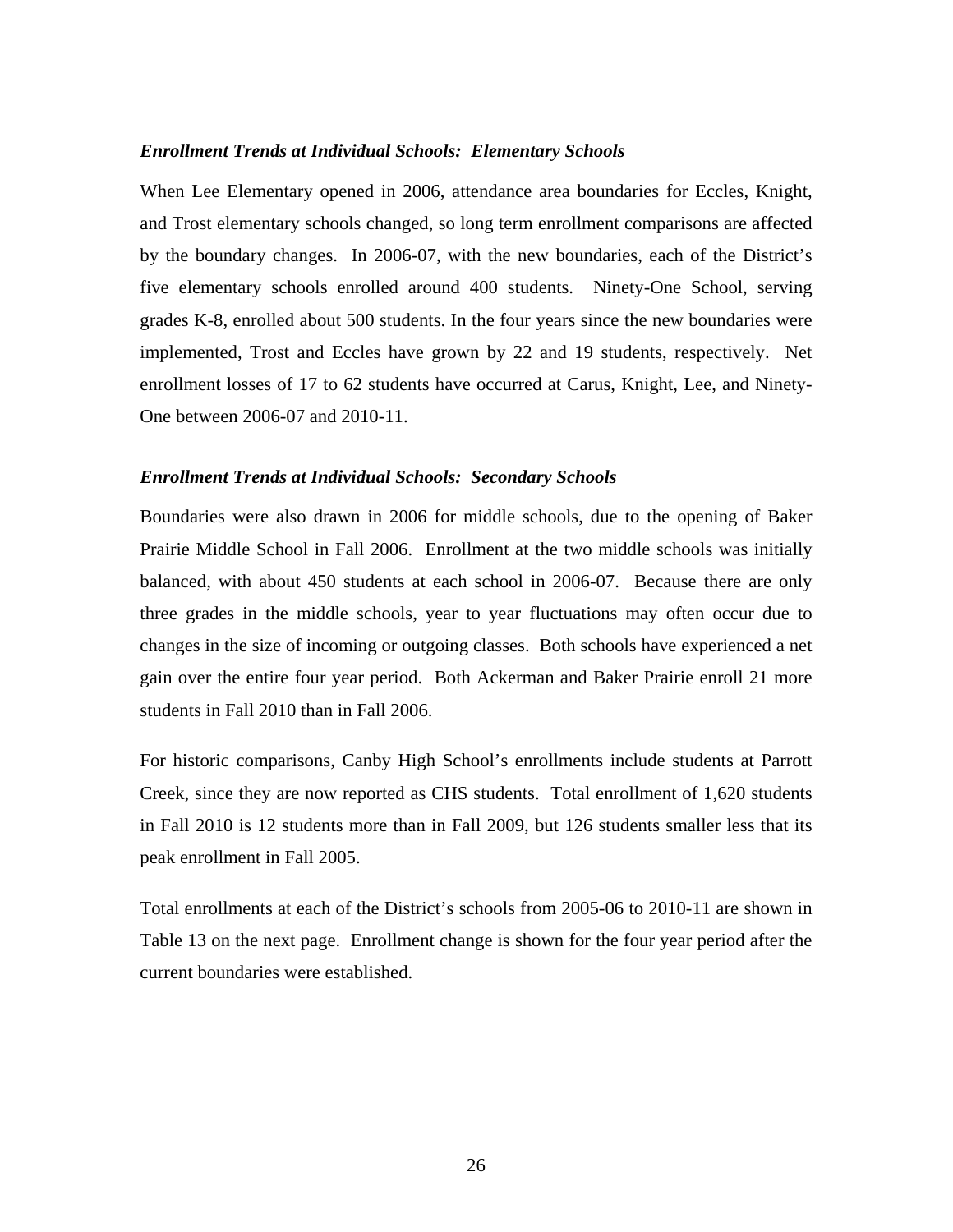***Enrollment Trends at Individual Schools: Elementary Schools***

When Lee Elementary opened in 2006, attendance area boundaries for Eccles, Knight, and Trost elementary schools changed, so long term enrollment comparisons are affected by the boundary changes. In 2006-07, with the new boundaries, each of the District's five elementary schools enrolled around 400 students. Ninety-One School, serving grades K-8, enrolled about 500 students. In the four years since the new boundaries were implemented, Trost and Eccles have grown by 22 and 19 students, respectively. Net enrollment losses of 17 to 62 students have occurred at Carus, Knight, Lee, and Ninety-One between 2006-07 and 2010-11.

***Enrollment Trends at Individual Schools: Secondary Schools***

Boundaries were also drawn in 2006 for middle schools, due to the opening of Baker Prairie Middle School in Fall 2006. Enrollment at the two middle schools was initially balanced, with about 450 students at each school in 2006-07. Because there are only three grades in the middle schools, year to year fluctuations may often occur due to changes in the size of incoming or outgoing classes. Both schools have experienced a net gain over the entire four year period. Both Ackerman and Baker Prairie enroll 21 more students in Fall 2010 than in Fall 2006.

For historic comparisons, Canby High School's enrollments include students at Parrott Creek, since they are now reported as CHS students. Total enrollment of 1,620 students in Fall 2010 is 12 students more than in Fall 2009, but 126 students smaller less that its peak enrollment in Fall 2005.

Total enrollments at each of the District's schools from 2005-06 to 2010-11 are shown in Table 13 on the next page. Enrollment change is shown for the four year period after the current boundaries were established.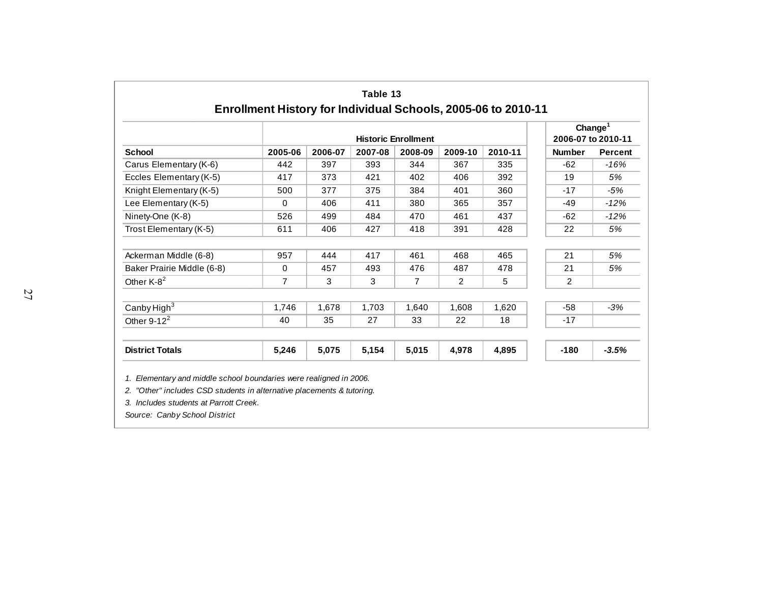### Table 13

## Enrollment History for Individual Schools, 2005-06 to 2010-11

| | Historic Enrollment | | | | | | Change[1] 2006-07 to 2010-11 | |
|---|---|---|---|---|---|---|---|---|
| **School** | **2005-06** | **2006-07** | **2007-08** | **2008-09** | **2009-10** | **2010-11** | **Number** | **Percent** |
| Carus Elementary (K-6) | 442 | 397 | 393 | 344 | 367 | 335 | -62 | *-16%* |
| Eccles Elementary (K-5) | 417 | 373 | 421 | 402 | 406 | 392 | 19 | *5%* |
| Knight Elementary (K-5) | 500 | 377 | 375 | 384 | 401 | 360 | -17 | *-5%* |
| Lee Elementary (K-5) | 0 | 406 | 411 | 380 | 365 | 357 | -49 | *-12%* |
| Ninety-One (K-8) | 526 | 499 | 484 | 470 | 461 | 437 | -62 | *-12%* |
| Trost Elementary (K-5) | 611 | 406 | 427 | 418 | 391 | 428 | 22 | *5%* |
| | | | | | | | | |
| Ackerman Middle (6-8) | 957 | 444 | 417 | 461 | 468 | 465 | 21 | *5%* |
| Baker Prairie Middle (6-8) | 0 | 457 | 493 | 476 | 487 | 478 | 21 | *5%* |
| Other K-8[2] | 7 | 3 | 3 | 7 | 2 | 5 | 2 | |
| | | | | | | | | |
| Canby High[3] | 1,746 | 1,678 | 1,703 | 1,640 | 1,608 | 1,620 | -58 | *-3%* |
| Other 9-12[2] | 40 | 35 | 27 | 33 | 22 | 18 | -17 | |
| | | | | | | | | |
| **District Totals** | **5,246** | **5,075** | **5,154** | **5,015** | **4,978** | **4,895** | **-180** | ***-3.5%*** |

*1. Elementary and middle school boundaries were realigned in 2006.*

*2. "Other" includes CSD students in alternative placements & tutoring.*

*3. Includes students at Parrott Creek.*

*Source: Canby School District*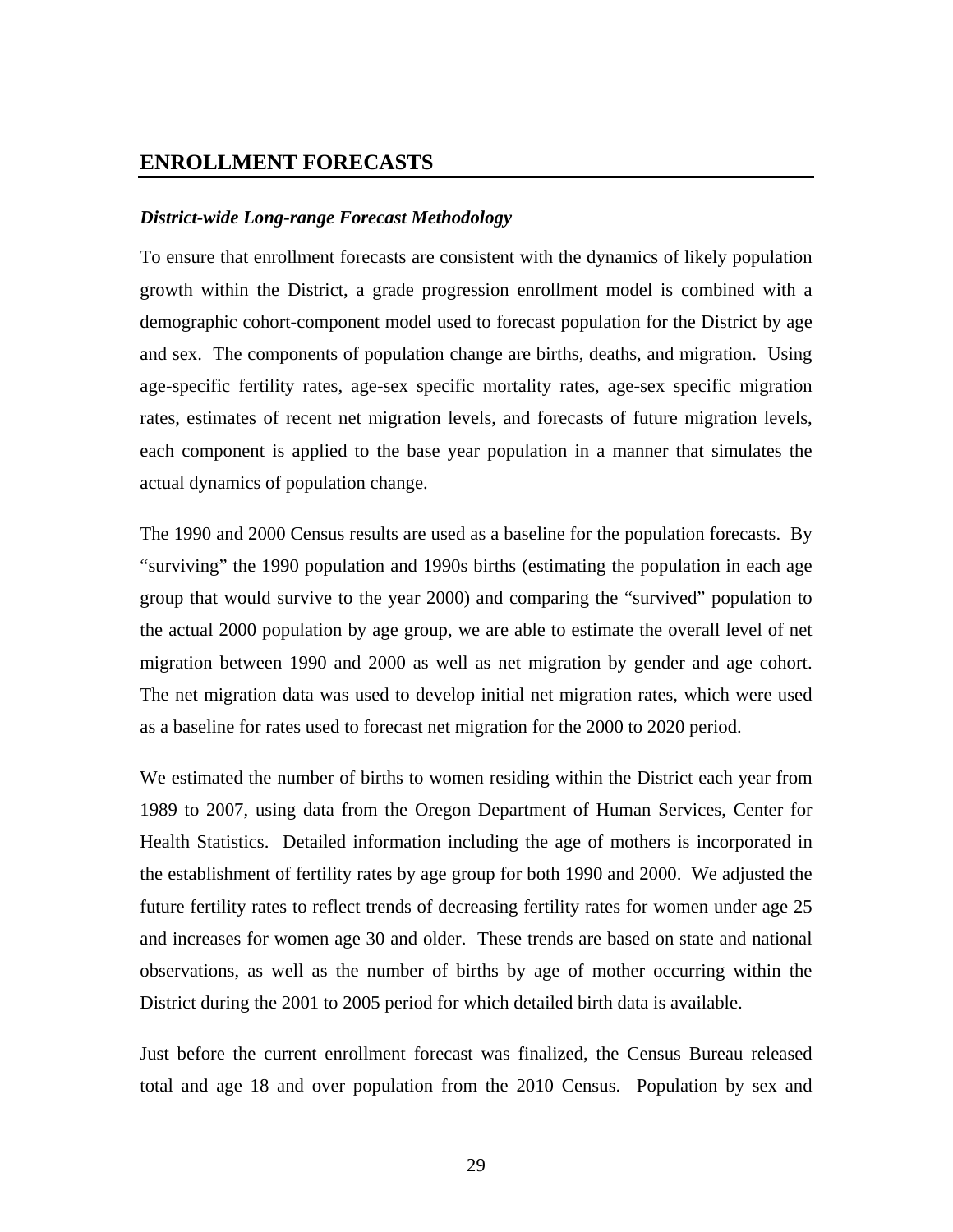## ENROLLMENT FORECASTS

### *District-wide Long-range Forecast Methodology*

To ensure that enrollment forecasts are consistent with the dynamics of likely population growth within the District, a grade progression enrollment model is combined with a demographic cohort-component model used to forecast population for the District by age and sex. The components of population change are births, deaths, and migration. Using age-specific fertility rates, age-sex specific mortality rates, age-sex specific migration rates, estimates of recent net migration levels, and forecasts of future migration levels, each component is applied to the base year population in a manner that simulates the actual dynamics of population change.

The 1990 and 2000 Census results are used as a baseline for the population forecasts. By "surviving" the 1990 population and 1990s births (estimating the population in each age group that would survive to the year 2000) and comparing the "survived" population to the actual 2000 population by age group, we are able to estimate the overall level of net migration between 1990 and 2000 as well as net migration by gender and age cohort. The net migration data was used to develop initial net migration rates, which were used as a baseline for rates used to forecast net migration for the 2000 to 2020 period.

We estimated the number of births to women residing within the District each year from 1989 to 2007, using data from the Oregon Department of Human Services, Center for Health Statistics. Detailed information including the age of mothers is incorporated in the establishment of fertility rates by age group for both 1990 and 2000. We adjusted the future fertility rates to reflect trends of decreasing fertility rates for women under age 25 and increases for women age 30 and older. These trends are based on state and national observations, as well as the number of births by age of mother occurring within the District during the 2001 to 2005 period for which detailed birth data is available.

Just before the current enrollment forecast was finalized, the Census Bureau released total and age 18 and over population from the 2010 Census. Population by sex and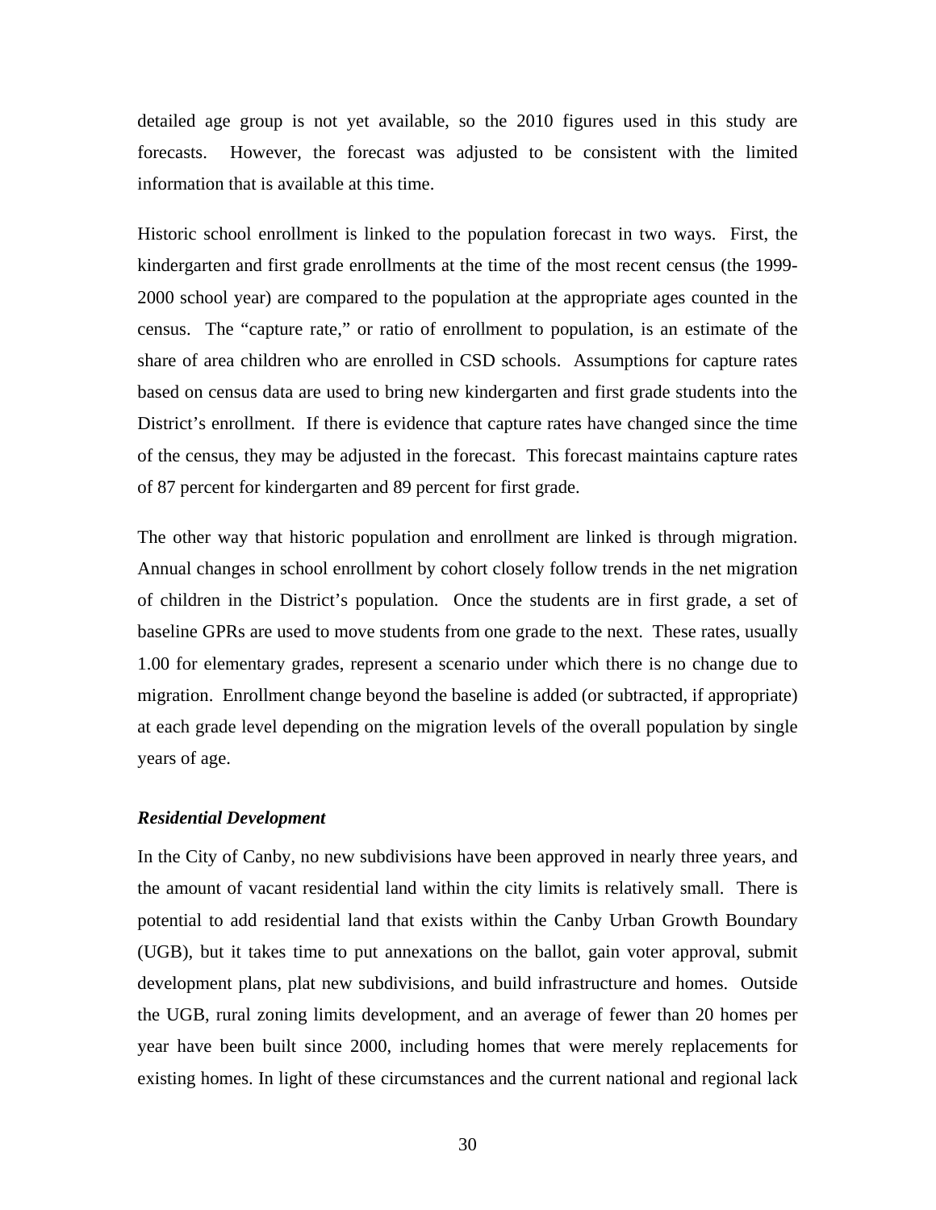detailed age group is not yet available, so the 2010 figures used in this study are forecasts. However, the forecast was adjusted to be consistent with the limited information that is available at this time.

Historic school enrollment is linked to the population forecast in two ways. First, the kindergarten and first grade enrollments at the time of the most recent census (the 1999-2000 school year) are compared to the population at the appropriate ages counted in the census. The "capture rate," or ratio of enrollment to population, is an estimate of the share of area children who are enrolled in CSD schools. Assumptions for capture rates based on census data are used to bring new kindergarten and first grade students into the District's enrollment. If there is evidence that capture rates have changed since the time of the census, they may be adjusted in the forecast. This forecast maintains capture rates of 87 percent for kindergarten and 89 percent for first grade.

The other way that historic population and enrollment are linked is through migration. Annual changes in school enrollment by cohort closely follow trends in the net migration of children in the District's population. Once the students are in first grade, a set of baseline GPRs are used to move students from one grade to the next. These rates, usually 1.00 for elementary grades, represent a scenario under which there is no change due to migration. Enrollment change beyond the baseline is added (or subtracted, if appropriate) at each grade level depending on the migration levels of the overall population by single years of age.

***Residential Development***

In the City of Canby, no new subdivisions have been approved in nearly three years, and the amount of vacant residential land within the city limits is relatively small. There is potential to add residential land that exists within the Canby Urban Growth Boundary (UGB), but it takes time to put annexations on the ballot, gain voter approval, submit development plans, plat new subdivisions, and build infrastructure and homes. Outside the UGB, rural zoning limits development, and an average of fewer than 20 homes per year have been built since 2000, including homes that were merely replacements for existing homes. In light of these circumstances and the current national and regional lack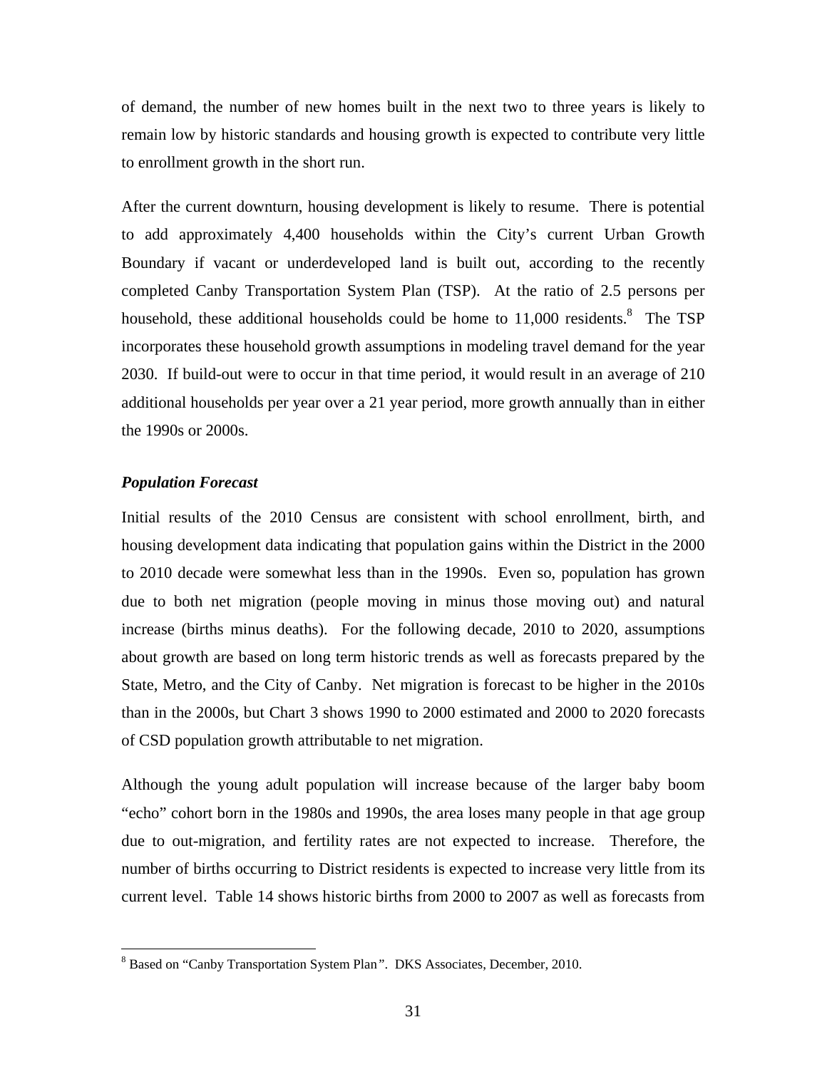of demand, the number of new homes built in the next two to three years is likely to remain low by historic standards and housing growth is expected to contribute very little to enrollment growth in the short run.

After the current downturn, housing development is likely to resume. There is potential to add approximately 4,400 households within the City's current Urban Growth Boundary if vacant or underdeveloped land is built out, according to the recently completed Canby Transportation System Plan (TSP). At the ratio of 2.5 persons per household, these additional households could be home to 11,000 residents.[8] The TSP incorporates these household growth assumptions in modeling travel demand for the year 2030. If build-out were to occur in that time period, it would result in an average of 210 additional households per year over a 21 year period, more growth annually than in either the 1990s or 2000s.

### *Population Forecast*

Initial results of the 2010 Census are consistent with school enrollment, birth, and housing development data indicating that population gains within the District in the 2000 to 2010 decade were somewhat less than in the 1990s. Even so, population has grown due to both net migration (people moving in minus those moving out) and natural increase (births minus deaths). For the following decade, 2010 to 2020, assumptions about growth are based on long term historic trends as well as forecasts prepared by the State, Metro, and the City of Canby. Net migration is forecast to be higher in the 2010s than in the 2000s, but Chart 3 shows 1990 to 2000 estimated and 2000 to 2020 forecasts of CSD population growth attributable to net migration.

Although the young adult population will increase because of the larger baby boom "echo" cohort born in the 1980s and 1990s, the area loses many people in that age group due to out-migration, and fertility rates are not expected to increase. Therefore, the number of births occurring to District residents is expected to increase very little from its current level. Table 14 shows historic births from 2000 to 2007 as well as forecasts from

[8] Based on "Canby Transportation System Plan". DKS Associates, December, 2010.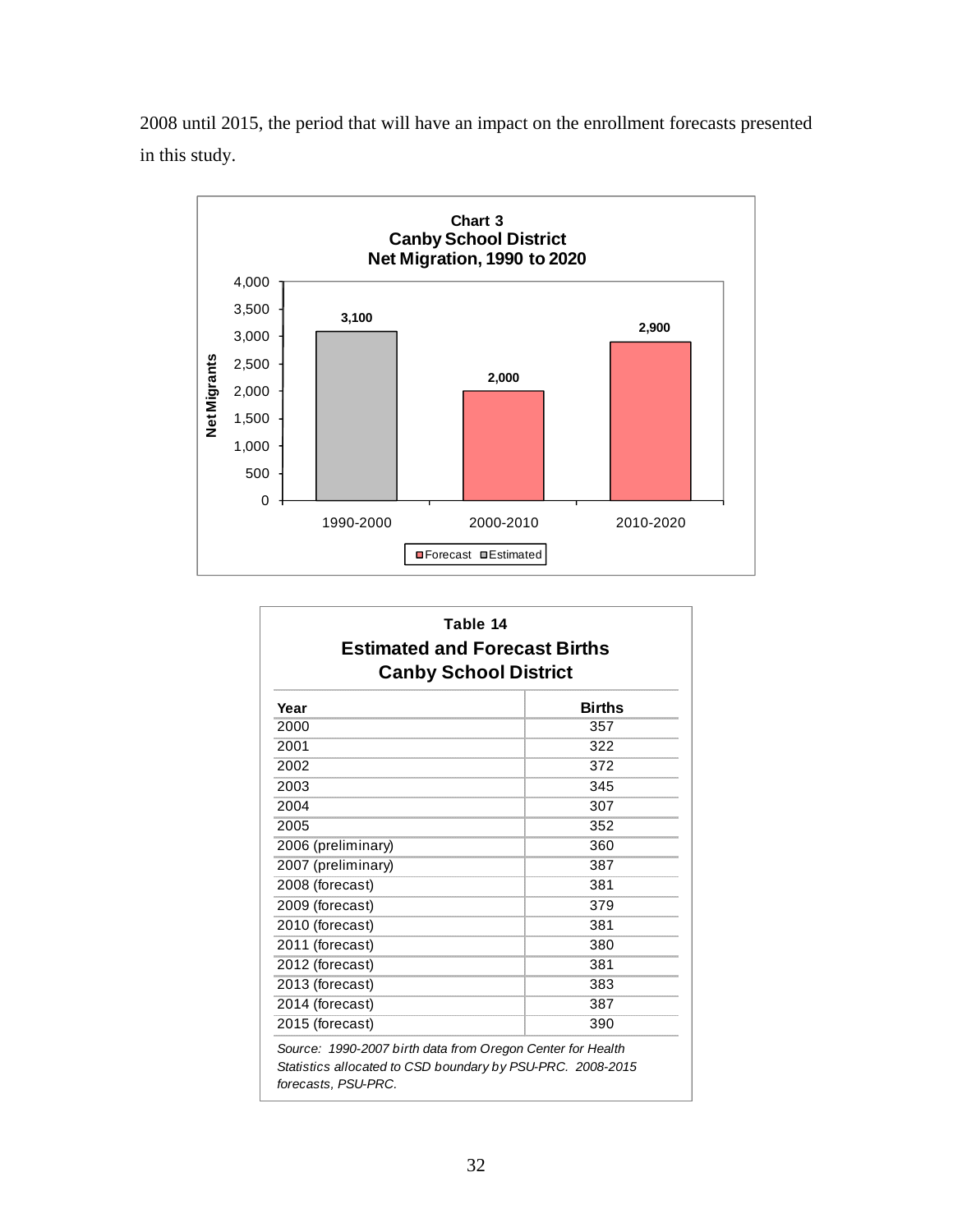2008 until 2015, the period that will have an impact on the enrollment forecasts presented in this study.

**Chart 3**
**Canby School District**
**Net Migration, 1990 to 2020**

| Period | Net Migrants | Type |
|---|---|---|
| 1990-2000 | 3,100 | Estimated |
| 2000-2010 | 2,000 | Forecast |
| 2010-2020 | 2,900 | Forecast |

**Table 14**
**Estimated and Forecast Births**
**Canby School District**

| Year | Births |
|---|---|
| 2000 | 357 |
| 2001 | 322 |
| 2002 | 372 |
| 2003 | 345 |
| 2004 | 307 |
| 2005 | 352 |
| 2006 (preliminary) | 360 |
| 2007 (preliminary) | 387 |
| 2008 (forecast) | 381 |
| 2009 (forecast) | 379 |
| 2010 (forecast) | 381 |
| 2011 (forecast) | 380 |
| 2012 (forecast) | 381 |
| 2013 (forecast) | 383 |
| 2014 (forecast) | 387 |
| 2015 (forecast) | 390 |

*Source: 1990-2007 birth data from Oregon Center for Health Statistics allocated to CSD boundary by PSU-PRC. 2008-2015 forecasts, PSU-PRC.*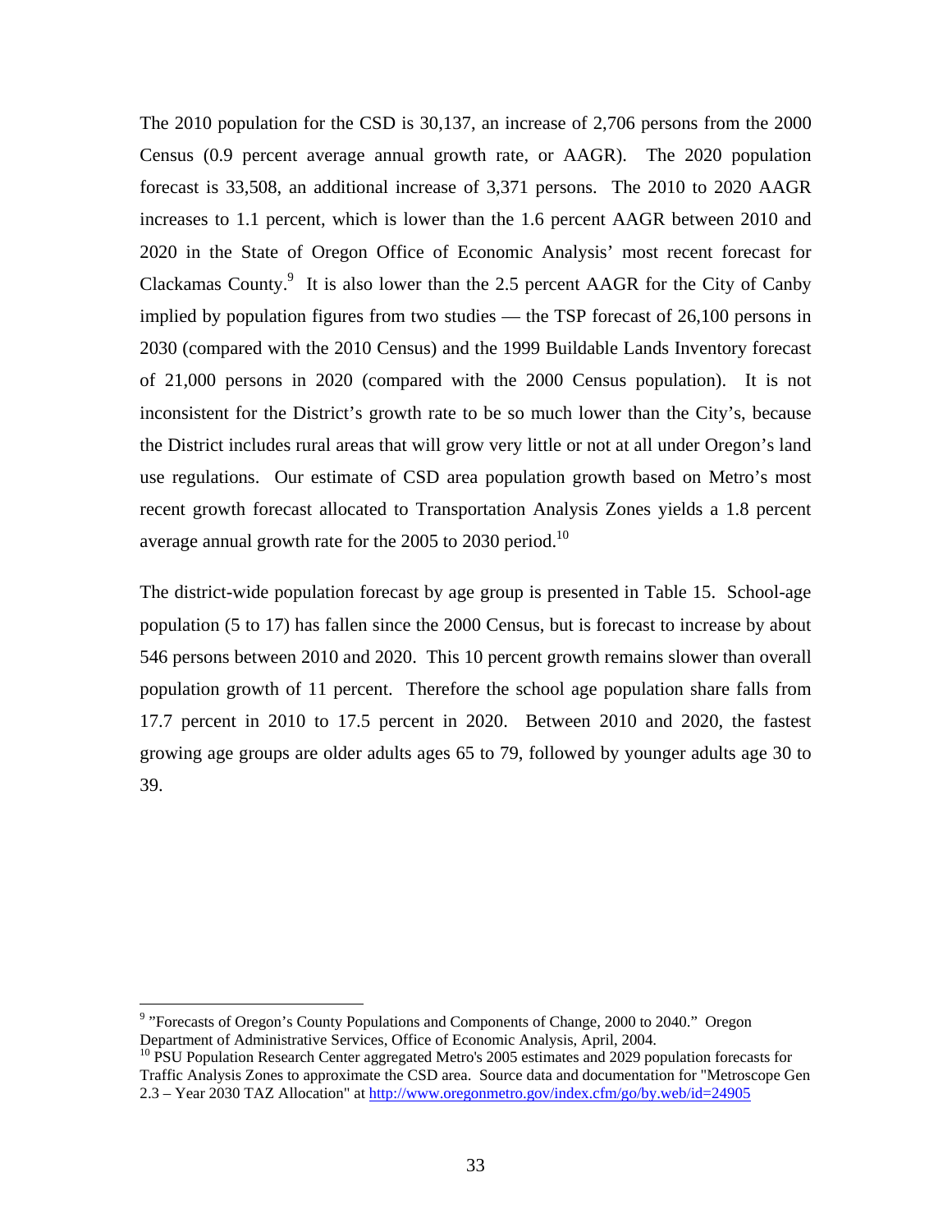The 2010 population for the CSD is 30,137, an increase of 2,706 persons from the 2000 Census (0.9 percent average annual growth rate, or AAGR). The 2020 population forecast is 33,508, an additional increase of 3,371 persons. The 2010 to 2020 AAGR increases to 1.1 percent, which is lower than the 1.6 percent AAGR between 2010 and 2020 in the State of Oregon Office of Economic Analysis' most recent forecast for Clackamas County.[9] It is also lower than the 2.5 percent AAGR for the City of Canby implied by population figures from two studies — the TSP forecast of 26,100 persons in 2030 (compared with the 2010 Census) and the 1999 Buildable Lands Inventory forecast of 21,000 persons in 2020 (compared with the 2000 Census population). It is not inconsistent for the District's growth rate to be so much lower than the City's, because the District includes rural areas that will grow very little or not at all under Oregon's land use regulations. Our estimate of CSD area population growth based on Metro's most recent growth forecast allocated to Transportation Analysis Zones yields a 1.8 percent average annual growth rate for the 2005 to 2030 period.[10]

The district-wide population forecast by age group is presented in Table 15. School-age population (5 to 17) has fallen since the 2000 Census, but is forecast to increase by about 546 persons between 2010 and 2020. This 10 percent growth remains slower than overall population growth of 11 percent. Therefore the school age population share falls from 17.7 percent in 2010 to 17.5 percent in 2020. Between 2010 and 2020, the fastest growing age groups are older adults ages 65 to 79, followed by younger adults age 30 to 39.

---

[9] "Forecasts of Oregon's County Populations and Components of Change, 2000 to 2040." Oregon Department of Administrative Services, Office of Economic Analysis, April, 2004.

[10] PSU Population Research Center aggregated Metro's 2005 estimates and 2029 population forecasts for Traffic Analysis Zones to approximate the CSD area. Source data and documentation for "Metroscope Gen 2.3 – Year 2030 TAZ Allocation" at http://www.oregonmetro.gov/index.cfm/go/by.web/id=24905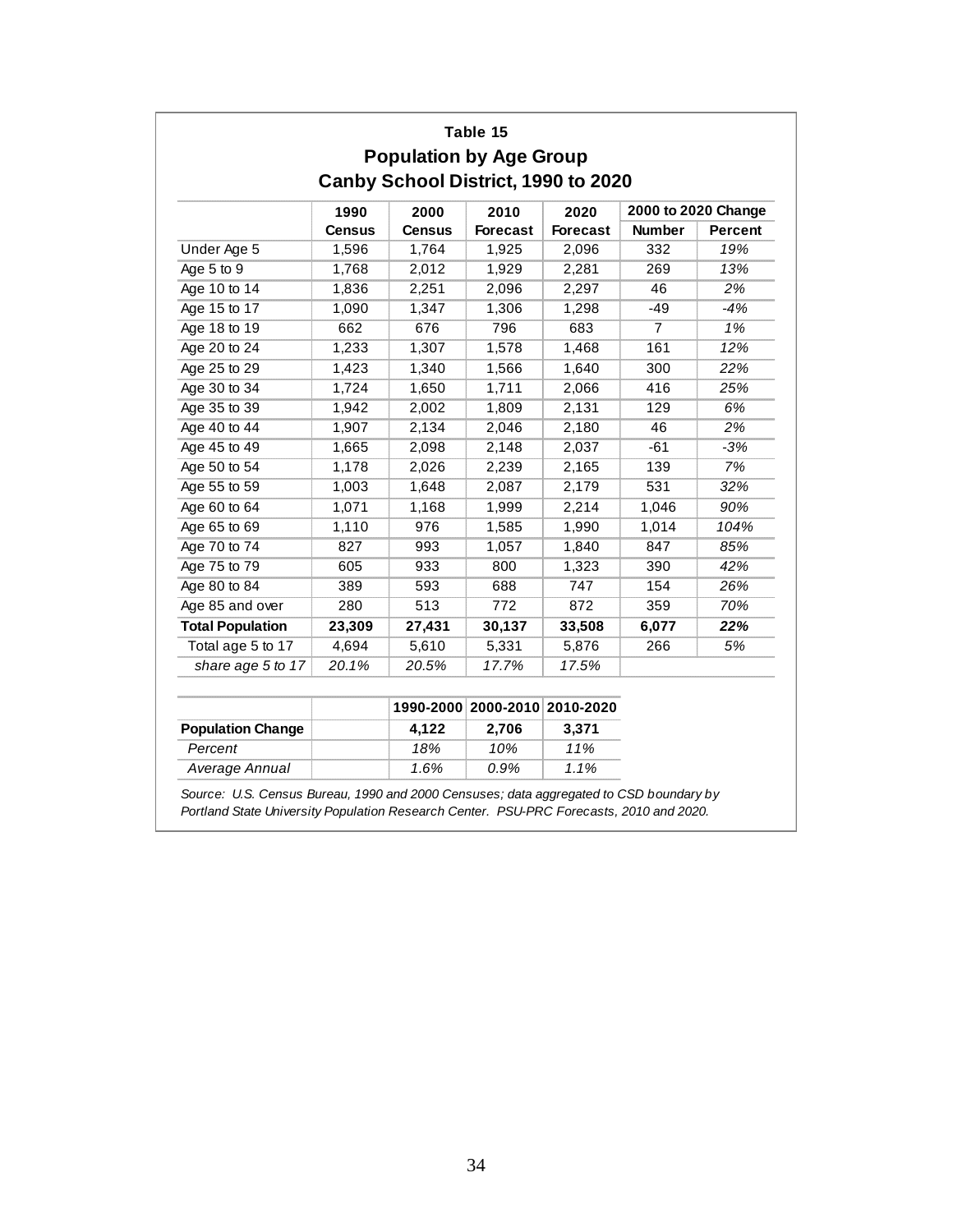**Table 15**

**Population by Age Group**

**Canby School District, 1990 to 2020**

| | 1990 Census | 2000 Census | 2010 Forecast | 2020 Forecast | 2000 to 2020 Change | |
|---|---|---|---|---|---|---|
| | | | | | Number | Percent |
| Under Age 5 | 1,596 | 1,764 | 1,925 | 2,096 | 332 | *19%* |
| Age 5 to 9 | 1,768 | 2,012 | 1,929 | 2,281 | 269 | *13%* |
| Age 10 to 14 | 1,836 | 2,251 | 2,096 | 2,297 | 46 | *2%* |
| Age 15 to 17 | 1,090 | 1,347 | 1,306 | 1,298 | -49 | *-4%* |
| Age 18 to 19 | 662 | 676 | 796 | 683 | 7 | *1%* |
| Age 20 to 24 | 1,233 | 1,307 | 1,578 | 1,468 | 161 | *12%* |
| Age 25 to 29 | 1,423 | 1,340 | 1,566 | 1,640 | 300 | *22%* |
| Age 30 to 34 | 1,724 | 1,650 | 1,711 | 2,066 | 416 | *25%* |
| Age 35 to 39 | 1,942 | 2,002 | 1,809 | 2,131 | 129 | *6%* |
| Age 40 to 44 | 1,907 | 2,134 | 2,046 | 2,180 | 46 | *2%* |
| Age 45 to 49 | 1,665 | 2,098 | 2,148 | 2,037 | -61 | *-3%* |
| Age 50 to 54 | 1,178 | 2,026 | 2,239 | 2,165 | 139 | *7%* |
| Age 55 to 59 | 1,003 | 1,648 | 2,087 | 2,179 | 531 | *32%* |
| Age 60 to 64 | 1,071 | 1,168 | 1,999 | 2,214 | 1,046 | *90%* |
| Age 65 to 69 | 1,110 | 976 | 1,585 | 1,990 | 1,014 | *104%* |
| Age 70 to 74 | 827 | 993 | 1,057 | 1,840 | 847 | *85%* |
| Age 75 to 79 | 605 | 933 | 800 | 1,323 | 390 | *42%* |
| Age 80 to 84 | 389 | 593 | 688 | 747 | 154 | *26%* |
| Age 85 and over | 280 | 513 | 772 | 872 | 359 | *70%* |
| **Total Population** | **23,309** | **27,431** | **30,137** | **33,508** | **6,077** | ***22%*** |
| Total age 5 to 17 | 4,694 | 5,610 | 5,331 | 5,876 | 266 | *5%* |
| *share age 5 to 17* | *20.1%* | *20.5%* | *17.7%* | *17.5%* | | |

| | | 1990-2000 | 2000-2010 | 2010-2020 |
|---|---|---|---|---|
| **Population Change** | | **4,122** | **2,706** | **3,371** |
| *Percent* | | *18%* | *10%* | *11%* |
| *Average Annual* | | *1.6%* | *0.9%* | *1.1%* |

*Source: U.S. Census Bureau, 1990 and 2000 Censuses; data aggregated to CSD boundary by Portland State University Population Research Center. PSU-PRC Forecasts, 2010 and 2020.*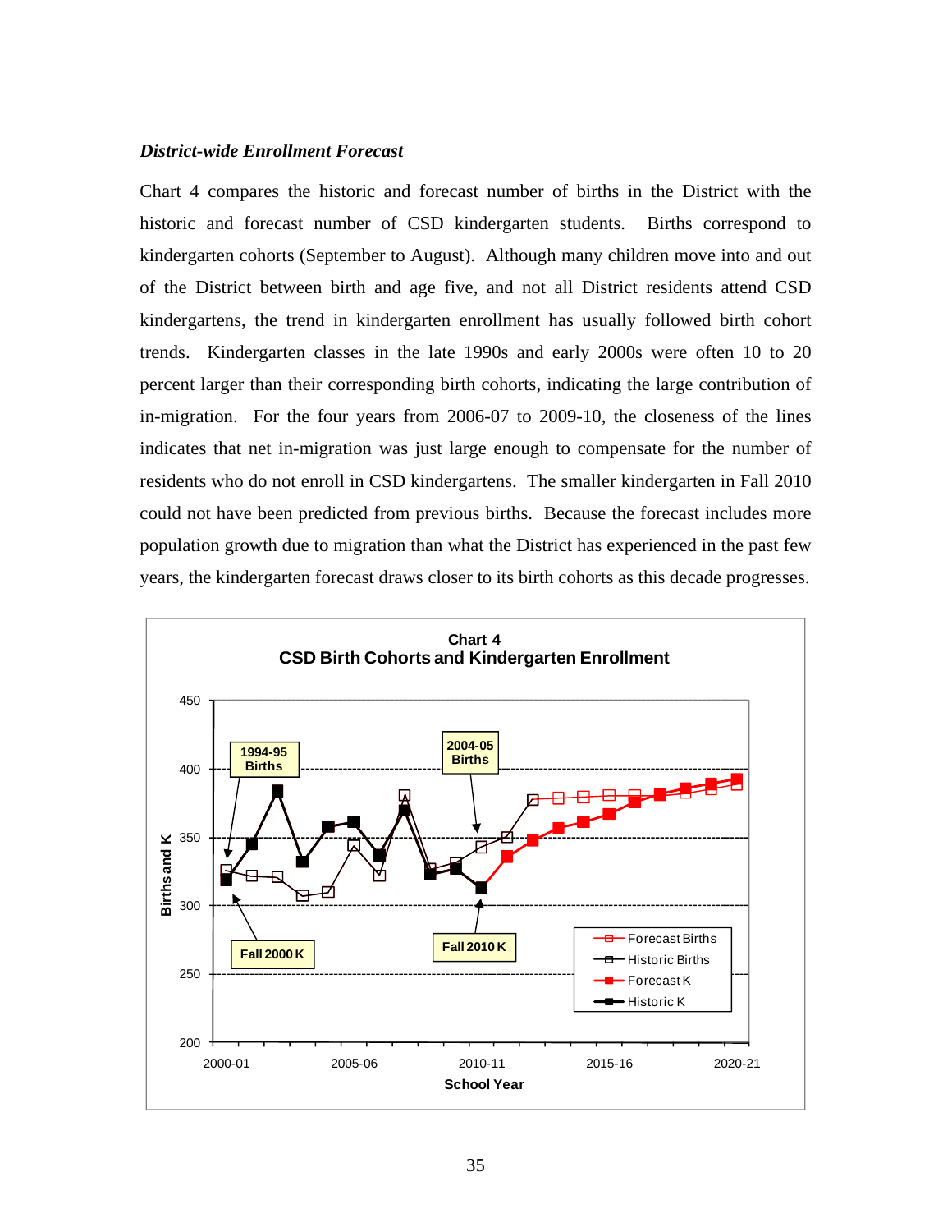### *District-wide Enrollment Forecast*

Chart 4 compares the historic and forecast number of births in the District with the historic and forecast number of CSD kindergarten students. Births correspond to kindergarten cohorts (September to August). Although many children move into and out of the District between birth and age five, and not all District residents attend CSD kindergartens, the trend in kindergarten enrollment has usually followed birth cohort trends. Kindergarten classes in the late 1990s and early 2000s were often 10 to 20 percent larger than their corresponding birth cohorts, indicating the large contribution of in-migration. For the four years from 2006-07 to 2009-10, the closeness of the lines indicates that net in-migration was just large enough to compensate for the number of residents who do not enroll in CSD kindergartens. The smaller kindergarten in Fall 2010 could not have been predicted from previous births. Because the forecast includes more population growth due to migration than what the District has experienced in the past few years, the kindergarten forecast draws closer to its birth cohorts as this decade progresses.

**Chart 4**
**CSD Birth Cohorts and Kindergarten Enrollment**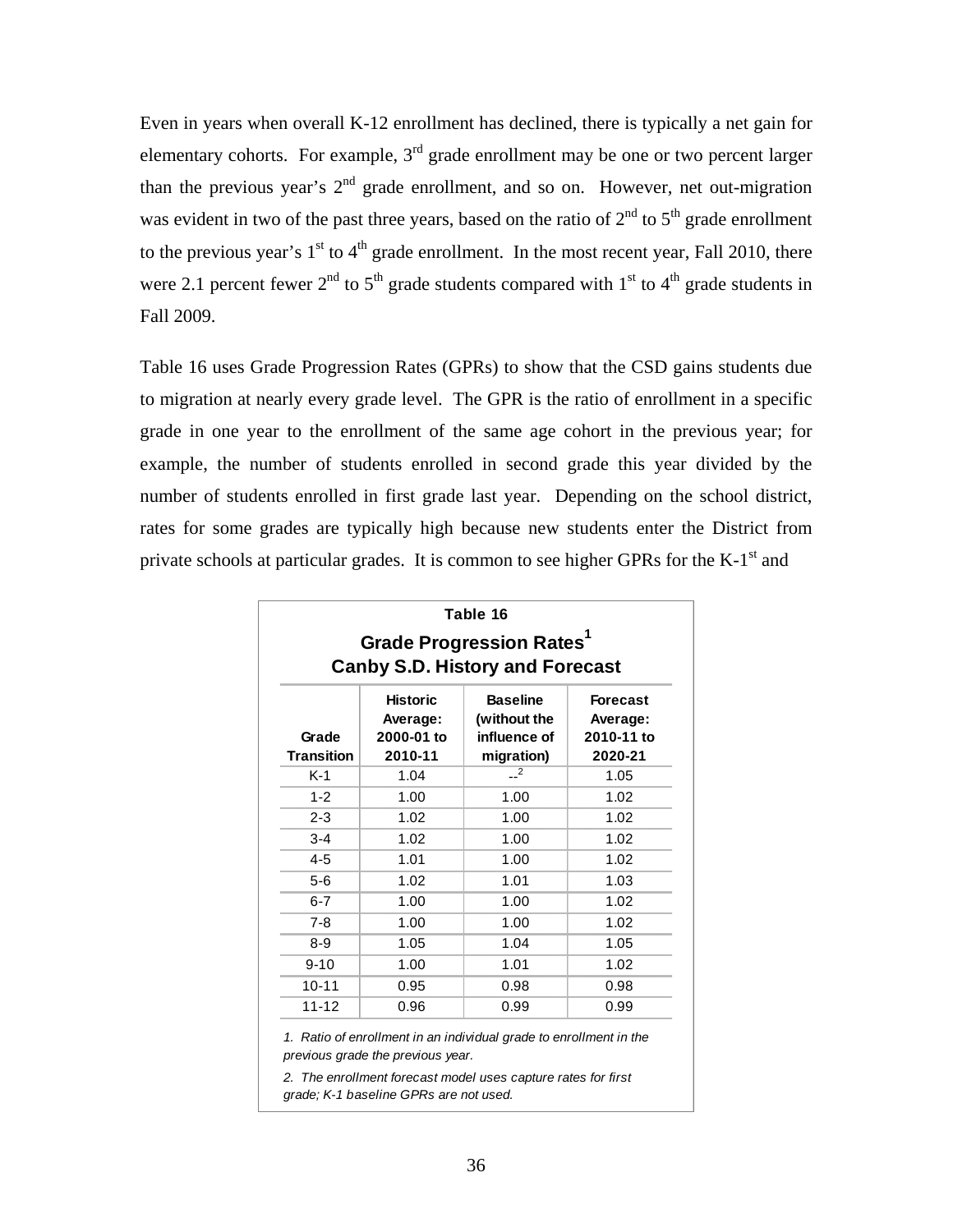Even in years when overall K-12 enrollment has declined, there is typically a net gain for elementary cohorts. For example, 3rd grade enrollment may be one or two percent larger than the previous year's 2nd grade enrollment, and so on. However, net out-migration was evident in two of the past three years, based on the ratio of 2nd to 5th grade enrollment to the previous year's 1st to 4th grade enrollment. In the most recent year, Fall 2010, there were 2.1 percent fewer 2nd to 5th grade students compared with 1st to 4th grade students in Fall 2009.

Table 16 uses Grade Progression Rates (GPRs) to show that the CSD gains students due to migration at nearly every grade level. The GPR is the ratio of enrollment in a specific grade in one year to the enrollment of the same age cohort in the previous year; for example, the number of students enrolled in second grade this year divided by the number of students enrolled in first grade last year. Depending on the school district, rates for some grades are typically high because new students enter the District from private schools at particular grades. It is common to see higher GPRs for the K-1st and

**Table 16**

**Grade Progression Rates[1]**
**Canby S.D. History and Forecast**

| Grade Transition | Historic Average: 2000-01 to 2010-11 | Baseline (without the influence of migration) | Forecast Average: 2010-11 to 2020-21 |
|---|---|---|---|
| K-1 | 1.04 | --[2] | 1.05 |
| 1-2 | 1.00 | 1.00 | 1.02 |
| 2-3 | 1.02 | 1.00 | 1.02 |
| 3-4 | 1.02 | 1.00 | 1.02 |
| 4-5 | 1.01 | 1.00 | 1.02 |
| 5-6 | 1.02 | 1.01 | 1.03 |
| 6-7 | 1.00 | 1.00 | 1.02 |
| 7-8 | 1.00 | 1.00 | 1.02 |
| 8-9 | 1.05 | 1.04 | 1.05 |
| 9-10 | 1.00 | 1.01 | 1.02 |
| 10-11 | 0.95 | 0.98 | 0.98 |
| 11-12 | 0.96 | 0.99 | 0.99 |

*1. Ratio of enrollment in an individual grade to enrollment in the previous grade the previous year.*

*2. The enrollment forecast model uses capture rates for first grade; K-1 baseline GPRs are not used.*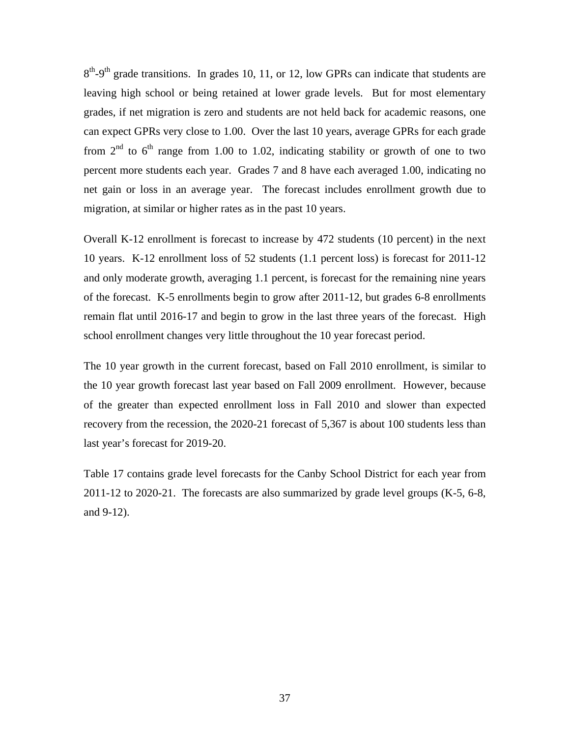$8^{th}$-$9^{th}$ grade transitions. In grades 10, 11, or 12, low GPRs can indicate that students are leaving high school or being retained at lower grade levels. But for most elementary grades, if net migration is zero and students are not held back for academic reasons, one can expect GPRs very close to 1.00. Over the last 10 years, average GPRs for each grade from $2^{nd}$ to $6^{th}$ range from 1.00 to 1.02, indicating stability or growth of one to two percent more students each year. Grades 7 and 8 have each averaged 1.00, indicating no net gain or loss in an average year. The forecast includes enrollment growth due to migration, at similar or higher rates as in the past 10 years.

Overall K-12 enrollment is forecast to increase by 472 students (10 percent) in the next 10 years. K-12 enrollment loss of 52 students (1.1 percent loss) is forecast for 2011-12 and only moderate growth, averaging 1.1 percent, is forecast for the remaining nine years of the forecast. K-5 enrollments begin to grow after 2011-12, but grades 6-8 enrollments remain flat until 2016-17 and begin to grow in the last three years of the forecast. High school enrollment changes very little throughout the 10 year forecast period.

The 10 year growth in the current forecast, based on Fall 2010 enrollment, is similar to the 10 year growth forecast last year based on Fall 2009 enrollment. However, because of the greater than expected enrollment loss in Fall 2010 and slower than expected recovery from the recession, the 2020-21 forecast of 5,367 is about 100 students less than last year's forecast for 2019-20.

Table 17 contains grade level forecasts for the Canby School District for each year from 2011-12 to 2020-21. The forecasts are also summarized by grade level groups (K-5, 6-8, and 9-12).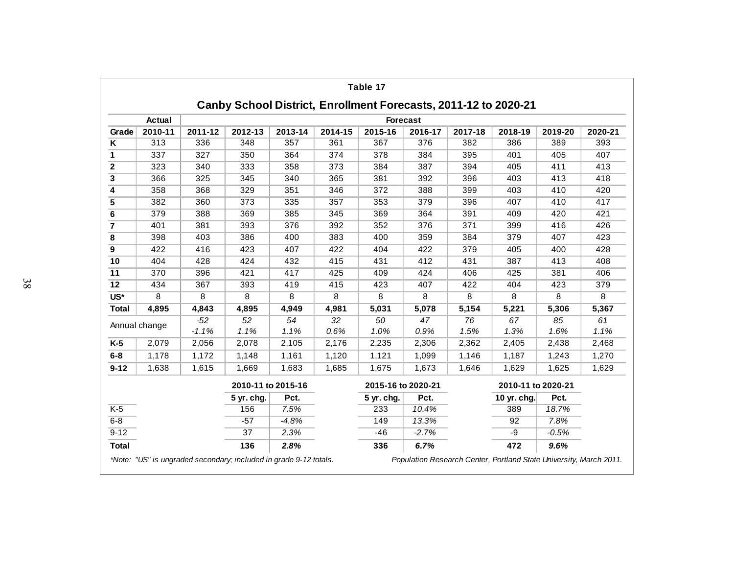**Table 17**

## Canby School District, Enrollment Forecasts, 2011-12 to 2020-21

| | Actual | Forecast | | | | | | | | | |
|---|---|---|---|---|---|---|---|---|---|---|---|
| **Grade** | **2010-11** | **2011-12** | **2012-13** | **2013-14** | **2014-15** | **2015-16** | **2016-17** | **2017-18** | **2018-19** | **2019-20** | **2020-21** |
| **K** | 313 | 336 | 348 | 357 | 361 | 367 | 376 | 382 | 386 | 389 | 393 |
| **1** | 337 | 327 | 350 | 364 | 374 | 378 | 384 | 395 | 401 | 405 | 407 |
| **2** | 323 | 340 | 333 | 358 | 373 | 384 | 387 | 394 | 405 | 411 | 413 |
| **3** | 366 | 325 | 345 | 340 | 365 | 381 | 392 | 396 | 403 | 413 | 418 |
| **4** | 358 | 368 | 329 | 351 | 346 | 372 | 388 | 399 | 403 | 410 | 420 |
| **5** | 382 | 360 | 373 | 335 | 357 | 353 | 379 | 396 | 407 | 410 | 417 |
| **6** | 379 | 388 | 369 | 385 | 345 | 369 | 364 | 391 | 409 | 420 | 421 |
| **7** | 401 | 381 | 393 | 376 | 392 | 352 | 376 | 371 | 399 | 416 | 426 |
| **8** | 398 | 403 | 386 | 400 | 383 | 400 | 359 | 384 | 379 | 407 | 423 |
| **9** | 422 | 416 | 423 | 407 | 422 | 404 | 422 | 379 | 405 | 400 | 428 |
| **10** | 404 | 428 | 424 | 432 | 415 | 431 | 412 | 431 | 387 | 413 | 408 |
| **11** | 370 | 396 | 421 | 417 | 425 | 409 | 424 | 406 | 425 | 381 | 406 |
| **12** | 434 | 367 | 393 | 419 | 415 | 423 | 407 | 422 | 404 | 423 | 379 |
| **US*** | 8 | 8 | 8 | 8 | 8 | 8 | 8 | 8 | 8 | 8 | 8 |
| **Total** | **4,895** | **4,843** | **4,895** | **4,949** | **4,981** | **5,031** | **5,078** | **5,154** | **5,221** | **5,306** | **5,367** |
| Annual change | | *-52* | *52* | *54* | *32* | *50* | *47* | *76* | *67* | *85* | *61* |
| | | *-1.1%* | *1.1%* | *1.1%* | *0.6%* | *1.0%* | *0.9%* | *1.5%* | *1.3%* | *1.6%* | *1.1%* |
| **K-5** | 2,079 | 2,056 | 2,078 | 2,105 | 2,176 | 2,235 | 2,306 | 2,362 | 2,405 | 2,438 | 2,468 |
| **6-8** | 1,178 | 1,172 | 1,148 | 1,161 | 1,120 | 1,121 | 1,099 | 1,146 | 1,187 | 1,243 | 1,270 |
| **9-12** | 1,638 | 1,615 | 1,669 | 1,683 | 1,685 | 1,675 | 1,673 | 1,646 | 1,629 | 1,625 | 1,629 |

| | 2010-11 to 2015-16 | | 2015-16 to 2020-21 | | 2010-11 to 2020-21 | |
|---|---|---|---|---|---|---|
| | **5 yr. chg.** | **Pct.** | **5 yr. chg.** | **Pct.** | **10 yr. chg.** | **Pct.** |
| K-5 | 156 | *7.5%* | 233 | *10.4%* | 389 | *18.7%* |
| 6-8 | -57 | *-4.8%* | 149 | *13.3%* | 92 | *7.8%* |
| 9-12 | 37 | *2.3%* | -46 | *-2.7%* | -9 | *-0.5%* |
| **Total** | **136** | ***2.8%*** | **336** | ***6.7%*** | **472** | ***9.6%*** |

*\*Note: "US" is ungraded secondary; included in grade 9-12 totals.*

*Population Research Center, Portland State University, March 2011.*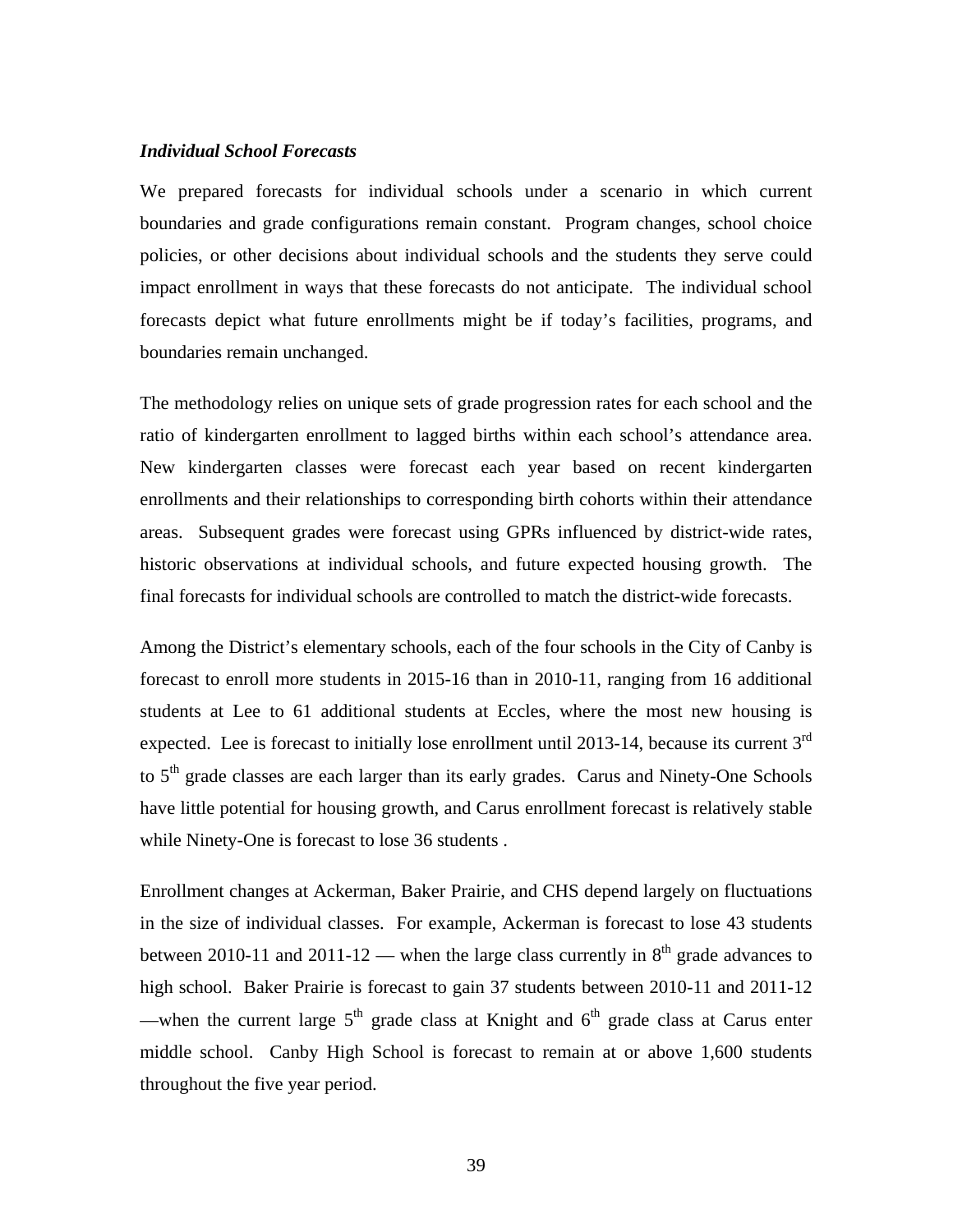*Individual School Forecasts*

We prepared forecasts for individual schools under a scenario in which current boundaries and grade configurations remain constant. Program changes, school choice policies, or other decisions about individual schools and the students they serve could impact enrollment in ways that these forecasts do not anticipate. The individual school forecasts depict what future enrollments might be if today's facilities, programs, and boundaries remain unchanged.

The methodology relies on unique sets of grade progression rates for each school and the ratio of kindergarten enrollment to lagged births within each school's attendance area. New kindergarten classes were forecast each year based on recent kindergarten enrollments and their relationships to corresponding birth cohorts within their attendance areas. Subsequent grades were forecast using GPRs influenced by district-wide rates, historic observations at individual schools, and future expected housing growth. The final forecasts for individual schools are controlled to match the district-wide forecasts.

Among the District's elementary schools, each of the four schools in the City of Canby is forecast to enroll more students in 2015-16 than in 2010-11, ranging from 16 additional students at Lee to 61 additional students at Eccles, where the most new housing is expected. Lee is forecast to initially lose enrollment until 2013-14, because its current 3rd to 5th grade classes are each larger than its early grades. Carus and Ninety-One Schools have little potential for housing growth, and Carus enrollment forecast is relatively stable while Ninety-One is forecast to lose 36 students .

Enrollment changes at Ackerman, Baker Prairie, and CHS depend largely on fluctuations in the size of individual classes. For example, Ackerman is forecast to lose 43 students between 2010-11 and 2011-12 — when the large class currently in 8th grade advances to high school. Baker Prairie is forecast to gain 37 students between 2010-11 and 2011-12 —when the current large 5th grade class at Knight and 6th grade class at Carus enter middle school. Canby High School is forecast to remain at or above 1,600 students throughout the five year period.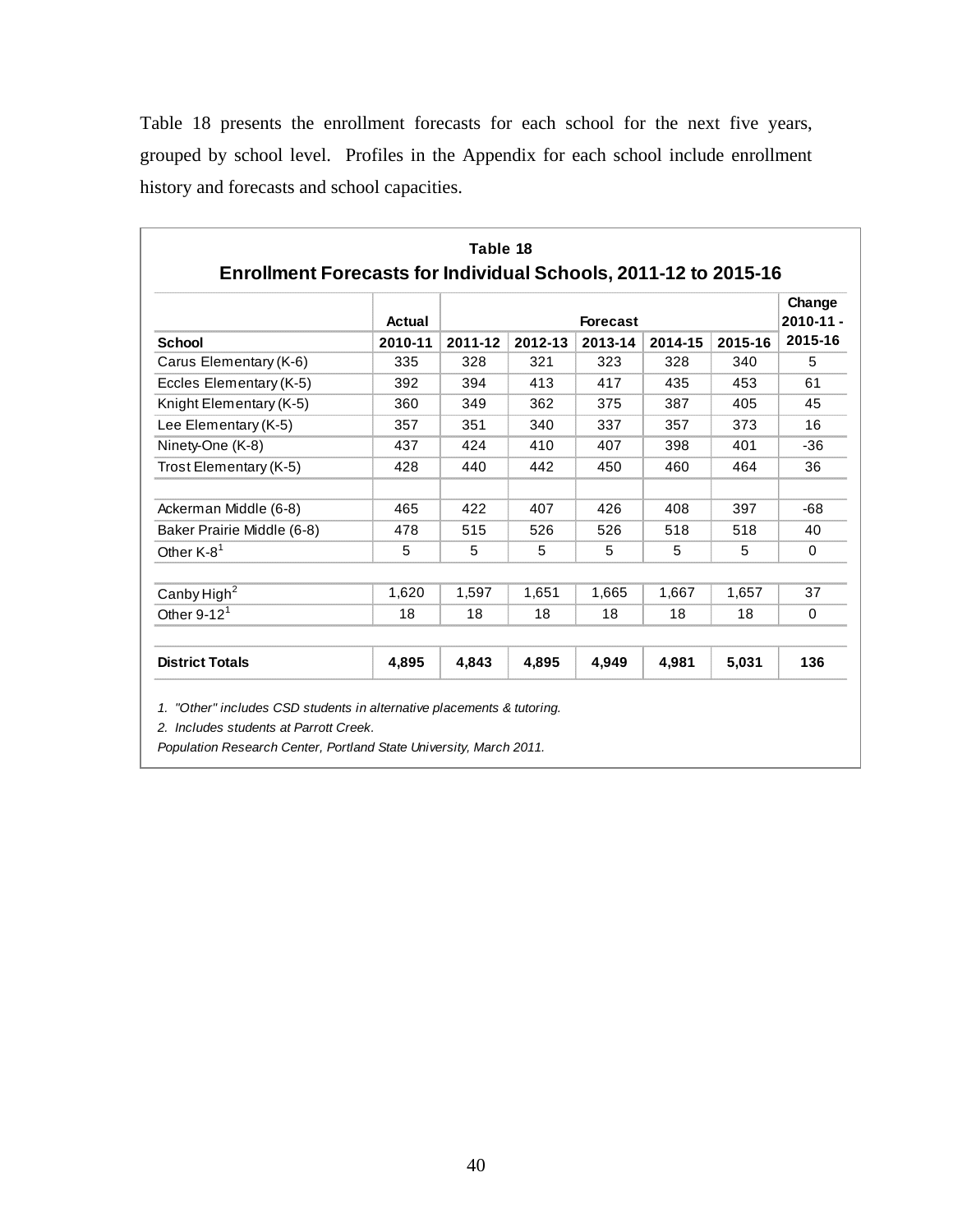Table 18 presents the enrollment forecasts for each school for the next five years, grouped by school level. Profiles in the Appendix for each school include enrollment history and forecasts and school capacities.

**Table 18**
**Enrollment Forecasts for Individual Schools, 2011-12 to 2015-16**

| | Actual | Forecast | | | | | Change 2010-11 - |
|---|---|---|---|---|---|---|---|
| **School** | **2010-11** | **2011-12** | **2012-13** | **2013-14** | **2014-15** | **2015-16** | **2015-16** |
| Carus Elementary (K-6) | 335 | 328 | 321 | 323 | 328 | 340 | 5 |
| Eccles Elementary (K-5) | 392 | 394 | 413 | 417 | 435 | 453 | 61 |
| Knight Elementary (K-5) | 360 | 349 | 362 | 375 | 387 | 405 | 45 |
| Lee Elementary (K-5) | 357 | 351 | 340 | 337 | 357 | 373 | 16 |
| Ninety-One (K-8) | 437 | 424 | 410 | 407 | 398 | 401 | -36 |
| Trost Elementary (K-5) | 428 | 440 | 442 | 450 | 460 | 464 | 36 |
| | | | | | | | |
| Ackerman Middle (6-8) | 465 | 422 | 407 | 426 | 408 | 397 | -68 |
| Baker Prairie Middle (6-8) | 478 | 515 | 526 | 526 | 518 | 518 | 40 |
| Other K-8[1] | 5 | 5 | 5 | 5 | 5 | 5 | 0 |
| | | | | | | | |
| Canby High[2] | 1,620 | 1,597 | 1,651 | 1,665 | 1,667 | 1,657 | 37 |
| Other 9-12[1] | 18 | 18 | 18 | 18 | 18 | 18 | 0 |
| | | | | | | | |
| **District Totals** | **4,895** | **4,843** | **4,895** | **4,949** | **4,981** | **5,031** | **136** |

*1. "Other" includes CSD students in alternative placements & tutoring.*

*2. Includes students at Parrott Creek.*

*Population Research Center, Portland State University, March 2011.*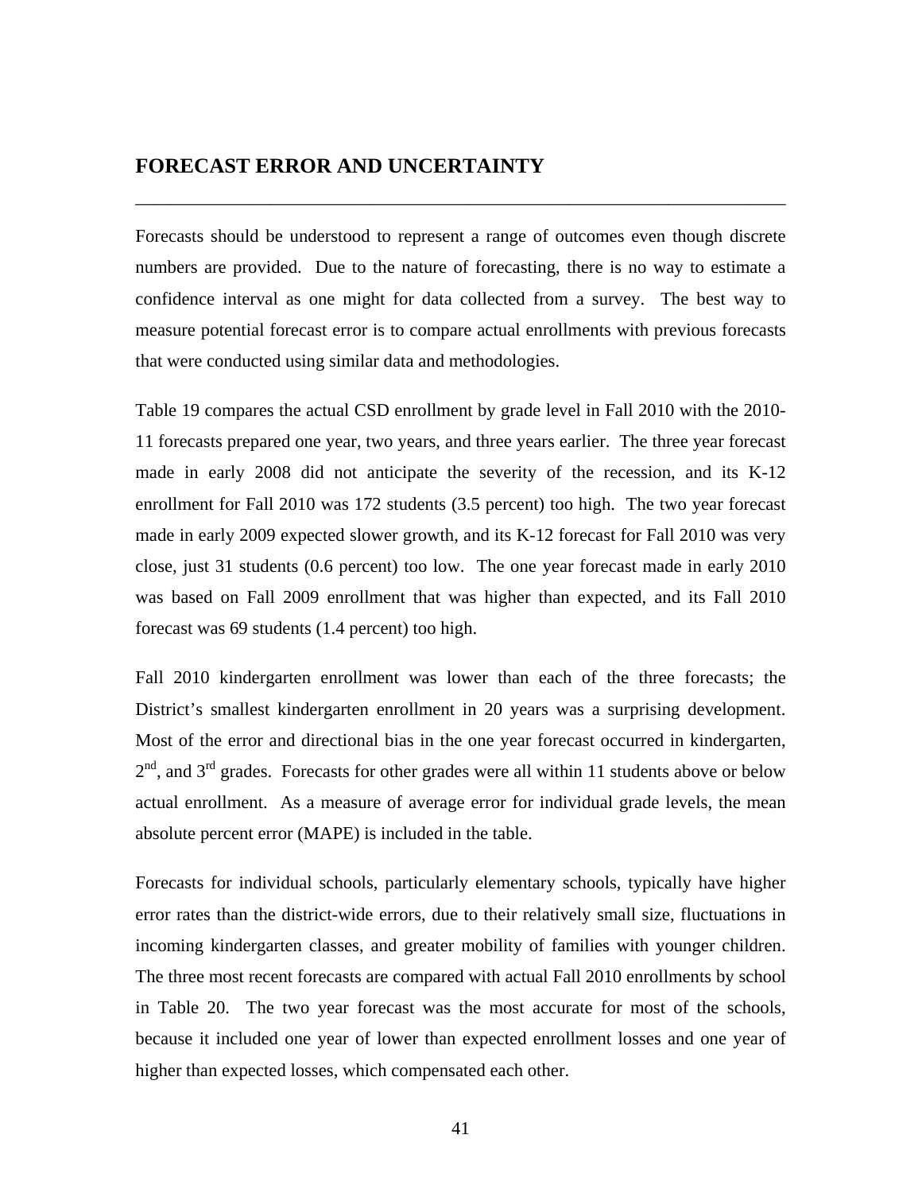## FORECAST ERROR AND UNCERTAINTY

Forecasts should be understood to represent a range of outcomes even though discrete numbers are provided. Due to the nature of forecasting, there is no way to estimate a confidence interval as one might for data collected from a survey. The best way to measure potential forecast error is to compare actual enrollments with previous forecasts that were conducted using similar data and methodologies.

Table 19 compares the actual CSD enrollment by grade level in Fall 2010 with the 2010-11 forecasts prepared one year, two years, and three years earlier. The three year forecast made in early 2008 did not anticipate the severity of the recession, and its K-12 enrollment for Fall 2010 was 172 students (3.5 percent) too high. The two year forecast made in early 2009 expected slower growth, and its K-12 forecast for Fall 2010 was very close, just 31 students (0.6 percent) too low. The one year forecast made in early 2010 was based on Fall 2009 enrollment that was higher than expected, and its Fall 2010 forecast was 69 students (1.4 percent) too high.

Fall 2010 kindergarten enrollment was lower than each of the three forecasts; the District's smallest kindergarten enrollment in 20 years was a surprising development. Most of the error and directional bias in the one year forecast occurred in kindergarten, 2nd, and 3rd grades. Forecasts for other grades were all within 11 students above or below actual enrollment. As a measure of average error for individual grade levels, the mean absolute percent error (MAPE) is included in the table.

Forecasts for individual schools, particularly elementary schools, typically have higher error rates than the district-wide errors, due to their relatively small size, fluctuations in incoming kindergarten classes, and greater mobility of families with younger children. The three most recent forecasts are compared with actual Fall 2010 enrollments by school in Table 20. The two year forecast was the most accurate for most of the schools, because it included one year of lower than expected enrollment losses and one year of higher than expected losses, which compensated each other.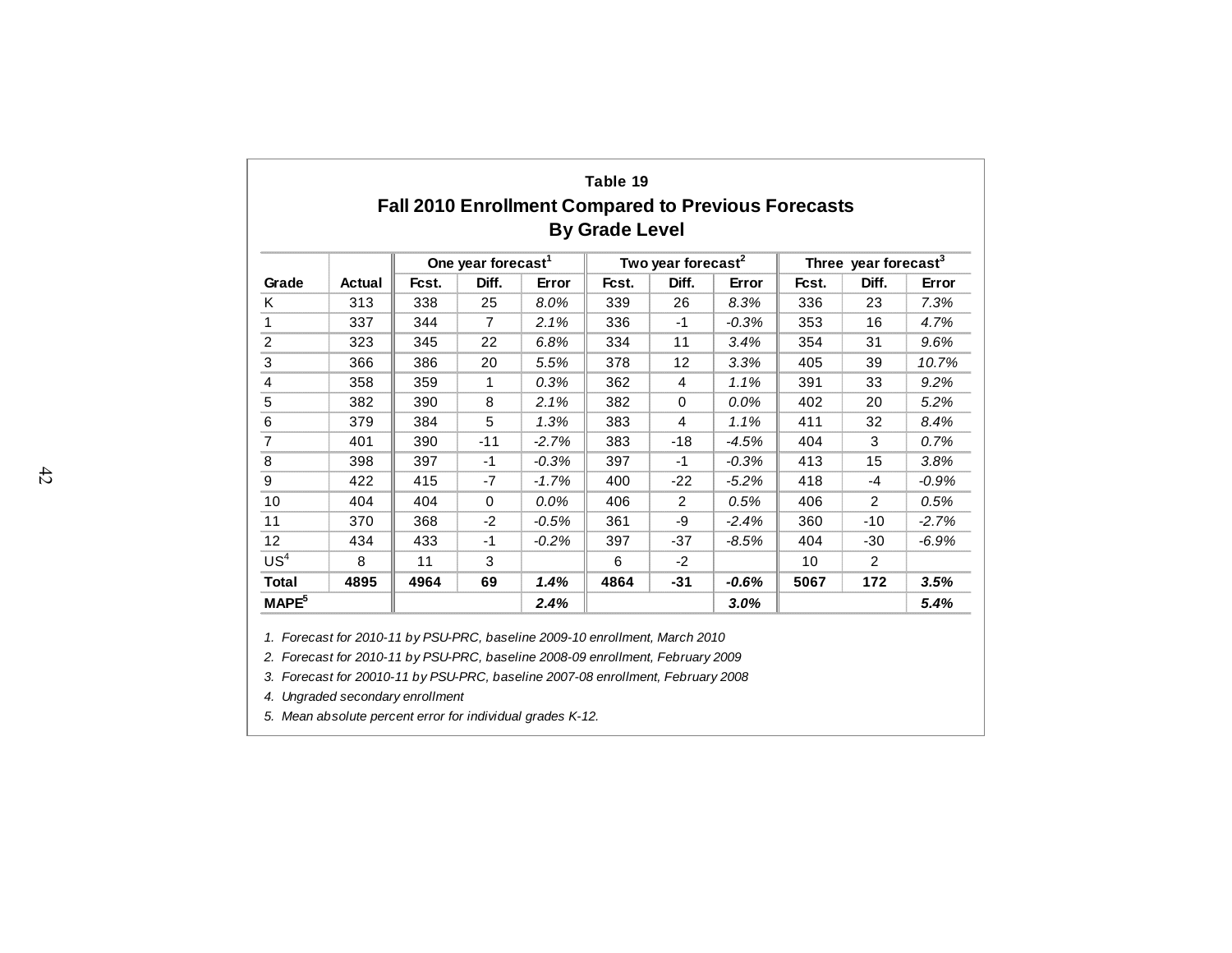**Table 19**

## Fall 2010 Enrollment Compared to Previous Forecasts By Grade Level

| Grade | Actual | One year forecast[1] | | | Two year forecast[2] | | | Three year forecast[3] | | |
|---|---|---|---|---|---|---|---|---|---|---|
| | | Fcst. | Diff. | Error | Fcst. | Diff. | Error | Fcst. | Diff. | Error |
| K | 313 | 338 | 25 | *8.0%* | 339 | 26 | *8.3%* | 336 | 23 | *7.3%* |
| 1 | 337 | 344 | 7 | *2.1%* | 336 | -1 | *-0.3%* | 353 | 16 | *4.7%* |
| 2 | 323 | 345 | 22 | *6.8%* | 334 | 11 | *3.4%* | 354 | 31 | *9.6%* |
| 3 | 366 | 386 | 20 | *5.5%* | 378 | 12 | *3.3%* | 405 | 39 | *10.7%* |
| 4 | 358 | 359 | 1 | *0.3%* | 362 | 4 | *1.1%* | 391 | 33 | *9.2%* |
| 5 | 382 | 390 | 8 | *2.1%* | 382 | 0 | *0.0%* | 402 | 20 | *5.2%* |
| 6 | 379 | 384 | 5 | *1.3%* | 383 | 4 | *1.1%* | 411 | 32 | *8.4%* |
| 7 | 401 | 390 | -11 | *-2.7%* | 383 | -18 | *-4.5%* | 404 | 3 | *0.7%* |
| 8 | 398 | 397 | -1 | *-0.3%* | 397 | -1 | *-0.3%* | 413 | 15 | *3.8%* |
| 9 | 422 | 415 | -7 | *-1.7%* | 400 | -22 | *-5.2%* | 418 | -4 | *-0.9%* |
| 10 | 404 | 404 | 0 | *0.0%* | 406 | 2 | *0.5%* | 406 | 2 | *0.5%* |
| 11 | 370 | 368 | -2 | *-0.5%* | 361 | -9 | *-2.4%* | 360 | -10 | *-2.7%* |
| 12 | 434 | 433 | -1 | *-0.2%* | 397 | -37 | *-8.5%* | 404 | -30 | *-6.9%* |
| US[4] | 8 | 11 | 3 | | 6 | -2 | | 10 | 2 | |
| **Total** | **4895** | **4964** | **69** | ***1.4%*** | **4864** | **-31** | ***-0.6%*** | **5067** | **172** | ***3.5%*** |
| **MAPE[5]** | | | | ***2.4%*** | | | ***3.0%*** | | | ***5.4%*** |

*1. Forecast for 2010-11 by PSU-PRC, baseline 2009-10 enrollment, March 2010*

*2. Forecast for 2010-11 by PSU-PRC, baseline 2008-09 enrollment, February 2009*

*3. Forecast for 20010-11 by PSU-PRC, baseline 2007-08 enrollment, February 2008*

*4. Ungraded secondary enrollment*

*5. Mean absolute percent error for individual grades K-12.*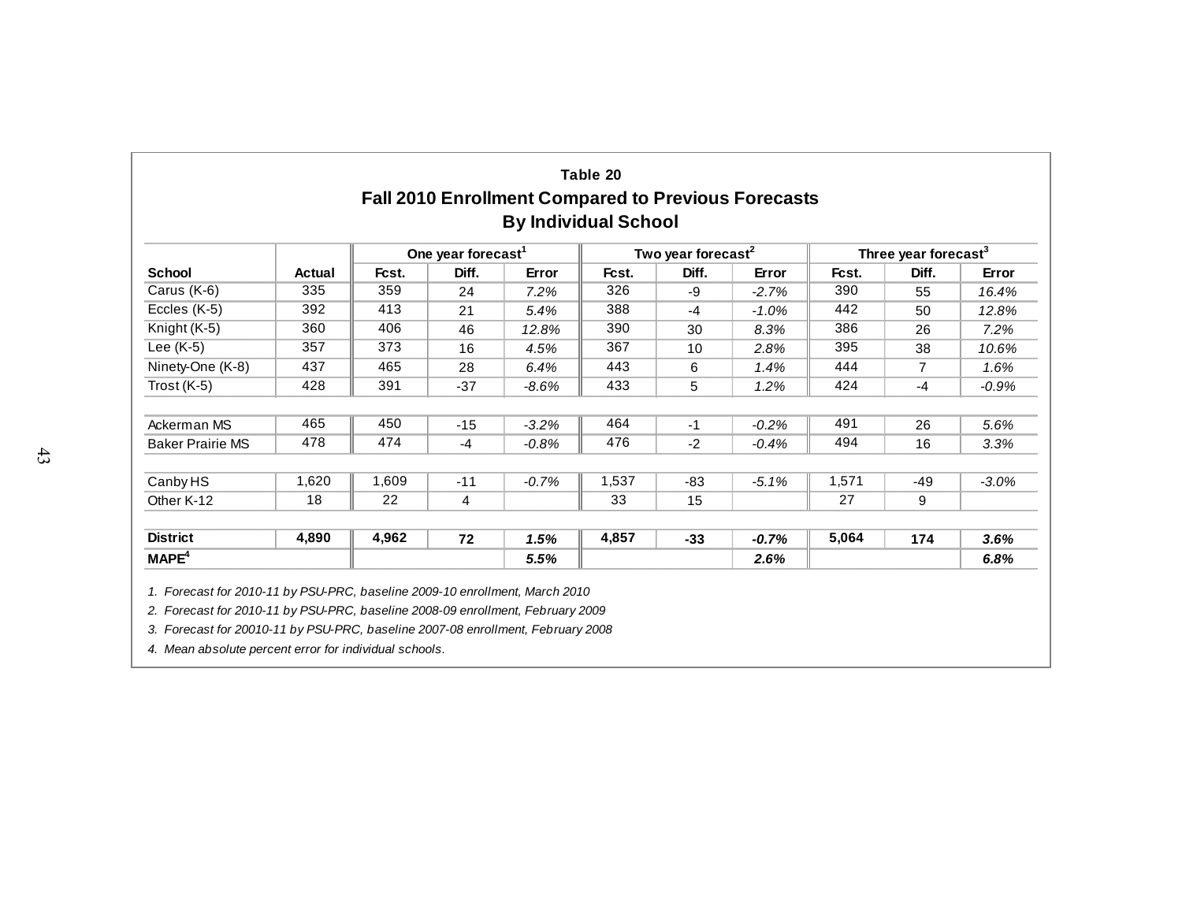**Table 20**

**Fall 2010 Enrollment Compared to Previous Forecasts**
**By Individual School**

| School | Actual | One year forecast[1] | | | Two year forecast[2] | | | Three year forecast[3] | | |
|---|---|---|---|---|---|---|---|---|---|---|
| | | Fcst. | Diff. | Error | Fcst. | Diff. | Error | Fcst. | Diff. | Error |
| Carus (K-6) | 335 | 359 | 24 | *7.2%* | 326 | -9 | *-2.7%* | 390 | 55 | *16.4%* |
| Eccles (K-5) | 392 | 413 | 21 | *5.4%* | 388 | -4 | *-1.0%* | 442 | 50 | *12.8%* |
| Knight (K-5) | 360 | 406 | 46 | *12.8%* | 390 | 30 | *8.3%* | 386 | 26 | *7.2%* |
| Lee (K-5) | 357 | 373 | 16 | *4.5%* | 367 | 10 | *2.8%* | 395 | 38 | *10.6%* |
| Ninety-One (K-8) | 437 | 465 | 28 | *6.4%* | 443 | 6 | *1.4%* | 444 | 7 | *1.6%* |
| Trost (K-5) | 428 | 391 | -37 | *-8.6%* | 433 | 5 | *1.2%* | 424 | -4 | *-0.9%* |
| | | | | | | | | | | |
| Ackerman MS | 465 | 450 | -15 | *-3.2%* | 464 | -1 | *-0.2%* | 491 | 26 | *5.6%* |
| Baker Prairie MS | 478 | 474 | -4 | *-0.8%* | 476 | -2 | *-0.4%* | 494 | 16 | *3.3%* |
| | | | | | | | | | | |
| Canby HS | 1,620 | 1,609 | -11 | *-0.7%* | 1,537 | -83 | *-5.1%* | 1,571 | -49 | *-3.0%* |
| Other K-12 | 18 | 22 | 4 | | 33 | 15 | | 27 | 9 | |
| | | | | | | | | | | |
| **District** | **4,890** | **4,962** | **72** | ***1.5%*** | **4,857** | **-33** | ***-0.7%*** | **5,064** | **174** | ***3.6%*** |
| **MAPE[4]** | | | | ***5.5%*** | | | ***2.6%*** | | | ***6.8%*** |

*1. Forecast for 2010-11 by PSU-PRC, baseline 2009-10 enrollment, March 2010*

*2. Forecast for 2010-11 by PSU-PRC, baseline 2008-09 enrollment, February 2009*

*3. Forecast for 20010-11 by PSU-PRC, baseline 2007-08 enrollment, February 2008*

*4. Mean absolute percent error for individual schools.*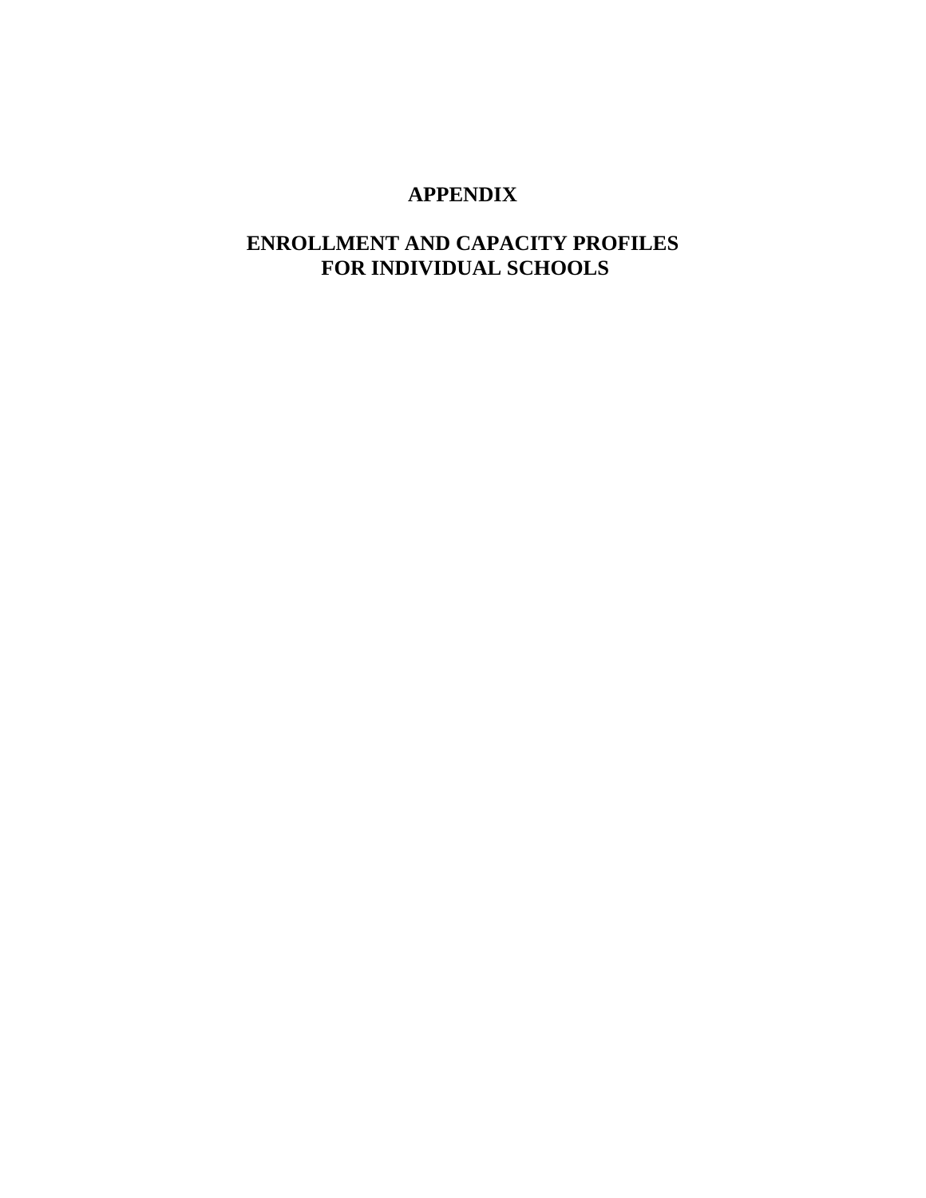# APPENDIX

## ENROLLMENT AND CAPACITY PROFILES FOR INDIVIDUAL SCHOOLS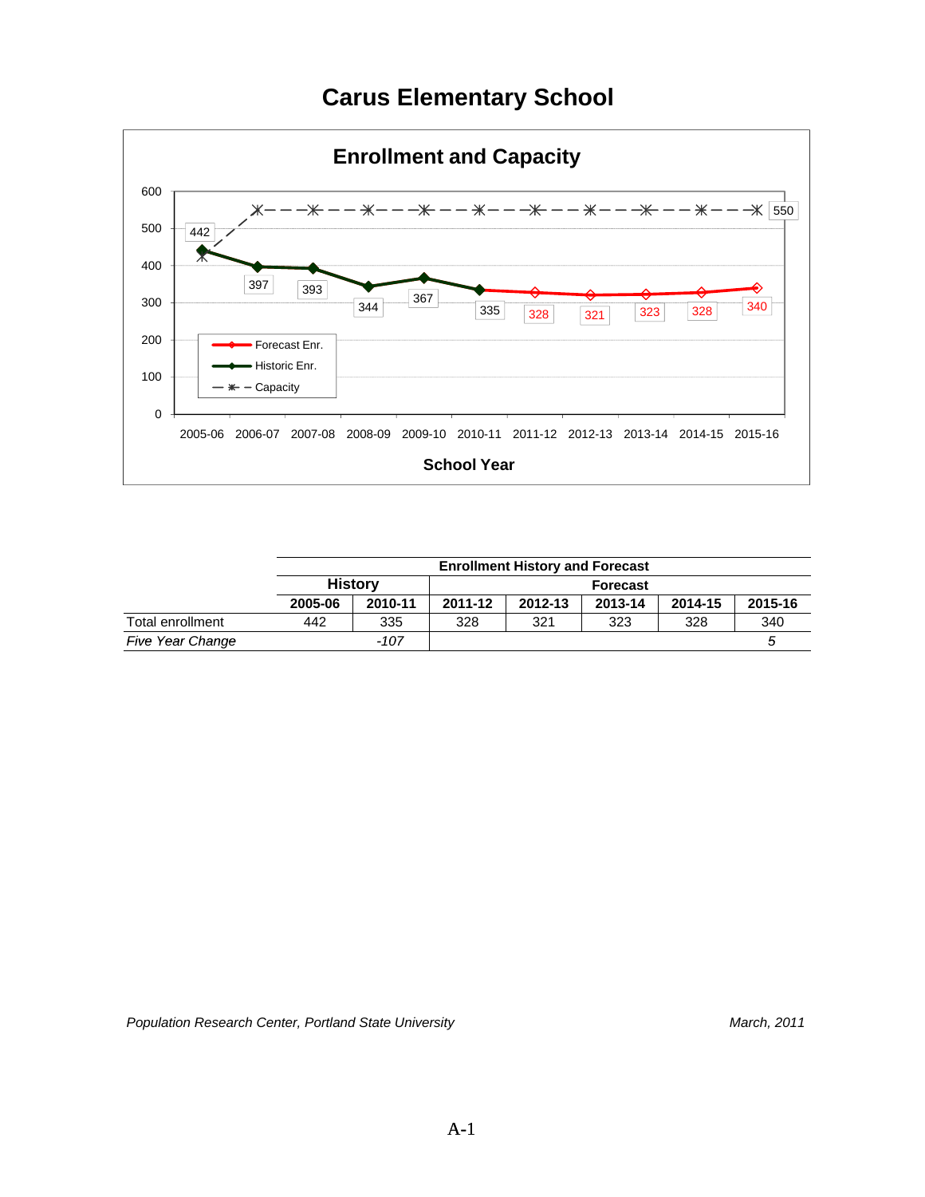# Carus Elementary School

## Enrollment and Capacity

| School Year | Historic Enr. | Forecast Enr. | Capacity |
|---|---|---|---|
| 2005-06 | 442 | | |
| 2006-07 | 397 | | |
| 2007-08 | 393 | | |
| 2008-09 | 344 | | |
| 2009-10 | 367 | | |
| 2010-11 | 335 | | |
| 2011-12 | | 328 | |
| 2012-13 | | 321 | |
| 2013-14 | | 323 | |
| 2014-15 | | 328 | |
| 2015-16 | | 340 | 550 |

| | Enrollment History and Forecast | | | | | | |
|---|---|---|---|---|---|---|---|
| | History | | Forecast | | | | |
| | 2005-06 | 2010-11 | 2011-12 | 2012-13 | 2013-14 | 2014-15 | 2015-16 |
| Total enrollment | 442 | 335 | 328 | 321 | 323 | 328 | 340 |
| *Five Year Change* | | *-107* | | | | | *5* |

*Population Research Center, Portland State University* *March, 2011*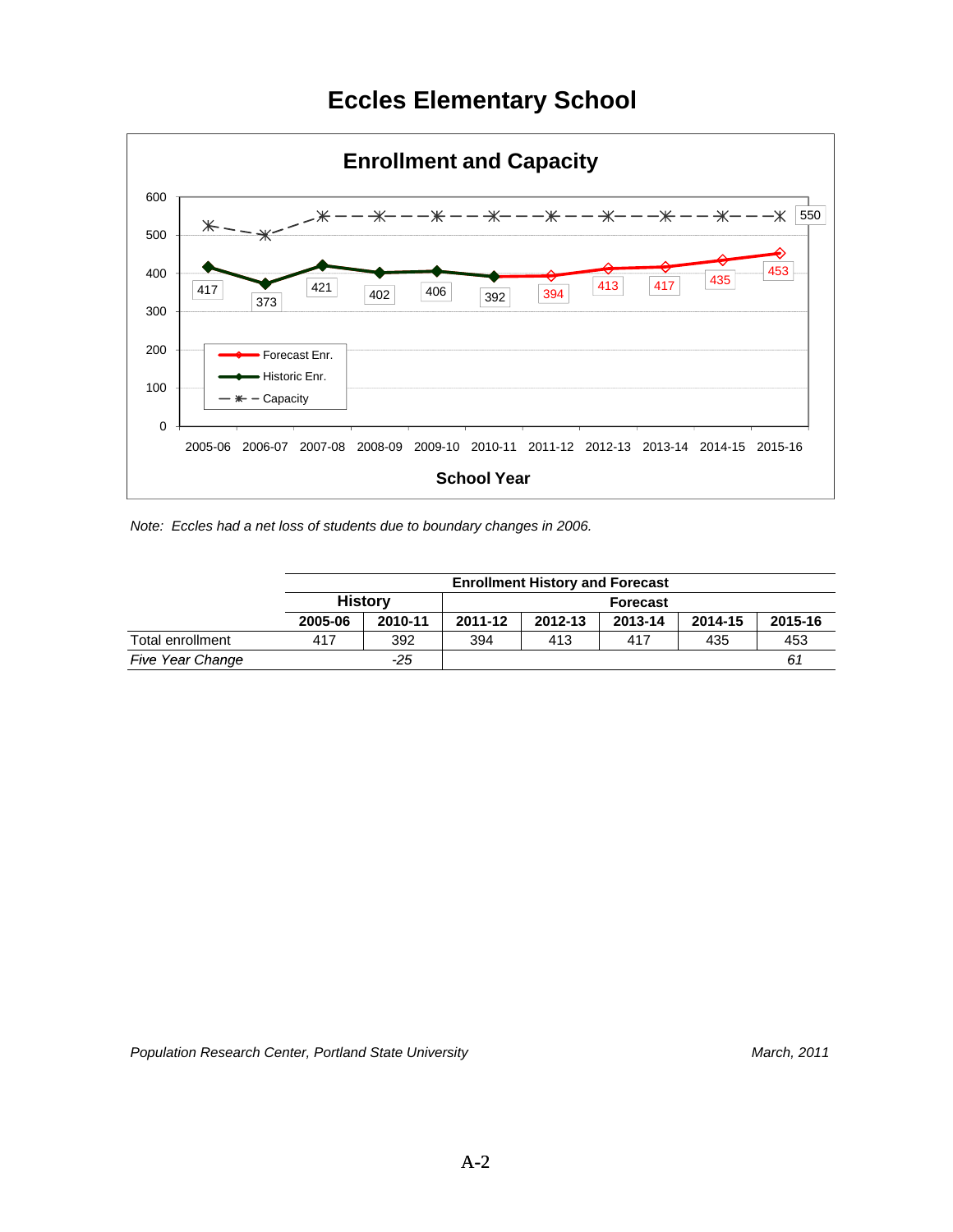# Eccles Elementary School

## Enrollment and Capacity

| School Year | Historic Enr. | Forecast Enr. | Capacity |
|---|---|---|---|
| 2005-06 | 417 | | |
| 2006-07 | 373 | | |
| 2007-08 | 421 | | |
| 2008-09 | 402 | | |
| 2009-10 | 406 | | |
| 2010-11 | 392 | | |
| 2011-12 | | 394 | |
| 2012-13 | | 413 | |
| 2013-14 | | 417 | |
| 2014-15 | | 435 | |
| 2015-16 | | 453 | 550 |

*Note: Eccles had a net loss of students due to boundary changes in 2006.*

| | Enrollment History and Forecast | | | | | | |
|---|---|---|---|---|---|---|---|
| | History | | Forecast | | | | |
| | **2005-06** | **2010-11** | **2011-12** | **2012-13** | **2013-14** | **2014-15** | **2015-16** |
| Total enrollment | 417 | 392 | 394 | 413 | 417 | 435 | 453 |
| *Five Year Change* | | *-25* | | | | | *61* |

*Population Research Center, Portland State University* *March, 2011*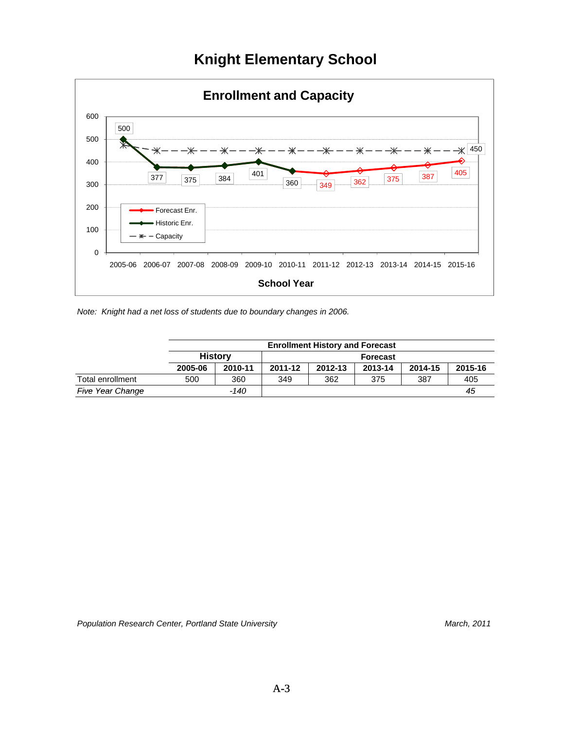# Knight Elementary School

## Enrollment and Capacity

| School Year | Historic Enr. | Forecast Enr. | Capacity |
|---|---|---|---|
| 2005-06 | 500 | | 475 |
| 2006-07 | 377 | | 450 |
| 2007-08 | 375 | | 450 |
| 2008-09 | 384 | | 450 |
| 2009-10 | 401 | | 450 |
| 2010-11 | 360 | | 450 |
| 2011-12 | | 349 | 450 |
| 2012-13 | | 362 | 450 |
| 2013-14 | | 375 | 450 |
| 2014-15 | | 387 | 450 |
| 2015-16 | | 405 | 450 |

*Note: Knight had a net loss of students due to boundary changes in 2006.*

| | Enrollment History and Forecast | | | | | | |
|---|---|---|---|---|---|---|---|
| | History | | Forecast | | | | |
| | 2005-06 | 2010-11 | 2011-12 | 2012-13 | 2013-14 | 2014-15 | 2015-16 |
| Total enrollment | 500 | 360 | 349 | 362 | 375 | 387 | 405 |
| *Five Year Change* | | *-140* | | | | | *45* |

*Population Research Center, Portland State University* — *March, 2011*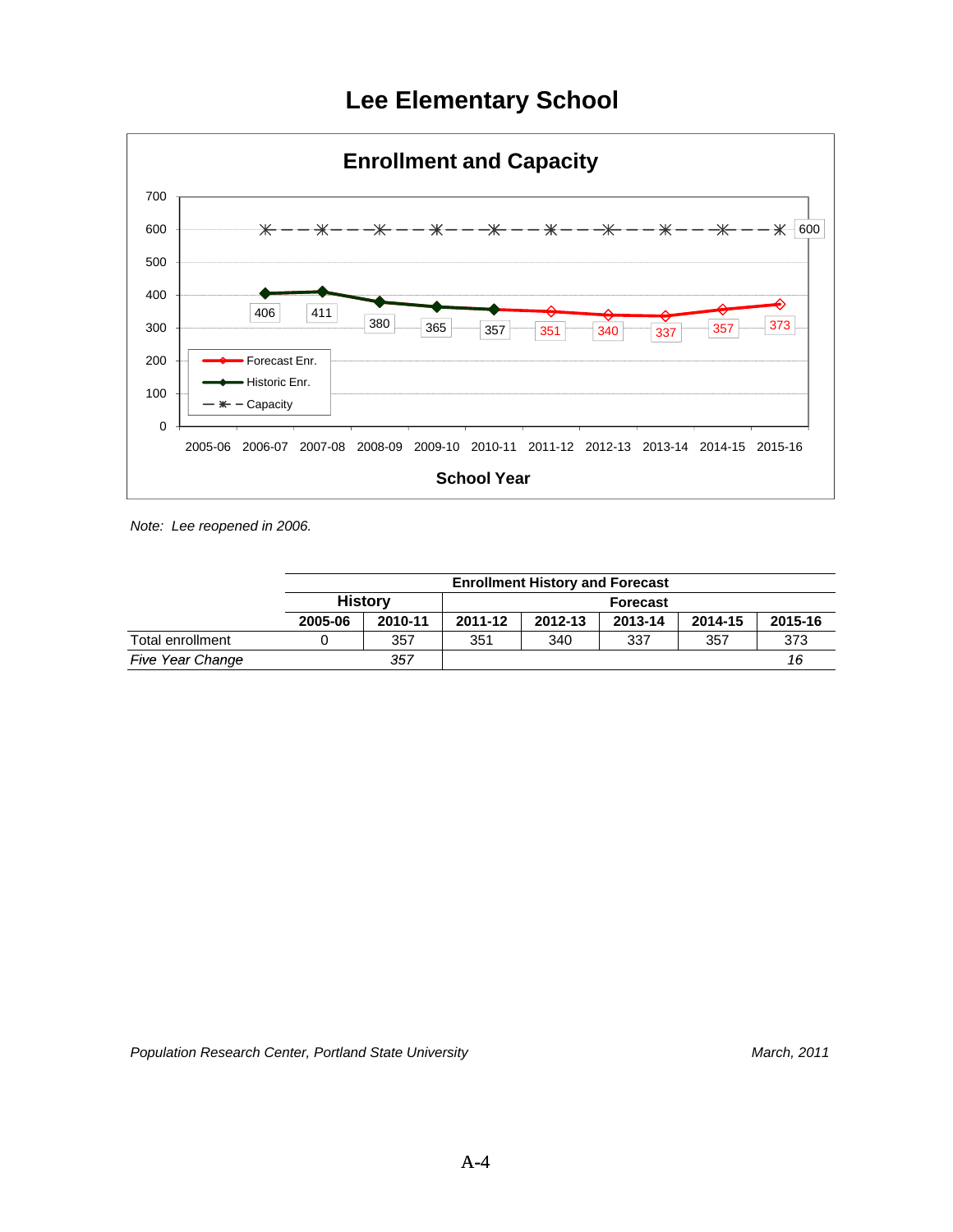# Lee Elementary School

## Enrollment and Capacity

| School Year | Historic Enr. | Forecast Enr. | Capacity |
|---|---|---|---|
| 2005-06 | | | |
| 2006-07 | 406 | | 600 |
| 2007-08 | 411 | | 600 |
| 2008-09 | 380 | | 600 |
| 2009-10 | 365 | | 600 |
| 2010-11 | 357 | | 600 |
| 2011-12 | | 351 | 600 |
| 2012-13 | | 340 | 600 |
| 2013-14 | | 337 | 600 |
| 2014-15 | | 357 | 600 |
| 2015-16 | | 373 | 600 |

*Note: Lee reopened in 2006.*

| | Enrollment History and Forecast | | | | | | |
|---|---|---|---|---|---|---|---|
| | History | | Forecast | | | | |
| | 2005-06 | 2010-11 | 2011-12 | 2012-13 | 2013-14 | 2014-15 | 2015-16 |
| Total enrollment | 0 | 357 | 351 | 340 | 337 | 357 | 373 |
| *Five Year Change* | | *357* | | | | | *16* |

*Population Research Center, Portland State University* *March, 2011*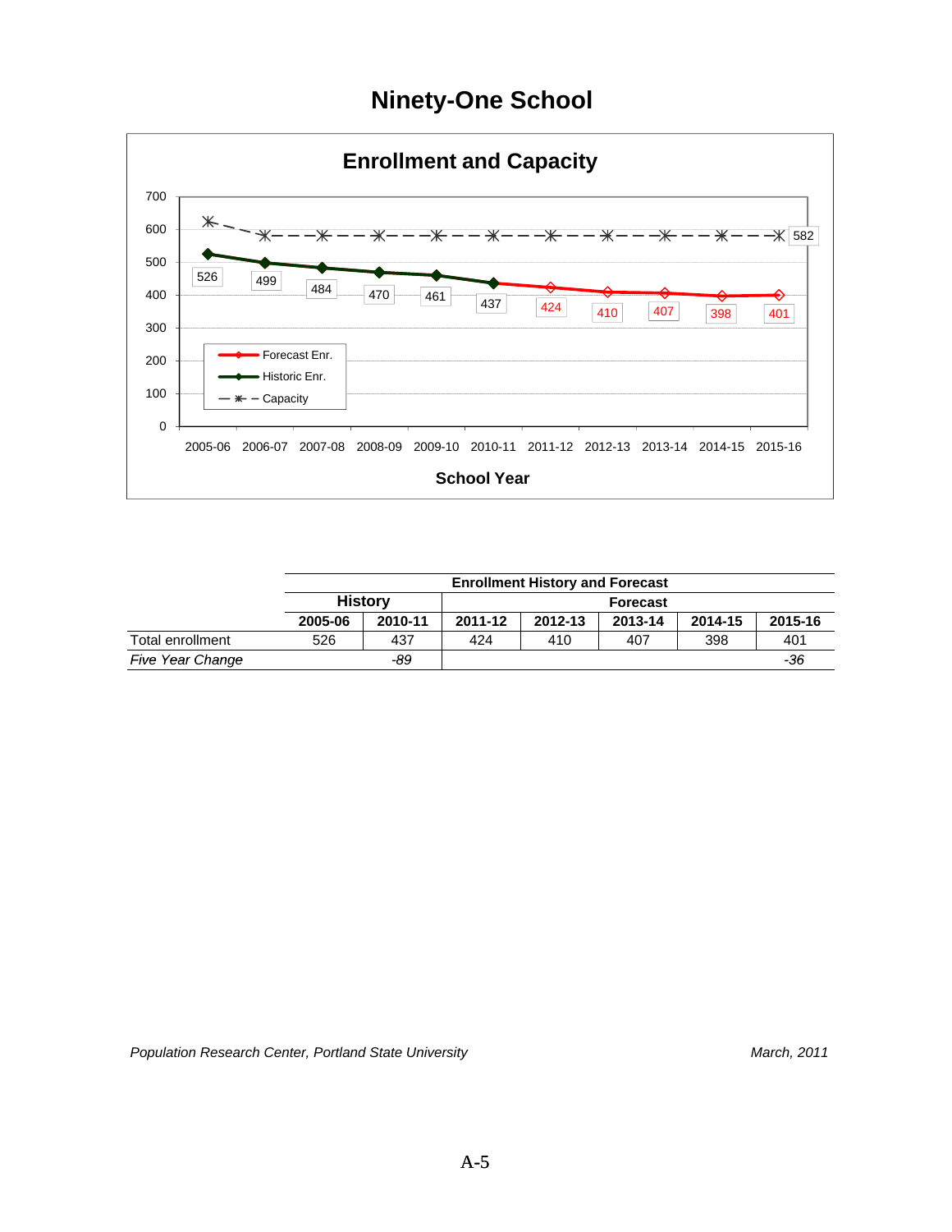# Ninety-One School

## Enrollment and Capacity

| School Year | 2005-06 | 2006-07 | 2007-08 | 2008-09 | 2009-10 | 2010-11 | 2011-12 | 2012-13 | 2013-14 | 2014-15 | 2015-16 |
|---|---|---|---|---|---|---|---|---|---|---|---|
| Historic Enr. | 526 | 499 | 484 | 470 | 461 | 437 | | | | | |
| Forecast Enr. | | | | | | | 424 | 410 | 407 | 398 | 401 |
| Capacity | | | | | | | | | | | 582 |

| | Enrollment History and Forecast | | | | | | |
|---|---|---|---|---|---|---|---|
| | History | | Forecast | | | | |
| | 2005-06 | 2010-11 | 2011-12 | 2012-13 | 2013-14 | 2014-15 | 2015-16 |
| Total enrollment | 526 | 437 | 424 | 410 | 407 | 398 | 401 |
| *Five Year Change* | | *-89* | | | | | *-36* |

*Population Research Center, Portland State University* *March, 2011*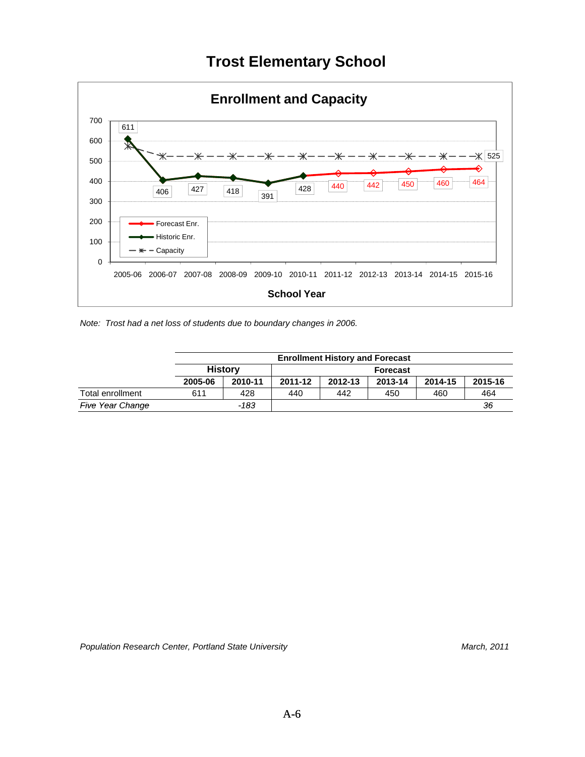# Trost Elementary School

## Enrollment and Capacity

| School Year | Historic Enr. | Forecast Enr. | Capacity |
|---|---|---|---|
| 2005-06 | 611 | | |
| 2006-07 | 406 | | |
| 2007-08 | 427 | | |
| 2008-09 | 418 | | |
| 2009-10 | 391 | | |
| 2010-11 | 428 | | |
| 2011-12 | | 440 | |
| 2012-13 | | 442 | |
| 2013-14 | | 450 | |
| 2014-15 | | 460 | |
| 2015-16 | | 464 | 525 |

*Note: Trost had a net loss of students due to boundary changes in 2006.*

| | Enrollment History and Forecast | | | | | | |
|---|---|---|---|---|---|---|---|
| | History | | Forecast | | | | |
| | 2005-06 | 2010-11 | 2011-12 | 2012-13 | 2013-14 | 2014-15 | 2015-16 |
| Total enrollment | 611 | 428 | 440 | 442 | 450 | 460 | 464 |
| *Five Year Change* | | *-183* | | | | | *36* |

*Population Research Center, Portland State University* *March, 2011*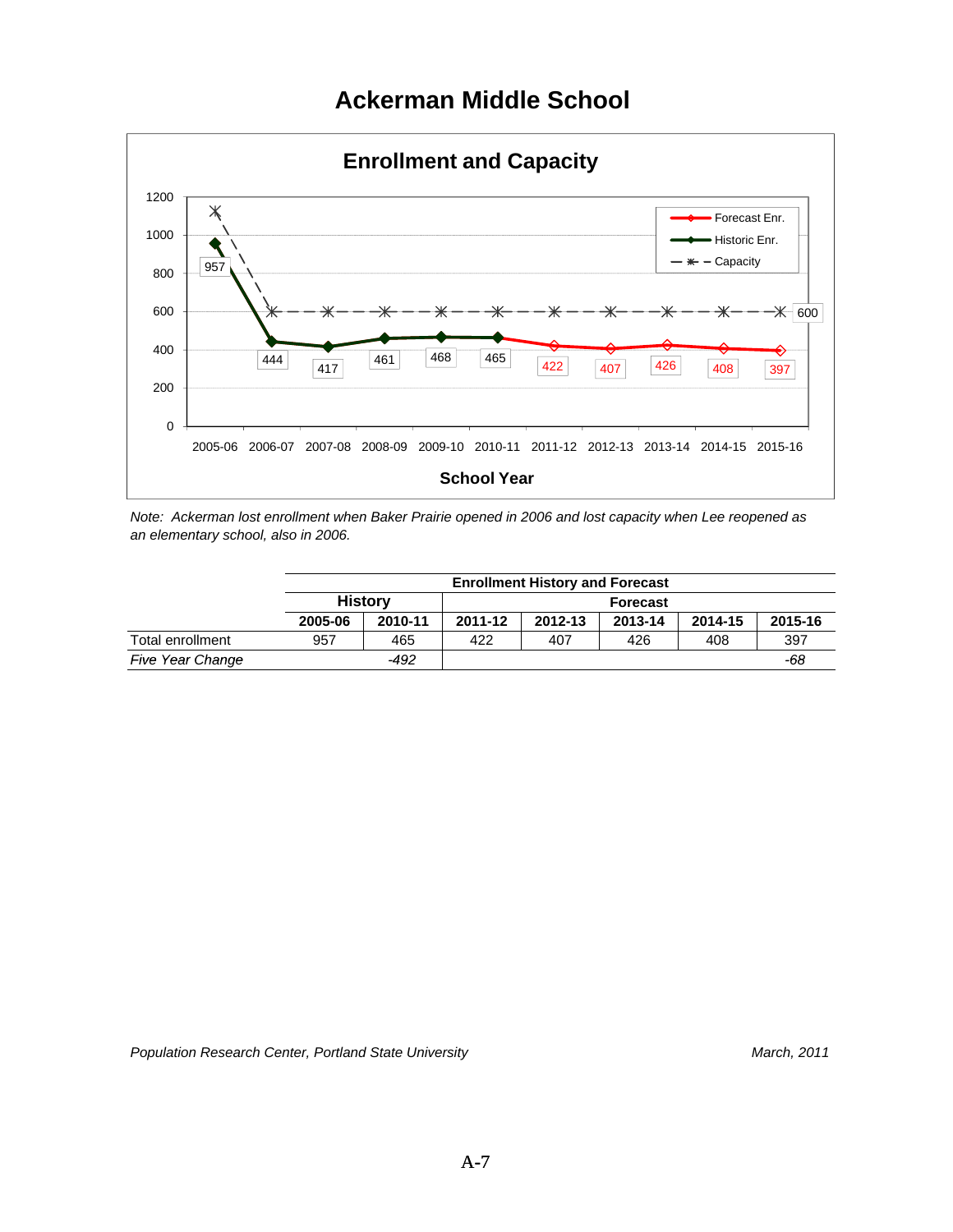# Ackerman Middle School

## Enrollment and Capacity

| School Year | Historic Enr. | Forecast Enr. | Capacity |
|---|---|---|---|
| 2005-06 | 957 | | |
| 2006-07 | 444 | | 600 |
| 2007-08 | 417 | | 600 |
| 2008-09 | 461 | | 600 |
| 2009-10 | 468 | | 600 |
| 2010-11 | 465 | | 600 |
| 2011-12 | | 422 | 600 |
| 2012-13 | | 407 | 600 |
| 2013-14 | | 426 | 600 |
| 2014-15 | | 408 | 600 |
| 2015-16 | | 397 | 600 |

*Note: Ackerman lost enrollment when Baker Prairie opened in 2006 and lost capacity when Lee reopened as an elementary school, also in 2006.*

| | Enrollment History and Forecast | | | | | | |
|---|---|---|---|---|---|---|---|
| | History | | Forecast | | | | |
| | 2005-06 | 2010-11 | 2011-12 | 2012-13 | 2013-14 | 2014-15 | 2015-16 |
| Total enrollment | 957 | 465 | 422 | 407 | 426 | 408 | 397 |
| *Five Year Change* | | *-492* | | | | | *-68* |

*Population Research Center, Portland State University* *March, 2011*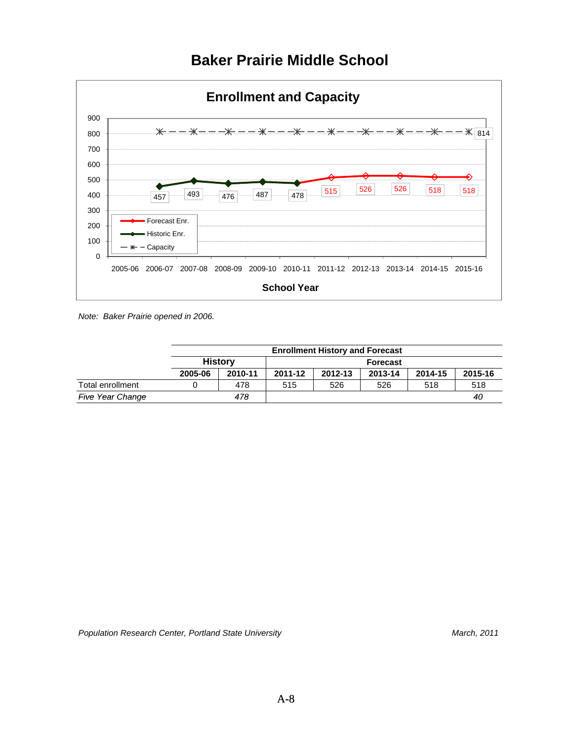# Baker Prairie Middle School

## Enrollment and Capacity

| School Year | Historic Enr. | Forecast Enr. | Capacity |
|---|---|---|---|
| 2005-06 | | | |
| 2006-07 | 457 | | 814 |
| 2007-08 | 493 | | 814 |
| 2008-09 | 476 | | 814 |
| 2009-10 | 487 | | 814 |
| 2010-11 | 478 | | 814 |
| 2011-12 | | 515 | 814 |
| 2012-13 | | 526 | 814 |
| 2013-14 | | 526 | 814 |
| 2014-15 | | 518 | 814 |
| 2015-16 | | 518 | 814 |

*Note: Baker Prairie opened in 2006.*

| | Enrollment History and Forecast | | | | | | |
|---|---|---|---|---|---|---|---|
| | History | | Forecast | | | | |
| | 2005-06 | 2010-11 | 2011-12 | 2012-13 | 2013-14 | 2014-15 | 2015-16 |
| Total enrollment | 0 | 478 | 515 | 526 | 526 | 518 | 518 |
| *Five Year Change* | | *478* | | | | | *40* |

*Population Research Center, Portland State University* *March, 2011*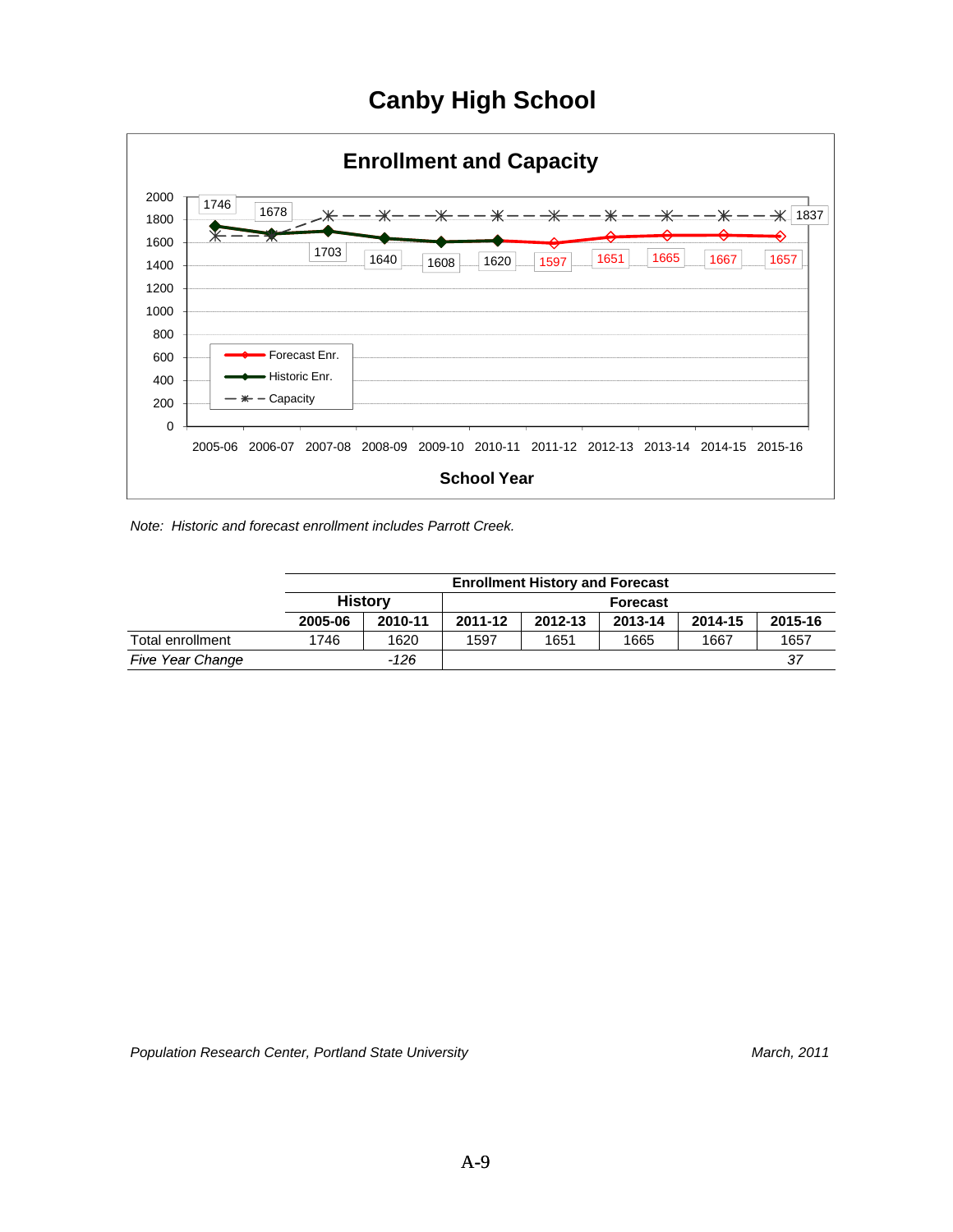# Canby High School

Enrollment and Capacity

2000
1800
1600
1400
1200
1000
800
600
400
200
0

1746
1678
1703
1640
1608
1620
1597
1651
1665
1667
1657
1837

Forecast Enr.
Historic Enr.
Capacity

2005-06 2006-07 2007-08 2008-09 2009-10 2010-11 2011-12 2012-13 2013-14 2014-15 2015-16

School Year

*Note: Historic and forecast enrollment includes Parrott Creek.*

| | Enrollment History and Forecast | | | | | | |
|---|---|---|---|---|---|---|---|
| | History | | Forecast | | | | |
| | 2005-06 | 2010-11 | 2011-12 | 2012-13 | 2013-14 | 2014-15 | 2015-16 |
| Total enrollment | 1746 | 1620 | 1597 | 1651 | 1665 | 1667 | 1657 |
| *Five Year Change* | | *-126* | | | | | *37* |

*Population Research Center, Portland State University* *March, 2011*